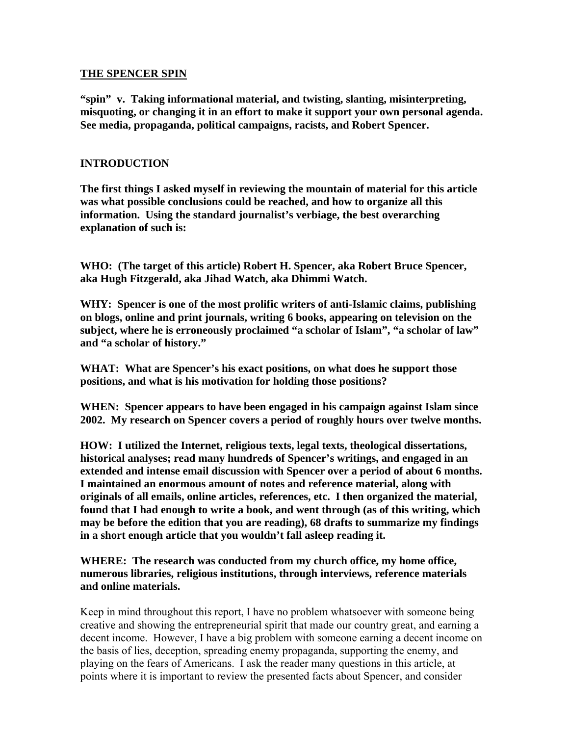## THE SPENCER SPIN

**"spin" v. Taking informational material, and twisting, slanting, misinterpreting, misquoting, or changing it in an effort to make it support your own personal agenda. See media, propaganda, political campaigns, racists, and Robert Spencer.**

## INTRODUCTION

**The first things I asked myself in reviewing the mountain of material for this article was what possible conclusions could be reached, and how to organize all this information. Using the standard journalist's verbiage, the best overarching explanation of such is:**

**WHO: (The target of this article) Robert H. Spencer, aka Robert Bruce Spencer, aka Hugh Fitzgerald, aka Jihad Watch, aka Dhimmi Watch.**

**WHY: Spencer is one of the most prolific writers of anti-Islamic claims, publishing on blogs, online and print journals, writing 6 books, appearing on television on the subject, where he is erroneously proclaimed "a scholar of Islam", "a scholar of law" and "a scholar of history."**

**WHAT: What are Spencer's his exact positions, on what does he support those positions, and what is his motivation for holding those positions?**

**WHEN: Spencer appears to have been engaged in his campaign against Islam since 2002. My research on Spencer covers a period of roughly hours over twelve months.**

**HOW: I utilized the Internet, religious texts, legal texts, theological dissertations, historical analyses; read many hundreds of Spencer's writings, and engaged in an extended and intense email discussion with Spencer over a period of about 6 months. I maintained an enormous amount of notes and reference material, along with originals of all emails, online articles, references, etc. I then organized the material, found that I had enough to write a book, and went through (as of this writing, which may be before the edition that you are reading), 68 drafts to summarize my findings in a short enough article that you wouldn't fall asleep reading it.**

**WHERE: The research was conducted from my church office, my home office, numerous libraries, religious institutions, through interviews, reference materials and online materials.**

Keep in mind throughout this report, I have no problem whatsoever with someone being creative and showing the entrepreneurial spirit that made our country great, and earning a decent income. However, I have a big problem with someone earning a decent income on the basis of lies, deception, spreading enemy propaganda, supporting the enemy, and playing on the fears of Americans. I ask the reader many questions in this article, at points where it is important to review the presented facts about Spencer, and consider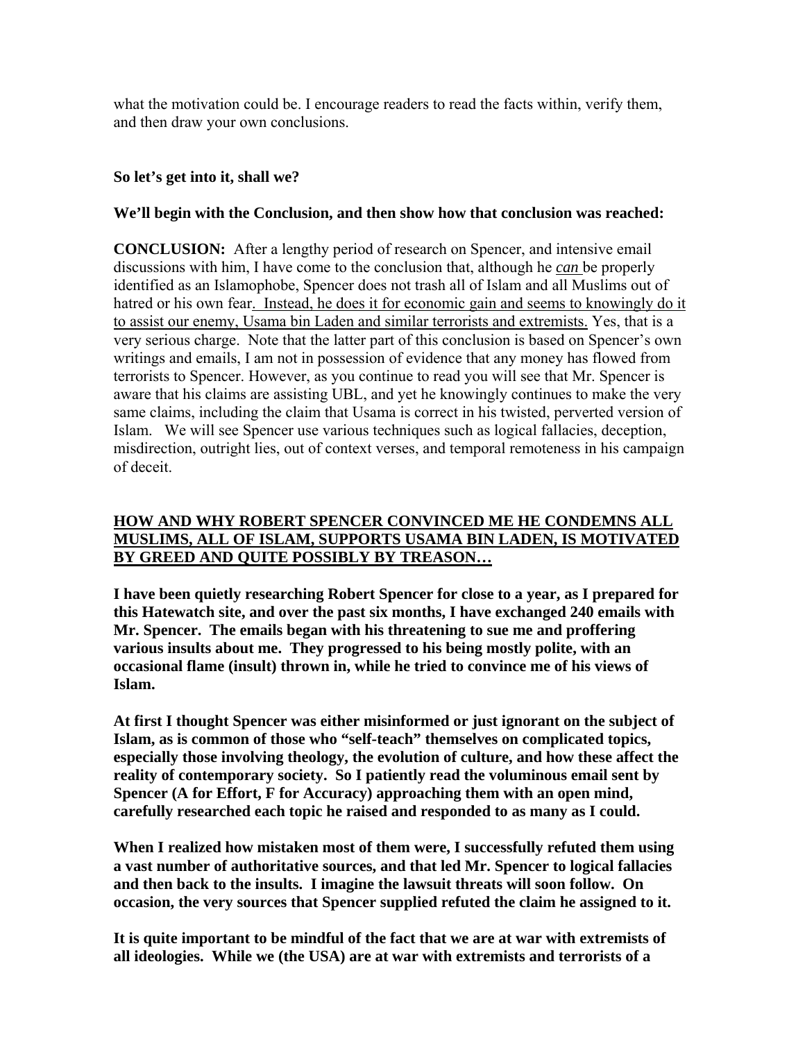what the motivation could be. I encourage readers to read the facts within, verify them, and then draw your own conclusions.

**So let's get into it, shall we?**

**We'll begin with the Conclusion, and then show how that conclusion was reached:**

**CONCLUSION:** After a lengthy period of research on Spencer, and intensive email discussions with him, I have come to the conclusion that, although he *can* be properly identified as an Islamophobe, Spencer does not trash all of Islam and all Muslims out of hatred or his own fear. Instead, he does it for economic gain and seems to knowingly do it to assist our enemy, Usama bin Laden and similar terrorists and extremists. Yes, that is a very serious charge. Note that the latter part of this conclusion is based on Spencer's own writings and emails, I am not in possession of evidence that any money has flowed from terrorists to Spencer. However, as you continue to read you will see that Mr. Spencer is aware that his claims are assisting UBL, and yet he knowingly continues to make the very same claims, including the claim that Usama is correct in his twisted, perverted version of Islam. We will see Spencer use various techniques such as logical fallacies, deception, misdirection, outright lies, out of context verses, and temporal remoteness in his campaign of deceit.

**HOW AND WHY ROBERT SPENCER CONVINCED ME HE CONDEMNS ALL MUSLIMS, ALL OF ISLAM, SUPPORTS USAMA BIN LADEN, IS MOTIVATED BY GREED AND QUITE POSSIBLY BY TREASON…**

**I have been quietly researching Robert Spencer for close to a year, as I prepared for this Hatewatch site, and over the past six months, I have exchanged 240 emails with Mr. Spencer. The emails began with his threatening to sue me and proffering various insults about me. They progressed to his being mostly polite, with an occasional flame (insult) thrown in, while he tried to convince me of his views of Islam.**

**At first I thought Spencer was either misinformed or just ignorant on the subject of Islam, as is common of those who "self-teach" themselves on complicated topics, especially those involving theology, the evolution of culture, and how these affect the reality of contemporary society. So I patiently read the voluminous email sent by Spencer (A for Effort, F for Accuracy) approaching them with an open mind, carefully researched each topic he raised and responded to as many as I could.**

**When I realized how mistaken most of them were, I successfully refuted them using a vast number of authoritative sources, and that led Mr. Spencer to logical fallacies and then back to the insults. I imagine the lawsuit threats will soon follow. On occasion, the very sources that Spencer supplied refuted the claim he assigned to it.**

**It is quite important to be mindful of the fact that we are at war with extremists of all ideologies. While we (the USA) are at war with extremists and terrorists of a**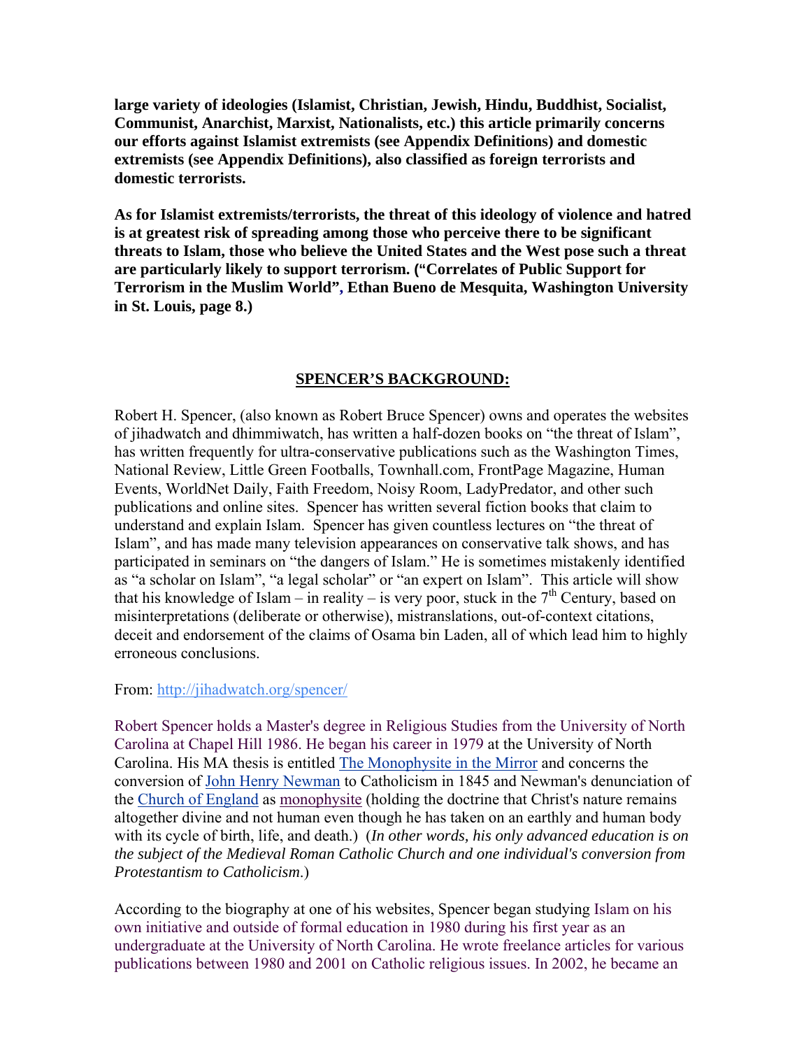**large variety of ideologies (Islamist, Christian, Jewish, Hindu, Buddhist, Socialist, Communist, Anarchist, Marxist, Nationalists, etc.) this article primarily concerns our efforts against Islamist extremists (see Appendix Definitions) and domestic extremists (see Appendix Definitions), also classified as foreign terrorists and domestic terrorists.**

**As for Islamist extremists/terrorists, the threat of this ideology of violence and hatred is at greatest risk of spreading among those who perceive there to be significant threats to Islam, those who believe the United States and the West pose such a threat are particularly likely to support terrorism. ("Correlates of Public Support for Terrorism in the Muslim World", Ethan Bueno de Mesquita, Washington University in St. Louis, page 8.)**

## SPENCER'S BACKGROUND:

Robert H. Spencer, (also known as Robert Bruce Spencer) owns and operates the websites of jihadwatch and dhimmiwatch, has written a half-dozen books on "the threat of Islam", has written frequently for ultra-conservative publications such as the Washington Times, National Review, Little Green Footballs, Townhall.com, FrontPage Magazine, Human Events, WorldNet Daily, Faith Freedom, Noisy Room, LadyPredator, and other such publications and online sites. Spencer has written several fiction books that claim to understand and explain Islam. Spencer has given countless lectures on "the threat of Islam", and has made many television appearances on conservative talk shows, and has participated in seminars on "the dangers of Islam." He is sometimes mistakenly identified as "a scholar on Islam", "a legal scholar" or "an expert on Islam". This article will show that his knowledge of Islam – in reality – is very poor, stuck in the 7th Century, based on misinterpretations (deliberate or otherwise), mistranslations, out-of-context citations, deceit and endorsement of the claims of Osama bin Laden, all of which lead him to highly erroneous conclusions.

From: http://jihadwatch.org/spencer/

Robert Spencer holds a Master's degree in Religious Studies from the University of North Carolina at Chapel Hill 1986. He began his career in 1979 at the University of North Carolina. His MA thesis is entitled The Monophysite in the Mirror and concerns the conversion of John Henry Newman to Catholicism in 1845 and Newman's denunciation of the Church of England as monophysite (holding the doctrine that Christ's nature remains altogether divine and not human even though he has taken on an earthly and human body with its cycle of birth, life, and death.) (*In other words, his only advanced education is on the subject of the Medieval Roman Catholic Church and one individual's conversion from Protestantism to Catholicism*.)

According to the biography at one of his websites, Spencer began studying Islam on his own initiative and outside of formal education in 1980 during his first year as an undergraduate at the University of North Carolina. He wrote freelance articles for various publications between 1980 and 2001 on Catholic religious issues. In 2002, he became an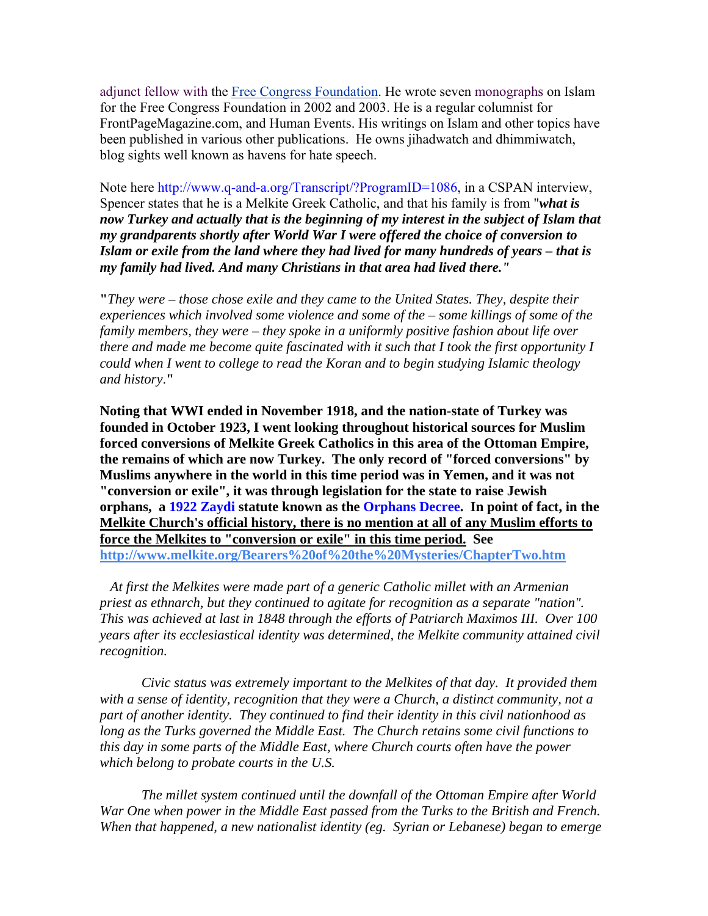adjunct fellow with the Free Congress Foundation. He wrote seven monographs on Islam for the Free Congress Foundation in 2002 and 2003. He is a regular columnist for FrontPageMagazine.com, and Human Events. His writings on Islam and other topics have been published in various other publications. He owns jihadwatch and dhimmiwatch, blog sights well known as havens for hate speech.

Note here http://www.q-and-a.org/Transcript/?ProgramID=1086, in a CSPAN interview, Spencer states that he is a Melkite Greek Catholic, and that his family is from "***what is now Turkey and actually that is the beginning of my interest in the subject of Islam that my grandparents shortly after World War I were offered the choice of conversion to Islam or exile from the land where they had lived for many hundreds of years – that is my family had lived. And many Christians in that area had lived there."***

**"***They were – those chose exile and they came to the United States. They, despite their experiences which involved some violence and some of the – some killings of some of the family members, they were – they spoke in a uniformly positive fashion about life over there and made me become quite fascinated with it such that I took the first opportunity I could when I went to college to read the Koran and to begin studying Islamic theology and history*.**"**

**Noting that WWI ended in November 1918, and the nation-state of Turkey was founded in October 1923, I went looking throughout historical sources for Muslim forced conversions of Melkite Greek Catholics in this area of the Ottoman Empire, the remains of which are now Turkey. The only record of "forced conversions" by Muslims anywhere in the world in this time period was in Yemen, and it was not "conversion or exile", it was through legislation for the state to raise Jewish orphans, a 1922 Zaydi statute known as the Orphans Decree. In point of fact, in the Melkite Church's official history, there is no mention at all of any Muslim efforts to force the Melkites to "conversion or exile" in this time period. See http://www.melkite.org/Bearers%20of%20the%20Mysteries/ChapterTwo.htm**

*At first the Melkites were made part of a generic Catholic millet with an Armenian priest as ethnarch, but they continued to agitate for recognition as a separate "nation". This was achieved at last in 1848 through the efforts of Patriarch Maximos III. Over 100 years after its ecclesiastical identity was determined, the Melkite community attained civil recognition.*

*Civic status was extremely important to the Melkites of that day. It provided them with a sense of identity, recognition that they were a Church, a distinct community, not a part of another identity. They continued to find their identity in this civil nationhood as long as the Turks governed the Middle East. The Church retains some civil functions to this day in some parts of the Middle East, where Church courts often have the power which belong to probate courts in the U.S.*

*The millet system continued until the downfall of the Ottoman Empire after World War One when power in the Middle East passed from the Turks to the British and French. When that happened, a new nationalist identity (eg. Syrian or Lebanese) began to emerge*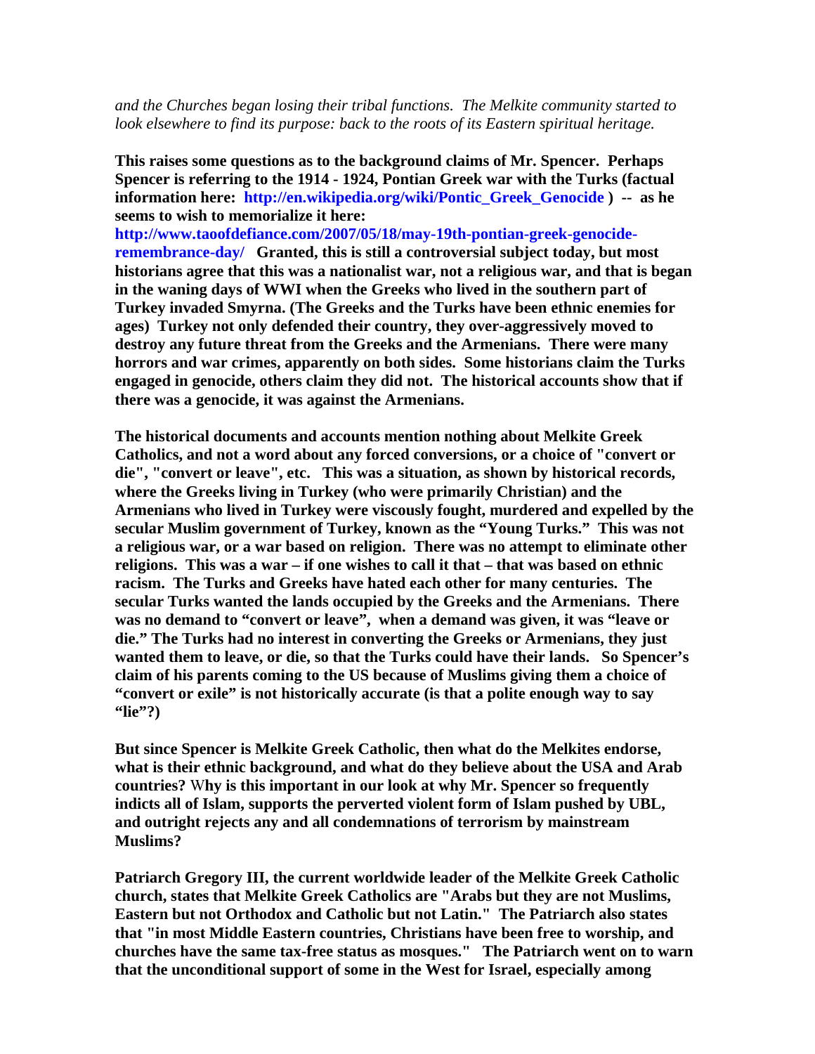*and the Churches began losing their tribal functions. The Melkite community started to look elsewhere to find its purpose: back to the roots of its Eastern spiritual heritage.*

**This raises some questions as to the background claims of Mr. Spencer. Perhaps Spencer is referring to the 1914 - 1924, Pontian Greek war with the Turks (factual information here: http://en.wikipedia.org/wiki/Pontic_Greek_Genocide ) -- as he seems to wish to memorialize it here: http://www.taoofdefiance.com/2007/05/18/may-19th-pontian-greek-genocide-remembrance-day/ Granted, this is still a controversial subject today, but most historians agree that this was a nationalist war, not a religious war, and that is began in the waning days of WWI when the Greeks who lived in the southern part of Turkey invaded Smyrna. (The Greeks and the Turks have been ethnic enemies for ages) Turkey not only defended their country, they over-aggressively moved to destroy any future threat from the Greeks and the Armenians. There were many horrors and war crimes, apparently on both sides. Some historians claim the Turks engaged in genocide, others claim they did not. The historical accounts show that if there was a genocide, it was against the Armenians.**

**The historical documents and accounts mention nothing about Melkite Greek Catholics, and not a word about any forced conversions, or a choice of "convert or die", "convert or leave", etc. This was a situation, as shown by historical records, where the Greeks living in Turkey (who were primarily Christian) and the Armenians who lived in Turkey were viscously fought, murdered and expelled by the secular Muslim government of Turkey, known as the "Young Turks." This was not a religious war, or a war based on religion. There was no attempt to eliminate other religions. This was a war – if one wishes to call it that – that was based on ethnic racism. The Turks and Greeks have hated each other for many centuries. The secular Turks wanted the lands occupied by the Greeks and the Armenians. There was no demand to "convert or leave", when a demand was given, it was "leave or die." The Turks had no interest in converting the Greeks or Armenians, they just wanted them to leave, or die, so that the Turks could have their lands. So Spencer's claim of his parents coming to the US because of Muslims giving them a choice of "convert or exile" is not historically accurate (is that a polite enough way to say "lie"?)**

**But since Spencer is Melkite Greek Catholic, then what do the Melkites endorse, what is their ethnic background, and what do they believe about the USA and Arab countries? Why is this important in our look at why Mr. Spencer so frequently indicts all of Islam, supports the perverted violent form of Islam pushed by UBL, and outright rejects any and all condemnations of terrorism by mainstream Muslims?**

**Patriarch Gregory III, the current worldwide leader of the Melkite Greek Catholic church, states that Melkite Greek Catholics are "Arabs but they are not Muslims, Eastern but not Orthodox and Catholic but not Latin." The Patriarch also states that "in most Middle Eastern countries, Christians have been free to worship, and churches have the same tax-free status as mosques." The Patriarch went on to warn that the unconditional support of some in the West for Israel, especially among**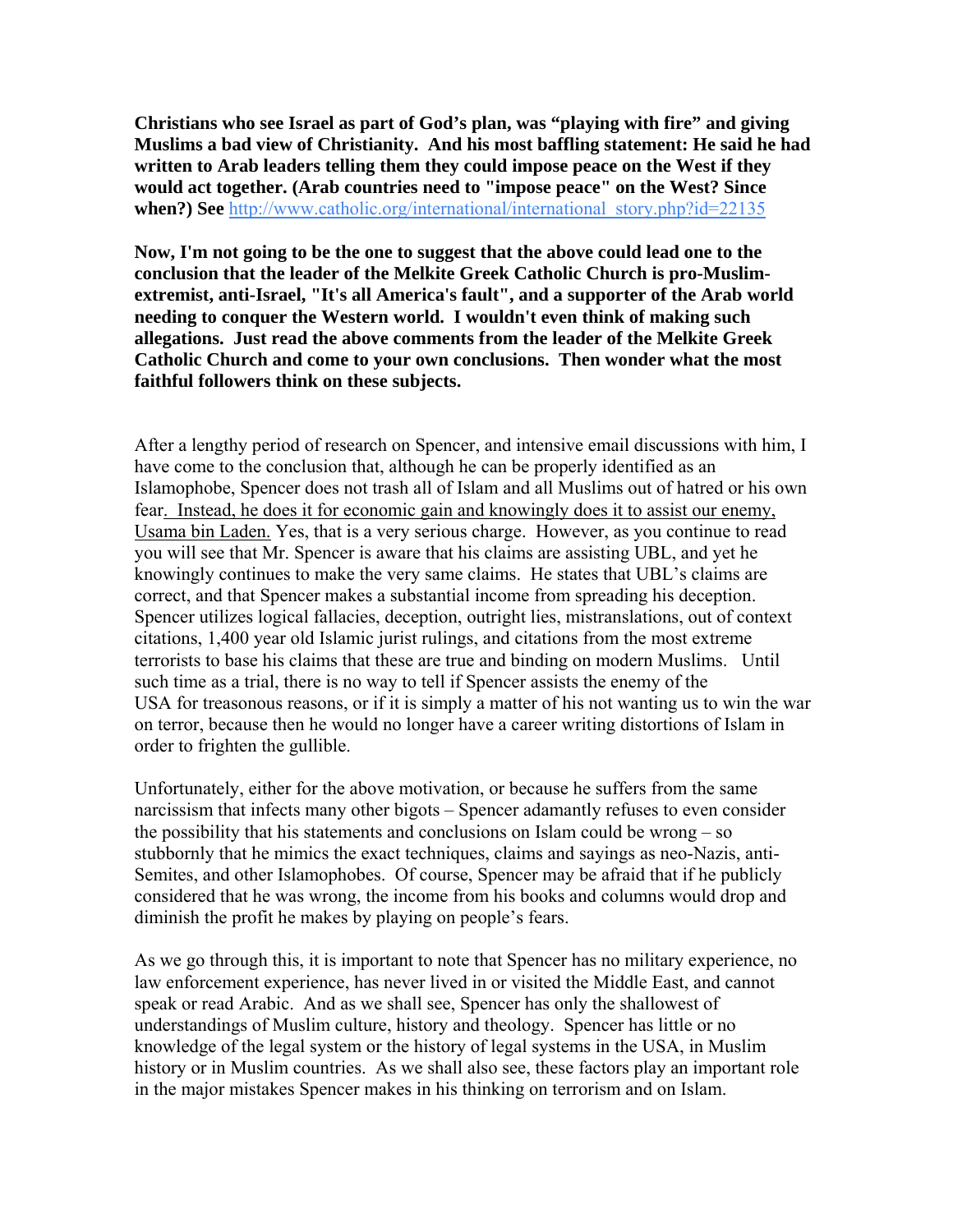**Christians who see Israel as part of God's plan, was "playing with fire" and giving Muslims a bad view of Christianity. And his most baffling statement: He said he had written to Arab leaders telling them they could impose peace on the West if they would act together. (Arab countries need to "impose peace" on the West? Since when?) See** http://www.catholic.org/international/international_story.php?id=22135

**Now, I'm not going to be the one to suggest that the above could lead one to the conclusion that the leader of the Melkite Greek Catholic Church is pro-Muslim-extremist, anti-Israel, "It's all America's fault", and a supporter of the Arab world needing to conquer the Western world. I wouldn't even think of making such allegations. Just read the above comments from the leader of the Melkite Greek Catholic Church and come to your own conclusions. Then wonder what the most faithful followers think on these subjects.**

After a lengthy period of research on Spencer, and intensive email discussions with him, I have come to the conclusion that, although he can be properly identified as an Islamophobe, Spencer does not trash all of Islam and all Muslims out of hatred or his own fear. <u>Instead, he does it for economic gain and knowingly does it to assist our enemy, Usama bin Laden.</u> Yes, that is a very serious charge. However, as you continue to read you will see that Mr. Spencer is aware that his claims are assisting UBL, and yet he knowingly continues to make the very same claims. He states that UBL's claims are correct, and that Spencer makes a substantial income from spreading his deception. Spencer utilizes logical fallacies, deception, outright lies, mistranslations, out of context citations, 1,400 year old Islamic jurist rulings, and citations from the most extreme terrorists to base his claims that these are true and binding on modern Muslims. Until such time as a trial, there is no way to tell if Spencer assists the enemy of the USA for treasonous reasons, or if it is simply a matter of his not wanting us to win the war on terror, because then he would no longer have a career writing distortions of Islam in order to frighten the gullible.

Unfortunately, either for the above motivation, or because he suffers from the same narcissism that infects many other bigots – Spencer adamantly refuses to even consider the possibility that his statements and conclusions on Islam could be wrong – so stubbornly that he mimics the exact techniques, claims and sayings as neo-Nazis, anti-Semites, and other Islamophobes. Of course, Spencer may be afraid that if he publicly considered that he was wrong, the income from his books and columns would drop and diminish the profit he makes by playing on people's fears.

As we go through this, it is important to note that Spencer has no military experience, no law enforcement experience, has never lived in or visited the Middle East, and cannot speak or read Arabic. And as we shall see, Spencer has only the shallowest of understandings of Muslim culture, history and theology. Spencer has little or no knowledge of the legal system or the history of legal systems in the USA, in Muslim history or in Muslim countries. As we shall also see, these factors play an important role in the major mistakes Spencer makes in his thinking on terrorism and on Islam.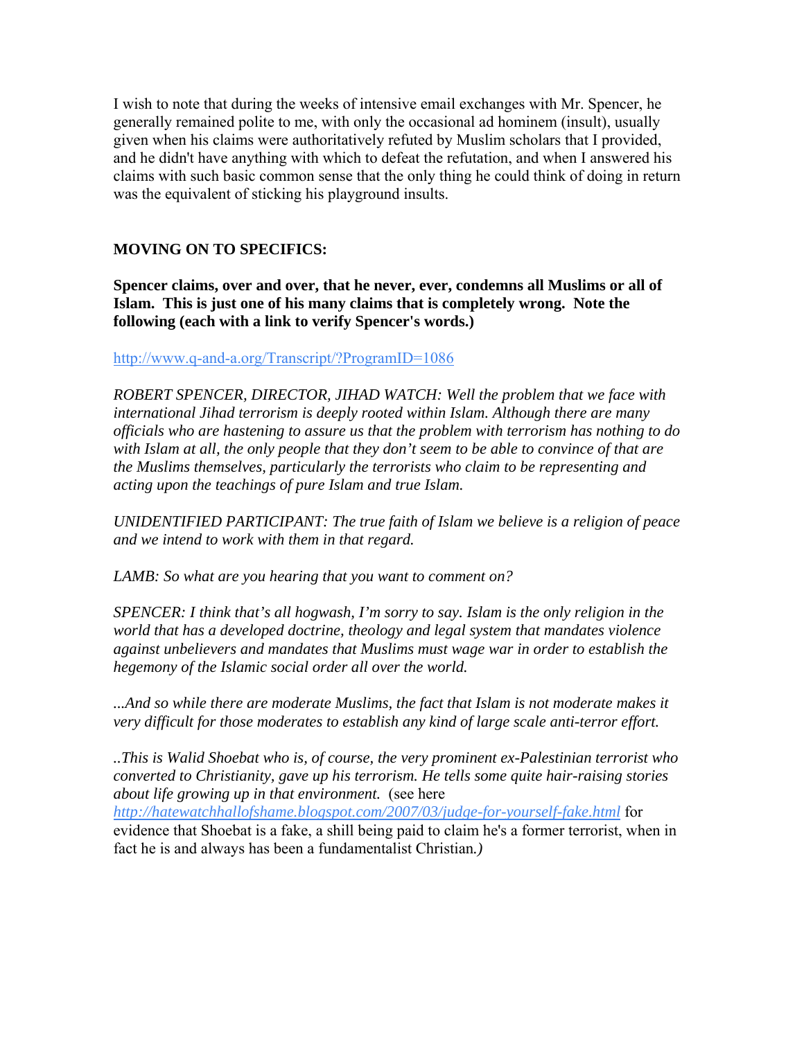I wish to note that during the weeks of intensive email exchanges with Mr. Spencer, he generally remained polite to me, with only the occasional ad hominem (insult), usually given when his claims were authoritatively refuted by Muslim scholars that I provided, and he didn't have anything with which to defeat the refutation, and when I answered his claims with such basic common sense that the only thing he could think of doing in return was the equivalent of sticking his playground insults.

**MOVING ON TO SPECIFICS:**

**Spencer claims, over and over, that he never, ever, condemns all Muslims or all of Islam. This is just one of his many claims that is completely wrong. Note the following (each with a link to verify Spencer's words.)**

http://www.q-and-a.org/Transcript/?ProgramID=1086

*ROBERT SPENCER, DIRECTOR, JIHAD WATCH: Well the problem that we face with international Jihad terrorism is deeply rooted within Islam. Although there are many officials who are hastening to assure us that the problem with terrorism has nothing to do with Islam at all, the only people that they don't seem to be able to convince of that are the Muslims themselves, particularly the terrorists who claim to be representing and acting upon the teachings of pure Islam and true Islam.*

*UNIDENTIFIED PARTICIPANT: The true faith of Islam we believe is a religion of peace and we intend to work with them in that regard.*

*LAMB: So what are you hearing that you want to comment on?*

*SPENCER: I think that's all hogwash, I'm sorry to say. Islam is the only religion in the world that has a developed doctrine, theology and legal system that mandates violence against unbelievers and mandates that Muslims must wage war in order to establish the hegemony of the Islamic social order all over the world.*

*...And so while there are moderate Muslims, the fact that Islam is not moderate makes it very difficult for those moderates to establish any kind of large scale anti-terror effort.*

*..This is Walid Shoebat who is, of course, the very prominent ex-Palestinian terrorist who converted to Christianity, gave up his terrorism. He tells some quite hair-raising stories about life growing up in that environment.* (see here *http://hatewatchhallofshame.blogspot.com/2007/03/judge-for-yourself-fake.html* for evidence that Shoebat is a fake, a shill being paid to claim he's a former terrorist, when in fact he is and always has been a fundamentalist Christian*.)*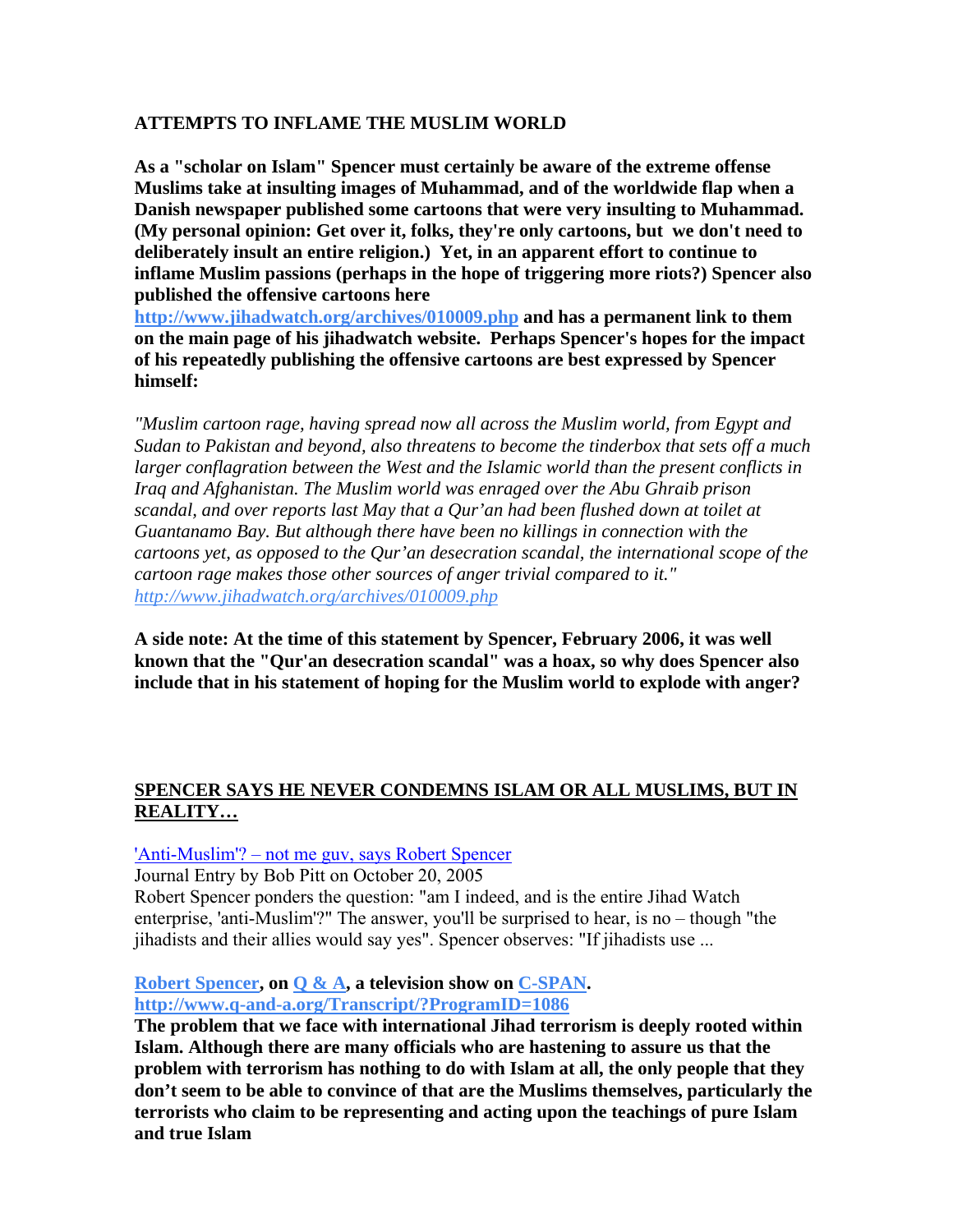**ATTEMPTS TO INFLAME THE MUSLIM WORLD**

**As a "scholar on Islam" Spencer must certainly be aware of the extreme offense Muslims take at insulting images of Muhammad, and of the worldwide flap when a Danish newspaper published some cartoons that were very insulting to Muhammad. (My personal opinion: Get over it, folks, they're only cartoons, but we don't need to deliberately insult an entire religion.) Yet, in an apparent effort to continue to inflame Muslim passions (perhaps in the hope of triggering more riots?) Spencer also published the offensive cartoons here [http://www.jihadwatch.org/archives/010009.php](http://www.jihadwatch.org/archives/010009.php) and has a permanent link to them on the main page of his jihadwatch website. Perhaps Spencer's hopes for the impact of his repeatedly publishing the offensive cartoons are best expressed by Spencer himself:**

*"Muslim cartoon rage, having spread now all across the Muslim world, from Egypt and Sudan to Pakistan and beyond, also threatens to become the tinderbox that sets off a much larger conflagration between the West and the Islamic world than the present conflicts in Iraq and Afghanistan. The Muslim world was enraged over the Abu Ghraib prison scandal, and over reports last May that a Qur'an had been flushed down at toilet at Guantanamo Bay. But although there have been no killings in connection with the cartoons yet, as opposed to the Qur'an desecration scandal, the international scope of the cartoon rage makes those other sources of anger trivial compared to it." [http://www.jihadwatch.org/archives/010009.php](http://www.jihadwatch.org/archives/010009.php)*

**A side note: At the time of this statement by Spencer, February 2006, it was well known that the "Qur'an desecration scandal" was a hoax, so why does Spencer also include that in his statement of hoping for the Muslim world to explode with anger?**

## SPENCER SAYS HE NEVER CONDEMNS ISLAM OR ALL MUSLIMS, BUT IN REALITY…

['Anti-Muslim'? – not me guv, says Robert Spencer](#)
Journal Entry by Bob Pitt on October 20, 2005
Robert Spencer ponders the question: "am I indeed, and is the entire Jihad Watch enterprise, 'anti-Muslim'?" The answer, you'll be surprised to hear, is no – though "the jihadists and their allies would say yes". Spencer observes: "If jihadists use ...

**[Robert Spencer](#), on [Q & A](#), a television show on [C-SPAN](#).**
**[http://www.q-and-a.org/Transcript/?ProgramID=1086](http://www.q-and-a.org/Transcript/?ProgramID=1086)**
**The problem that we face with international Jihad terrorism is deeply rooted within Islam. Although there are many officials who are hastening to assure us that the problem with terrorism has nothing to do with Islam at all, the only people that they don't seem to be able to convince of that are the Muslims themselves, particularly the terrorists who claim to be representing and acting upon the teachings of pure Islam and true Islam**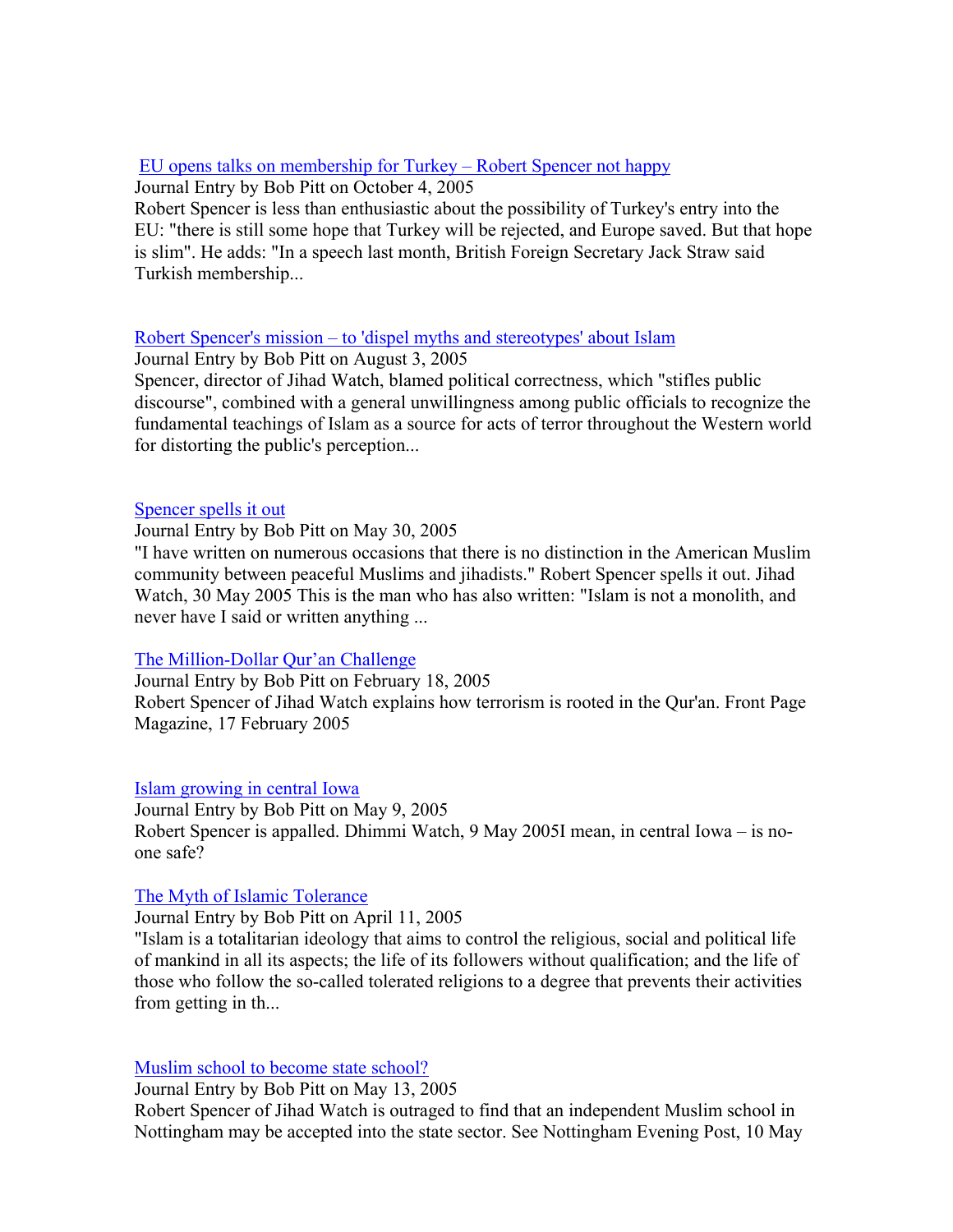[EU opens talks on membership for Turkey – Robert Spencer not happy]

Journal Entry by Bob Pitt on October 4, 2005

Robert Spencer is less than enthusiastic about the possibility of Turkey's entry into the EU: "there is still some hope that Turkey will be rejected, and Europe saved. But that hope is slim". He adds: "In a speech last month, British Foreign Secretary Jack Straw said Turkish membership...

[Robert Spencer's mission – to 'dispel myths and stereotypes' about Islam]

Journal Entry by Bob Pitt on August 3, 2005

Spencer, director of Jihad Watch, blamed political correctness, which "stifles public discourse", combined with a general unwillingness among public officials to recognize the fundamental teachings of Islam as a source for acts of terror throughout the Western world for distorting the public's perception...

[Spencer spells it out]

Journal Entry by Bob Pitt on May 30, 2005

"I have written on numerous occasions that there is no distinction in the American Muslim community between peaceful Muslims and jihadists." Robert Spencer spells it out. Jihad Watch, 30 May 2005 This is the man who has also written: "Islam is not a monolith, and never have I said or written anything ...

[The Million-Dollar Qur'an Challenge]

Journal Entry by Bob Pitt on February 18, 2005

Robert Spencer of Jihad Watch explains how terrorism is rooted in the Qur'an. Front Page Magazine, 17 February 2005

[Islam growing in central Iowa]

Journal Entry by Bob Pitt on May 9, 2005

Robert Spencer is appalled. Dhimmi Watch, 9 May 2005I mean, in central Iowa – is no-one safe?

[The Myth of Islamic Tolerance]

Journal Entry by Bob Pitt on April 11, 2005

"Islam is a totalitarian ideology that aims to control the religious, social and political life of mankind in all its aspects; the life of its followers without qualification; and the life of those who follow the so-called tolerated religions to a degree that prevents their activities from getting in th...

[Muslim school to become state school?]

Journal Entry by Bob Pitt on May 13, 2005

Robert Spencer of Jihad Watch is outraged to find that an independent Muslim school in Nottingham may be accepted into the state sector. See Nottingham Evening Post, 10 May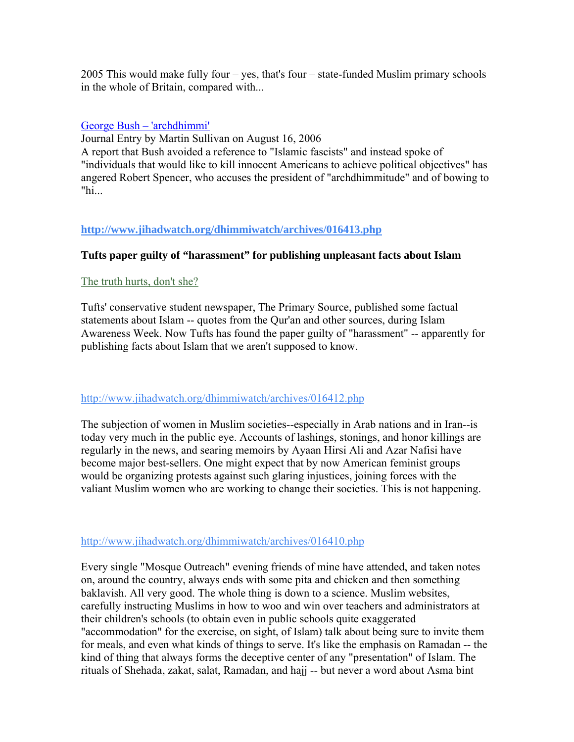2005 This would make fully four – yes, that's four – state-funded Muslim primary schools in the whole of Britain, compared with...

[George Bush – 'archdhimmi']

Journal Entry by Martin Sullivan on August 16, 2006

A report that Bush avoided a reference to "Islamic fascists" and instead spoke of "individuals that would like to kill innocent Americans to achieve political objectives" has angered Robert Spencer, who accuses the president of "archdhimmitude" and of bowing to "hi...

**http://www.jihadwatch.org/dhimmiwatch/archives/016413.php**

**Tufts paper guilty of "harassment" for publishing unpleasant facts about Islam**

The truth hurts, don't she?

Tufts' conservative student newspaper, The Primary Source, published some factual statements about Islam -- quotes from the Qur'an and other sources, during Islam Awareness Week. Now Tufts has found the paper guilty of "harassment" -- apparently for publishing facts about Islam that we aren't supposed to know.

http://www.jihadwatch.org/dhimmiwatch/archives/016412.php

The subjection of women in Muslim societies--especially in Arab nations and in Iran--is today very much in the public eye. Accounts of lashings, stonings, and honor killings are regularly in the news, and searing memoirs by Ayaan Hirsi Ali and Azar Nafisi have become major best-sellers. One might expect that by now American feminist groups would be organizing protests against such glaring injustices, joining forces with the valiant Muslim women who are working to change their societies. This is not happening.

http://www.jihadwatch.org/dhimmiwatch/archives/016410.php

Every single "Mosque Outreach" evening friends of mine have attended, and taken notes on, around the country, always ends with some pita and chicken and then something baklavish. All very good. The whole thing is down to a science. Muslim websites, carefully instructing Muslims in how to woo and win over teachers and administrators at their children's schools (to obtain even in public schools quite exaggerated "accommodation" for the exercise, on sight, of Islam) talk about being sure to invite them for meals, and even what kinds of things to serve. It's like the emphasis on Ramadan -- the kind of thing that always forms the deceptive center of any "presentation" of Islam. The rituals of Shehada, zakat, salat, Ramadan, and hajj -- but never a word about Asma bint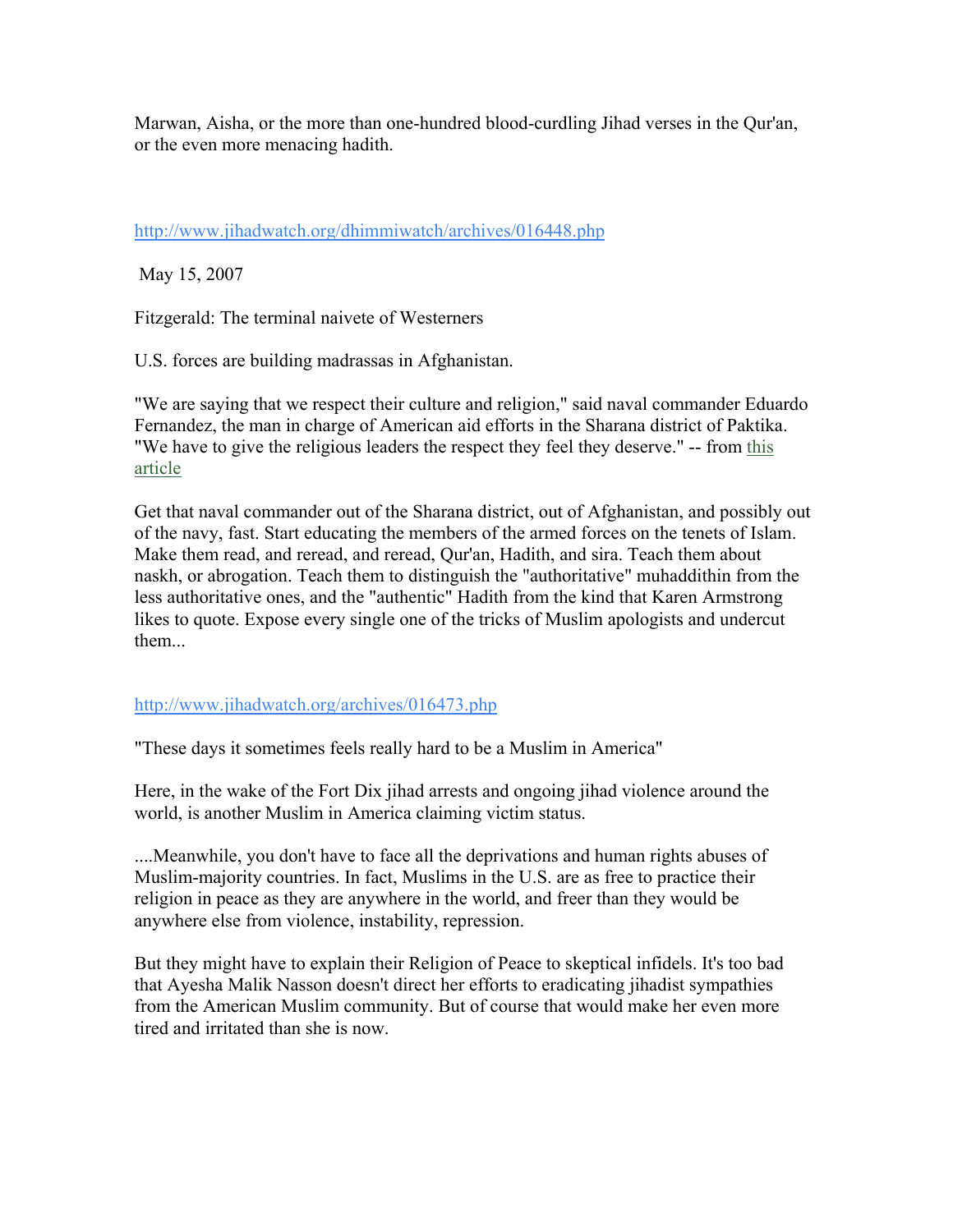Marwan, Aisha, or the more than one-hundred blood-curdling Jihad verses in the Qur'an, or the even more menacing hadith.

http://www.jihadwatch.org/dhimmiwatch/archives/016448.php

May 15, 2007

Fitzgerald: The terminal naivete of Westerners

U.S. forces are building madrassas in Afghanistan.

"We are saying that we respect their culture and religion," said naval commander Eduardo Fernandez, the man in charge of American aid efforts in the Sharana district of Paktika. "We have to give the religious leaders the respect they feel they deserve." -- from this article

Get that naval commander out of the Sharana district, out of Afghanistan, and possibly out of the navy, fast. Start educating the members of the armed forces on the tenets of Islam. Make them read, and reread, and reread, Qur'an, Hadith, and sira. Teach them about naskh, or abrogation. Teach them to distinguish the "authoritative" muhaddithin from the less authoritative ones, and the "authentic" Hadith from the kind that Karen Armstrong likes to quote. Expose every single one of the tricks of Muslim apologists and undercut them...

http://www.jihadwatch.org/archives/016473.php

"These days it sometimes feels really hard to be a Muslim in America"

Here, in the wake of the Fort Dix jihad arrests and ongoing jihad violence around the world, is another Muslim in America claiming victim status.

....Meanwhile, you don't have to face all the deprivations and human rights abuses of Muslim-majority countries. In fact, Muslims in the U.S. are as free to practice their religion in peace as they are anywhere in the world, and freer than they would be anywhere else from violence, instability, repression.

But they might have to explain their Religion of Peace to skeptical infidels. It's too bad that Ayesha Malik Nasson doesn't direct her efforts to eradicating jihadist sympathies from the American Muslim community. But of course that would make her even more tired and irritated than she is now.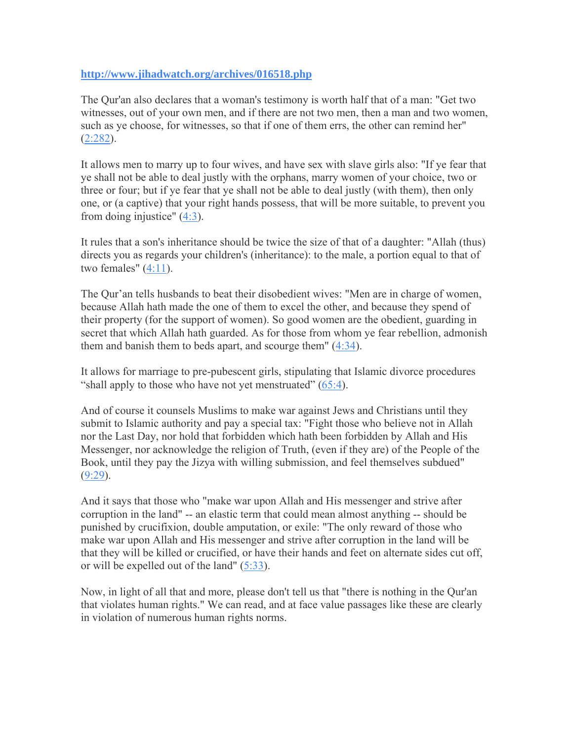[http://www.jihadwatch.org/archives/016518.php](http://www.jihadwatch.org/archives/016518.php)

The Qur'an also declares that a woman's testimony is worth half that of a man: "Get two witnesses, out of your own men, and if there are not two men, then a man and two women, such as ye choose, for witnesses, so that if one of them errs, the other can remind her" (2:282).

It allows men to marry up to four wives, and have sex with slave girls also: "If ye fear that ye shall not be able to deal justly with the orphans, marry women of your choice, two or three or four; but if ye fear that ye shall not be able to deal justly (with them), then only one, or (a captive) that your right hands possess, that will be more suitable, to prevent you from doing injustice" (4:3).

It rules that a son's inheritance should be twice the size of that of a daughter: "Allah (thus) directs you as regards your children's (inheritance): to the male, a portion equal to that of two females" (4:11).

The Qur'an tells husbands to beat their disobedient wives: "Men are in charge of women, because Allah hath made the one of them to excel the other, and because they spend of their property (for the support of women). So good women are the obedient, guarding in secret that which Allah hath guarded. As for those from whom ye fear rebellion, admonish them and banish them to beds apart, and scourge them" (4:34).

It allows for marriage to pre-pubescent girls, stipulating that Islamic divorce procedures "shall apply to those who have not yet menstruated" (65:4).

And of course it counsels Muslims to make war against Jews and Christians until they submit to Islamic authority and pay a special tax: "Fight those who believe not in Allah nor the Last Day, nor hold that forbidden which hath been forbidden by Allah and His Messenger, nor acknowledge the religion of Truth, (even if they are) of the People of the Book, until they pay the Jizya with willing submission, and feel themselves subdued" (9:29).

And it says that those who "make war upon Allah and His messenger and strive after corruption in the land" -- an elastic term that could mean almost anything -- should be punished by crucifixion, double amputation, or exile: "The only reward of those who make war upon Allah and His messenger and strive after corruption in the land will be that they will be killed or crucified, or have their hands and feet on alternate sides cut off, or will be expelled out of the land" (5:33).

Now, in light of all that and more, please don't tell us that "there is nothing in the Qur'an that violates human rights." We can read, and at face value passages like these are clearly in violation of numerous human rights norms.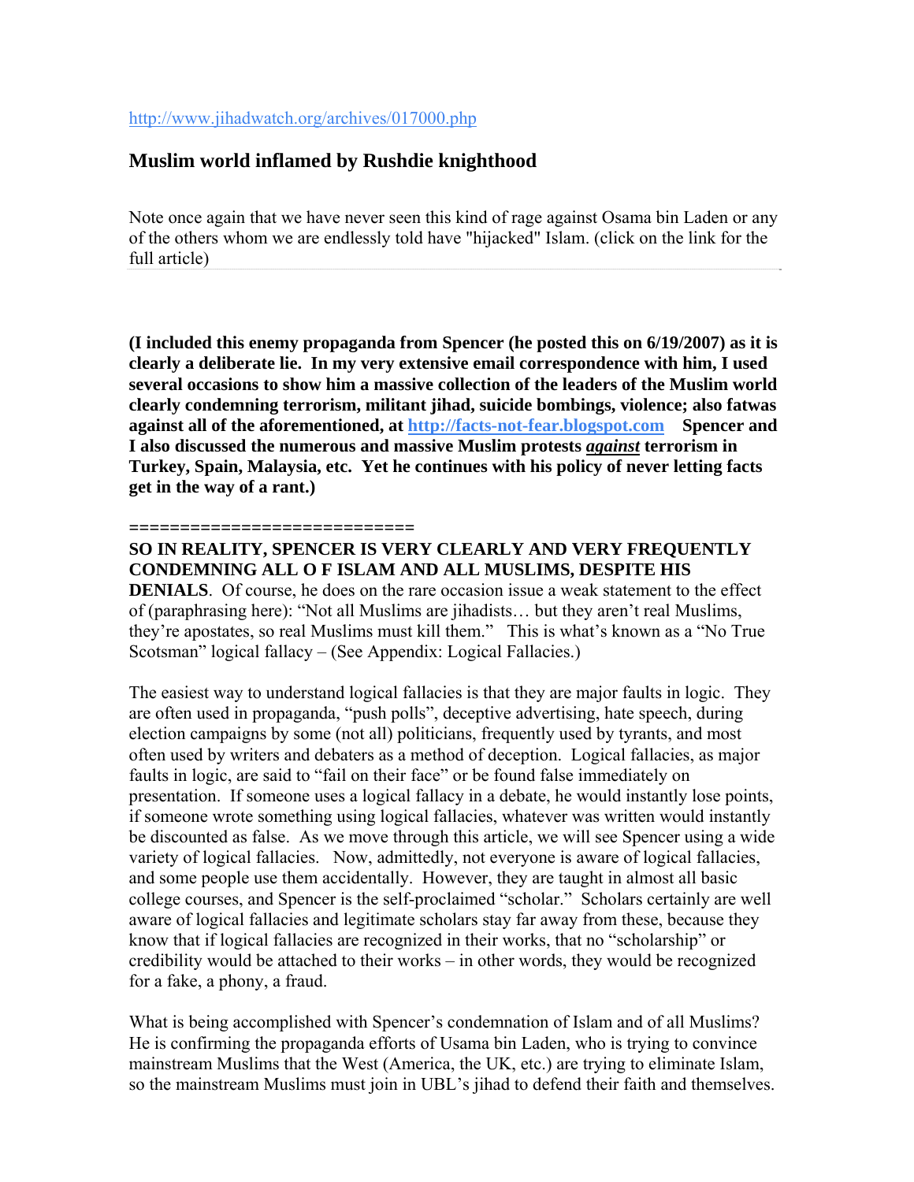http://www.jihadwatch.org/archives/017000.php

## Muslim world inflamed by Rushdie knighthood

Note once again that we have never seen this kind of rage against Osama bin Laden or any of the others whom we are endlessly told have "hijacked" Islam. (click on the link for the full article)

**(I included this enemy propaganda from Spencer (he posted this on 6/19/2007) as it is clearly a deliberate lie. In my very extensive email correspondence with him, I used several occasions to show him a massive collection of the leaders of the Muslim world clearly condemning terrorism, militant jihad, suicide bombings, violence; also fatwas against all of the aforementioned, at http://facts-not-fear.blogspot.com Spencer and I also discussed the numerous and massive Muslim protests *against* terrorism in Turkey, Spain, Malaysia, etc. Yet he continues with his policy of never letting facts get in the way of a rant.)**

**==========================**

**SO IN REALITY, SPENCER IS VERY CLEARLY AND VERY FREQUENTLY CONDEMNING ALL O F ISLAM AND ALL MUSLIMS, DESPITE HIS DENIALS**. Of course, he does on the rare occasion issue a weak statement to the effect of (paraphrasing here): "Not all Muslims are jihadists… but they aren't real Muslims, they're apostates, so real Muslims must kill them." This is what's known as a "No True Scotsman" logical fallacy – (See Appendix: Logical Fallacies.)

The easiest way to understand logical fallacies is that they are major faults in logic. They are often used in propaganda, "push polls", deceptive advertising, hate speech, during election campaigns by some (not all) politicians, frequently used by tyrants, and most often used by writers and debaters as a method of deception. Logical fallacies, as major faults in logic, are said to "fail on their face" or be found false immediately on presentation. If someone uses a logical fallacy in a debate, he would instantly lose points, if someone wrote something using logical fallacies, whatever was written would instantly be discounted as false. As we move through this article, we will see Spencer using a wide variety of logical fallacies. Now, admittedly, not everyone is aware of logical fallacies, and some people use them accidentally. However, they are taught in almost all basic college courses, and Spencer is the self-proclaimed "scholar." Scholars certainly are well aware of logical fallacies and legitimate scholars stay far away from these, because they know that if logical fallacies are recognized in their works, that no "scholarship" or credibility would be attached to their works – in other words, they would be recognized for a fake, a phony, a fraud.

What is being accomplished with Spencer's condemnation of Islam and of all Muslims? He is confirming the propaganda efforts of Usama bin Laden, who is trying to convince mainstream Muslims that the West (America, the UK, etc.) are trying to eliminate Islam, so the mainstream Muslims must join in UBL's jihad to defend their faith and themselves.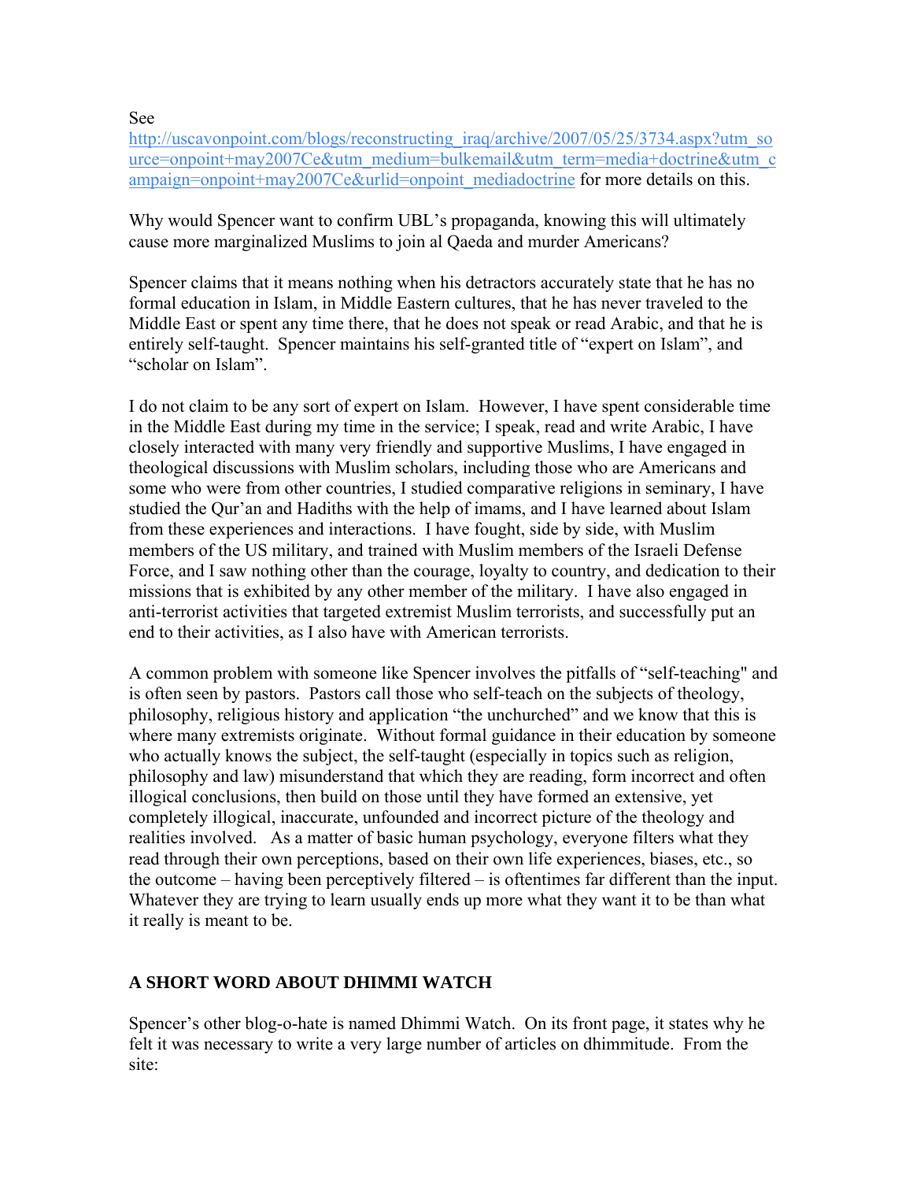See http://uscavonpoint.com/blogs/reconstructing_iraq/archive/2007/05/25/3734.aspx?utm_source=onpoint+may2007Ce&utm_medium=bulkemail&utm_term=media+doctrine&utm_campaign=onpoint+may2007Ce&urlid=onpoint_mediadoctrine for more details on this.

Why would Spencer want to confirm UBL's propaganda, knowing this will ultimately cause more marginalized Muslims to join al Qaeda and murder Americans?

Spencer claims that it means nothing when his detractors accurately state that he has no formal education in Islam, in Middle Eastern cultures, that he has never traveled to the Middle East or spent any time there, that he does not speak or read Arabic, and that he is entirely self-taught. Spencer maintains his self-granted title of "expert on Islam", and "scholar on Islam".

I do not claim to be any sort of expert on Islam. However, I have spent considerable time in the Middle East during my time in the service; I speak, read and write Arabic, I have closely interacted with many very friendly and supportive Muslims, I have engaged in theological discussions with Muslim scholars, including those who are Americans and some who were from other countries, I studied comparative religions in seminary, I have studied the Qur'an and Hadiths with the help of imams, and I have learned about Islam from these experiences and interactions. I have fought, side by side, with Muslim members of the US military, and trained with Muslim members of the Israeli Defense Force, and I saw nothing other than the courage, loyalty to country, and dedication to their missions that is exhibited by any other member of the military. I have also engaged in anti-terrorist activities that targeted extremist Muslim terrorists, and successfully put an end to their activities, as I also have with American terrorists.

A common problem with someone like Spencer involves the pitfalls of "self-teaching" and is often seen by pastors. Pastors call those who self-teach on the subjects of theology, philosophy, religious history and application "the unchurched" and we know that this is where many extremists originate. Without formal guidance in their education by someone who actually knows the subject, the self-taught (especially in topics such as religion, philosophy and law) misunderstand that which they are reading, form incorrect and often illogical conclusions, then build on those until they have formed an extensive, yet completely illogical, inaccurate, unfounded and incorrect picture of the theology and realities involved. As a matter of basic human psychology, everyone filters what they read through their own perceptions, based on their own life experiences, biases, etc., so the outcome – having been perceptively filtered – is oftentimes far different than the input. Whatever they are trying to learn usually ends up more what they want it to be than what it really is meant to be.

## A SHORT WORD ABOUT DHIMMI WATCH

Spencer's other blog-o-hate is named Dhimmi Watch. On its front page, it states why he felt it was necessary to write a very large number of articles on dhimmitude. From the site: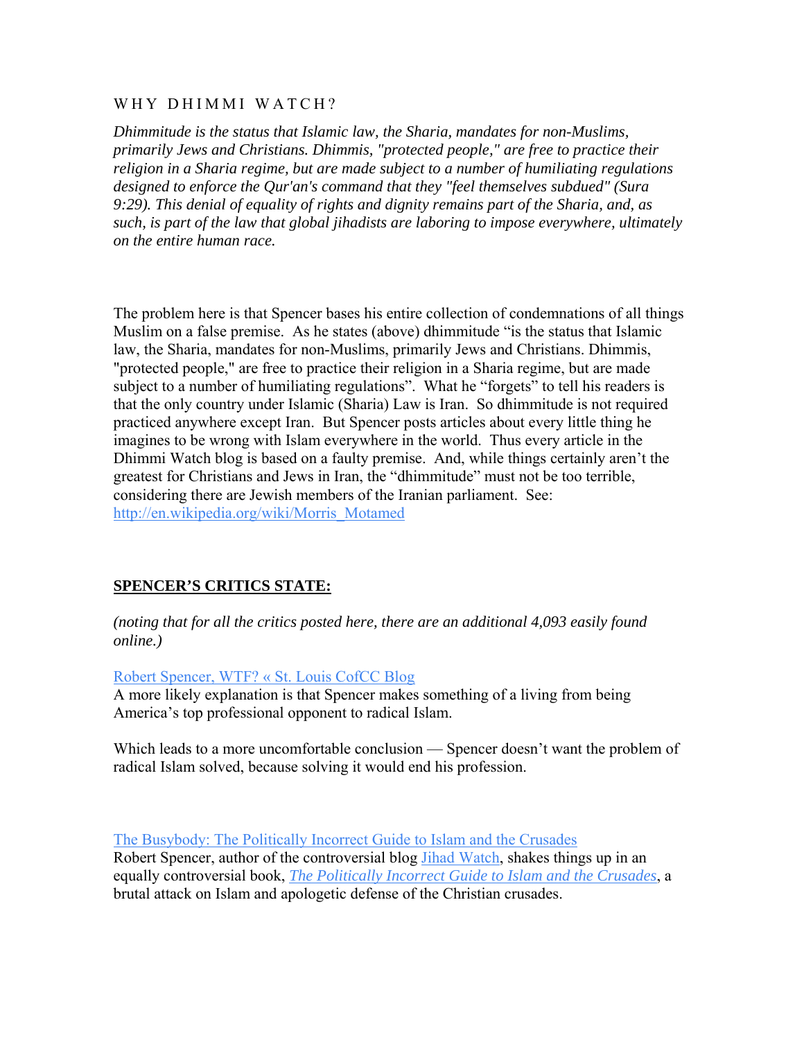WHY DHIMMI WATCH?

*Dhimmitude is the status that Islamic law, the Sharia, mandates for non-Muslims, primarily Jews and Christians. Dhimmis, "protected people," are free to practice their religion in a Sharia regime, but are made subject to a number of humiliating regulations designed to enforce the Qur'an's command that they "feel themselves subdued" (Sura 9:29). This denial of equality of rights and dignity remains part of the Sharia, and, as such, is part of the law that global jihadists are laboring to impose everywhere, ultimately on the entire human race.*

The problem here is that Spencer bases his entire collection of condemnations of all things Muslim on a false premise. As he states (above) dhimmitude "is the status that Islamic law, the Sharia, mandates for non-Muslims, primarily Jews and Christians. Dhimmis, "protected people," are free to practice their religion in a Sharia regime, but are made subject to a number of humiliating regulations". What he "forgets" to tell his readers is that the only country under Islamic (Sharia) Law is Iran. So dhimmitude is not required practiced anywhere except Iran. But Spencer posts articles about every little thing he imagines to be wrong with Islam everywhere in the world. Thus every article in the Dhimmi Watch blog is based on a faulty premise. And, while things certainly aren't the greatest for Christians and Jews in Iran, the "dhimmitude" must not be too terrible, considering there are Jewish members of the Iranian parliament. See: [http://en.wikipedia.org/wiki/Morris_Motamed](http://en.wikipedia.org/wiki/Morris_Motamed)

**SPENCER'S CRITICS STATE:**

*(noting that for all the critics posted here, there are an additional 4,093 easily found online.)*

Robert Spencer, WTF? « St. Louis CofCC Blog

A more likely explanation is that Spencer makes something of a living from being America's top professional opponent to radical Islam.

Which leads to a more uncomfortable conclusion — Spencer doesn't want the problem of radical Islam solved, because solving it would end his profession.

The Busybody: The Politically Incorrect Guide to Islam and the Crusades

Robert Spencer, author of the controversial blog Jihad Watch, shakes things up in an equally controversial book, *The Politically Incorrect Guide to Islam and the Crusades*, a brutal attack on Islam and apologetic defense of the Christian crusades.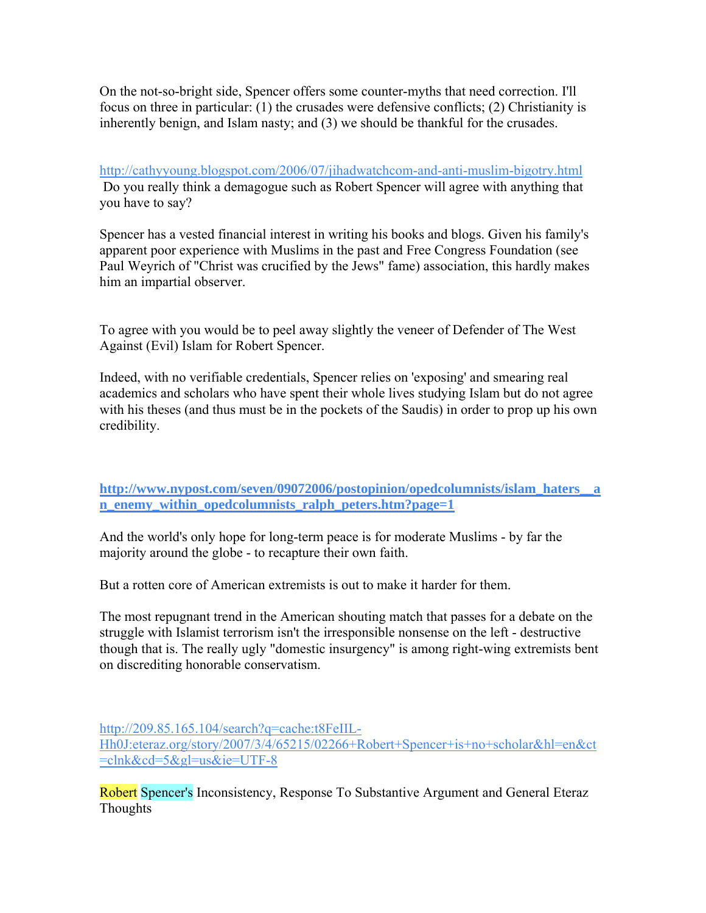On the not-so-bright side, Spencer offers some counter-myths that need correction. I'll focus on three in particular: (1) the crusades were defensive conflicts; (2) Christianity is inherently benign, and Islam nasty; and (3) we should be thankful for the crusades.

http://cathyyoung.blogspot.com/2006/07/jihadwatchcom-and-anti-muslim-bigotry.html
Do you really think a demagogue such as Robert Spencer will agree with anything that you have to say?

Spencer has a vested financial interest in writing his books and blogs. Given his family's apparent poor experience with Muslims in the past and Free Congress Foundation (see Paul Weyrich of "Christ was crucified by the Jews" fame) association, this hardly makes him an impartial observer.

To agree with you would be to peel away slightly the veneer of Defender of The West Against (Evil) Islam for Robert Spencer.

Indeed, with no verifiable credentials, Spencer relies on 'exposing' and smearing real academics and scholars who have spent their whole lives studying Islam but do not agree with his theses (and thus must be in the pockets of the Saudis) in order to prop up his own credibility.

**http://www.nypost.com/seven/09072006/postopinion/opedcolumnists/islam_haters__an_enemy_within_opedcolumnists_ralph_peters.htm?page=1**

And the world's only hope for long-term peace is for moderate Muslims - by far the majority around the globe - to recapture their own faith.

But a rotten core of American extremists is out to make it harder for them.

The most repugnant trend in the American shouting match that passes for a debate on the struggle with Islamist terrorism isn't the irresponsible nonsense on the left - destructive though that is. The really ugly "domestic insurgency" is among right-wing extremists bent on discrediting honorable conservatism.

http://209.85.165.104/search?q=cache:t8FeIIL-Hh0J:eteraz.org/story/2007/3/4/65215/02266+Robert+Spencer+is+no+scholar&hl=en&ct=clnk&cd=5&gl=us&ie=UTF-8

Robert Spencer's Inconsistency, Response To Substantive Argument and General Eteraz Thoughts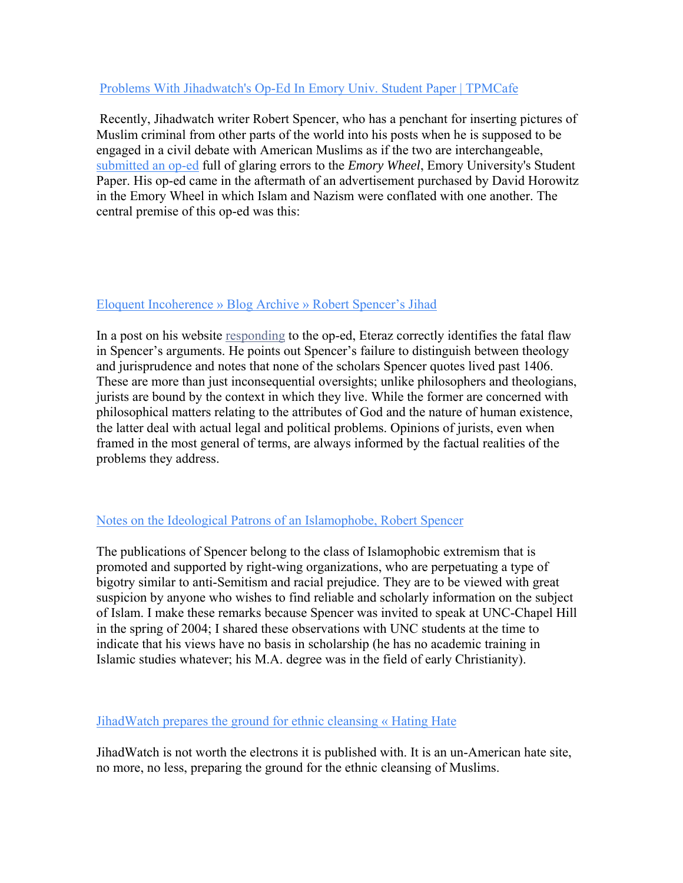[Problems With Jihadwatch's Op-Ed In Emory Univ. Student Paper | TPMCafe]

Recently, Jihadwatch writer Robert Spencer, who has a penchant for inserting pictures of Muslim criminal from other parts of the world into his posts when he is supposed to be engaged in a civil debate with American Muslims as if the two are interchangeable, [submitted an op-ed] full of glaring errors to the *Emory Wheel*, Emory University's Student Paper. His op-ed came in the aftermath of an advertisement purchased by David Horowitz in the Emory Wheel in which Islam and Nazism were conflated with one another. The central premise of this op-ed was this:

[Eloquent Incoherence » Blog Archive » Robert Spencer's Jihad]

In a post on his website [responding] to the op-ed, Eteraz correctly identifies the fatal flaw in Spencer's arguments. He points out Spencer's failure to distinguish between theology and jurisprudence and notes that none of the scholars Spencer quotes lived past 1406. These are more than just inconsequential oversights; unlike philosophers and theologians, jurists are bound by the context in which they live. While the former are concerned with philosophical matters relating to the attributes of God and the nature of human existence, the latter deal with actual legal and political problems. Opinions of jurists, even when framed in the most general of terms, are always informed by the factual realities of the problems they address.

[Notes on the Ideological Patrons of an Islamophobe, Robert Spencer]

The publications of Spencer belong to the class of Islamophobic extremism that is promoted and supported by right-wing organizations, who are perpetuating a type of bigotry similar to anti-Semitism and racial prejudice. They are to be viewed with great suspicion by anyone who wishes to find reliable and scholarly information on the subject of Islam. I make these remarks because Spencer was invited to speak at UNC-Chapel Hill in the spring of 2004; I shared these observations with UNC students at the time to indicate that his views have no basis in scholarship (he has no academic training in Islamic studies whatever; his M.A. degree was in the field of early Christianity).

[JihadWatch prepares the ground for ethnic cleansing « Hating Hate]

JihadWatch is not worth the electrons it is published with. It is an un-American hate site, no more, no less, preparing the ground for the ethnic cleansing of Muslims.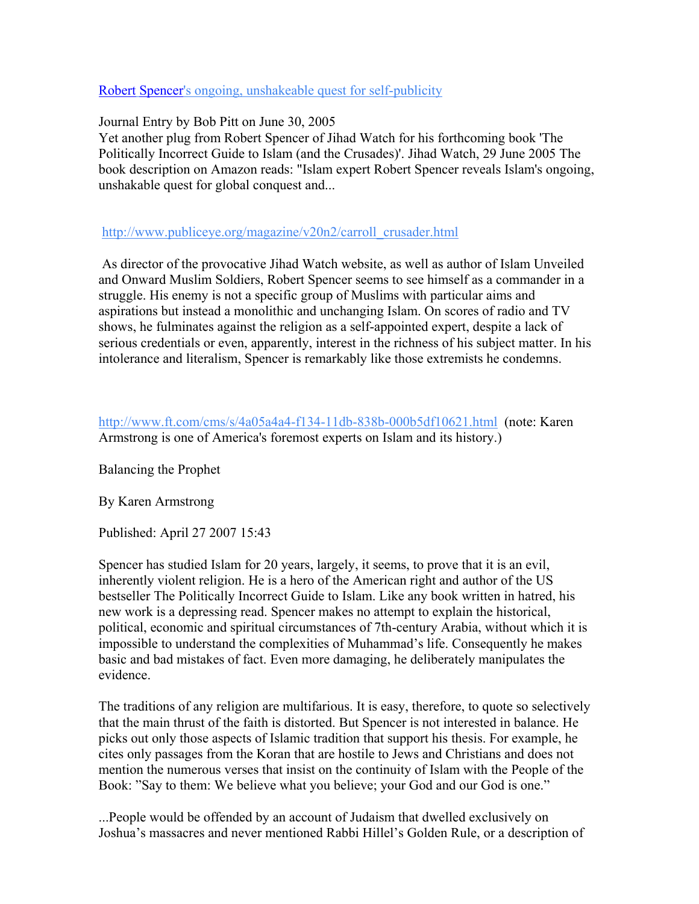[Robert Spencer's ongoing, unshakeable quest for self-publicity]

Journal Entry by Bob Pitt on June 30, 2005
Yet another plug from Robert Spencer of Jihad Watch for his forthcoming book 'The Politically Incorrect Guide to Islam (and the Crusades)'. Jihad Watch, 29 June 2005 The book description on Amazon reads: "Islam expert Robert Spencer reveals Islam's ongoing, unshakable quest for global conquest and...

http://www.publiceye.org/magazine/v20n2/carroll_crusader.html

As director of the provocative Jihad Watch website, as well as author of Islam Unveiled and Onward Muslim Soldiers, Robert Spencer seems to see himself as a commander in a struggle. His enemy is not a specific group of Muslims with particular aims and aspirations but instead a monolithic and unchanging Islam. On scores of radio and TV shows, he fulminates against the religion as a self-appointed expert, despite a lack of serious credentials or even, apparently, interest in the richness of his subject matter. In his intolerance and literalism, Spencer is remarkably like those extremists he condemns.

http://www.ft.com/cms/s/4a05a4a4-f134-11db-838b-000b5df10621.html (note: Karen Armstrong is one of America's foremost experts on Islam and its history.)

Balancing the Prophet

By Karen Armstrong

Published: April 27 2007 15:43

Spencer has studied Islam for 20 years, largely, it seems, to prove that it is an evil, inherently violent religion. He is a hero of the American right and author of the US bestseller The Politically Incorrect Guide to Islam. Like any book written in hatred, his new work is a depressing read. Spencer makes no attempt to explain the historical, political, economic and spiritual circumstances of 7th-century Arabia, without which it is impossible to understand the complexities of Muhammad's life. Consequently he makes basic and bad mistakes of fact. Even more damaging, he deliberately manipulates the evidence.

The traditions of any religion are multifarious. It is easy, therefore, to quote so selectively that the main thrust of the faith is distorted. But Spencer is not interested in balance. He picks out only those aspects of Islamic tradition that support his thesis. For example, he cites only passages from the Koran that are hostile to Jews and Christians and does not mention the numerous verses that insist on the continuity of Islam with the People of the Book: "Say to them: We believe what you believe; your God and our God is one."

...People would be offended by an account of Judaism that dwelled exclusively on Joshua's massacres and never mentioned Rabbi Hillel's Golden Rule, or a description of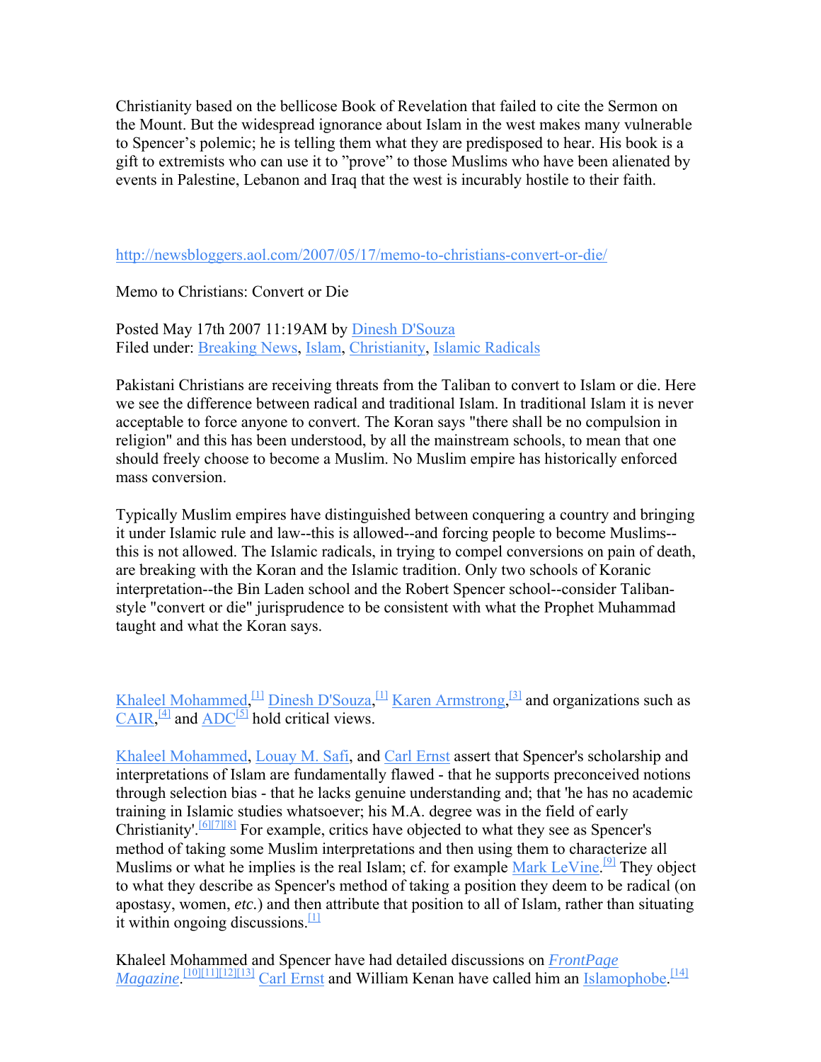Christianity based on the bellicose Book of Revelation that failed to cite the Sermon on the Mount. But the widespread ignorance about Islam in the west makes many vulnerable to Spencer's polemic; he is telling them what they are predisposed to hear. His book is a gift to extremists who can use it to "prove" to those Muslims who have been alienated by events in Palestine, Lebanon and Iraq that the west is incurably hostile to their faith.

http://newsbloggers.aol.com/2007/05/17/memo-to-christians-convert-or-die/

Memo to Christians: Convert or Die

Posted May 17th 2007 11:19AM by Dinesh D'Souza
Filed under: Breaking News, Islam, Christianity, Islamic Radicals

Pakistani Christians are receiving threats from the Taliban to convert to Islam or die. Here we see the difference between radical and traditional Islam. In traditional Islam it is never acceptable to force anyone to convert. The Koran says "there shall be no compulsion in religion" and this has been understood, by all the mainstream schools, to mean that one should freely choose to become a Muslim. No Muslim empire has historically enforced mass conversion.

Typically Muslim empires have distinguished between conquering a country and bringing it under Islamic rule and law--this is allowed--and forcing people to become Muslims--this is not allowed. The Islamic radicals, in trying to compel conversions on pain of death, are breaking with the Koran and the Islamic tradition. Only two schools of Koranic interpretation--the Bin Laden school and the Robert Spencer school--consider Taliban-style "convert or die" jurisprudence to be consistent with what the Prophet Muhammad taught and what the Koran says.

Khaleel Mohammed,[1] Dinesh D'Souza,[1] Karen Armstrong,[3] and organizations such as CAIR,[4] and ADC[5] hold critical views.

Khaleel Mohammed, Louay M. Safi, and Carl Ernst assert that Spencer's scholarship and interpretations of Islam are fundamentally flawed - that he supports preconceived notions through selection bias - that he lacks genuine understanding and; that 'he has no academic training in Islamic studies whatsoever; his M.A. degree was in the field of early Christianity'.[6][7][8] For example, critics have objected to what they see as Spencer's method of taking some Muslim interpretations and then using them to characterize all Muslims or what he implies is the real Islam; cf. for example Mark LeVine.[9] They object to what they describe as Spencer's method of taking a position they deem to be radical (on apostasy, women, *etc.*) and then attribute that position to all of Islam, rather than situating it within ongoing discussions.[1]

Khaleel Mohammed and Spencer have had detailed discussions on *FrontPage Magazine*.[10][11][12][13] Carl Ernst and William Kenan have called him an Islamophobe.[14]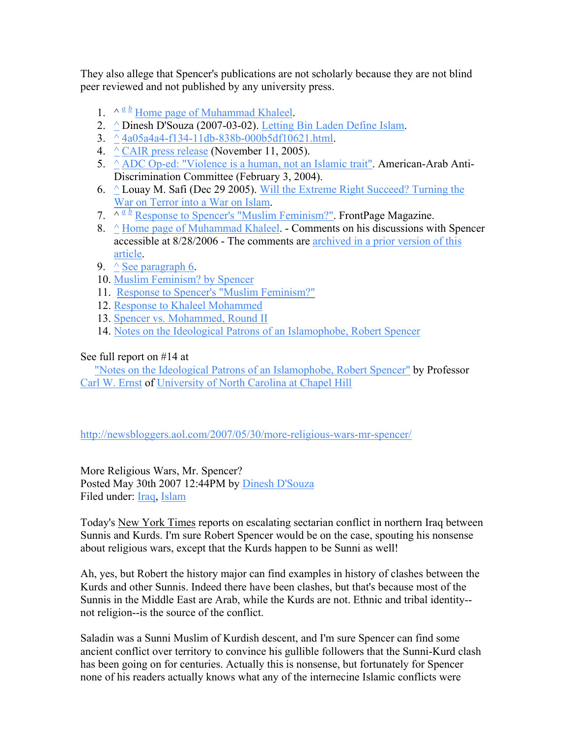They also allege that Spencer's publications are not scholarly because they are not blind peer reviewed and not published by any university press.

1. ^ a b Home page of Muhammad Khaleel.
2. ^ Dinesh D'Souza (2007-03-02). Letting Bin Laden Define Islam.
3. ^ 4a05a4a4-f134-11db-838b-000b5df10621.html.
4. ^ CAIR press release (November 11, 2005).
5. ^ ADC Op-ed: "Violence is a human, not an Islamic trait". American-Arab Anti-Discrimination Committee (February 3, 2004).
6. ^ Louay M. Safi (Dec 29 2005). Will the Extreme Right Succeed? Turning the War on Terror into a War on Islam.
7. ^ a b Response to Spencer's "Muslim Feminism?". FrontPage Magazine.
8. ^ Home page of Muhammad Khaleel. - Comments on his discussions with Spencer accessible at 8/28/2006 - The comments are archived in a prior version of this article.
9. ^ See paragraph 6.
10. Muslim Feminism? by Spencer
11. Response to Spencer's "Muslim Feminism?"
12. Response to Khaleel Mohammed
13. Spencer vs. Mohammed, Round II
14. Notes on the Ideological Patrons of an Islamophobe, Robert Spencer

See full report on #14 at
"Notes on the Ideological Patrons of an Islamophobe, Robert Spencer" by Professor Carl W. Ernst of University of North Carolina at Chapel Hill

http://newsbloggers.aol.com/2007/05/30/more-religious-wars-mr-spencer/

More Religious Wars, Mr. Spencer?
Posted May 30th 2007 12:44PM by Dinesh D'Souza
Filed under: Iraq, Islam

Today's New York Times reports on escalating sectarian conflict in northern Iraq between Sunnis and Kurds. I'm sure Robert Spencer would be on the case, spouting his nonsense about religious wars, except that the Kurds happen to be Sunni as well!

Ah, yes, but Robert the history major can find examples in history of clashes between the Kurds and other Sunnis. Indeed there have been clashes, but that's because most of the Sunnis in the Middle East are Arab, while the Kurds are not. Ethnic and tribal identity--not religion--is the source of the conflict.

Saladin was a Sunni Muslim of Kurdish descent, and I'm sure Spencer can find some ancient conflict over territory to convince his gullible followers that the Sunni-Kurd clash has been going on for centuries. Actually this is nonsense, but fortunately for Spencer none of his readers actually knows what any of the internecine Islamic conflicts were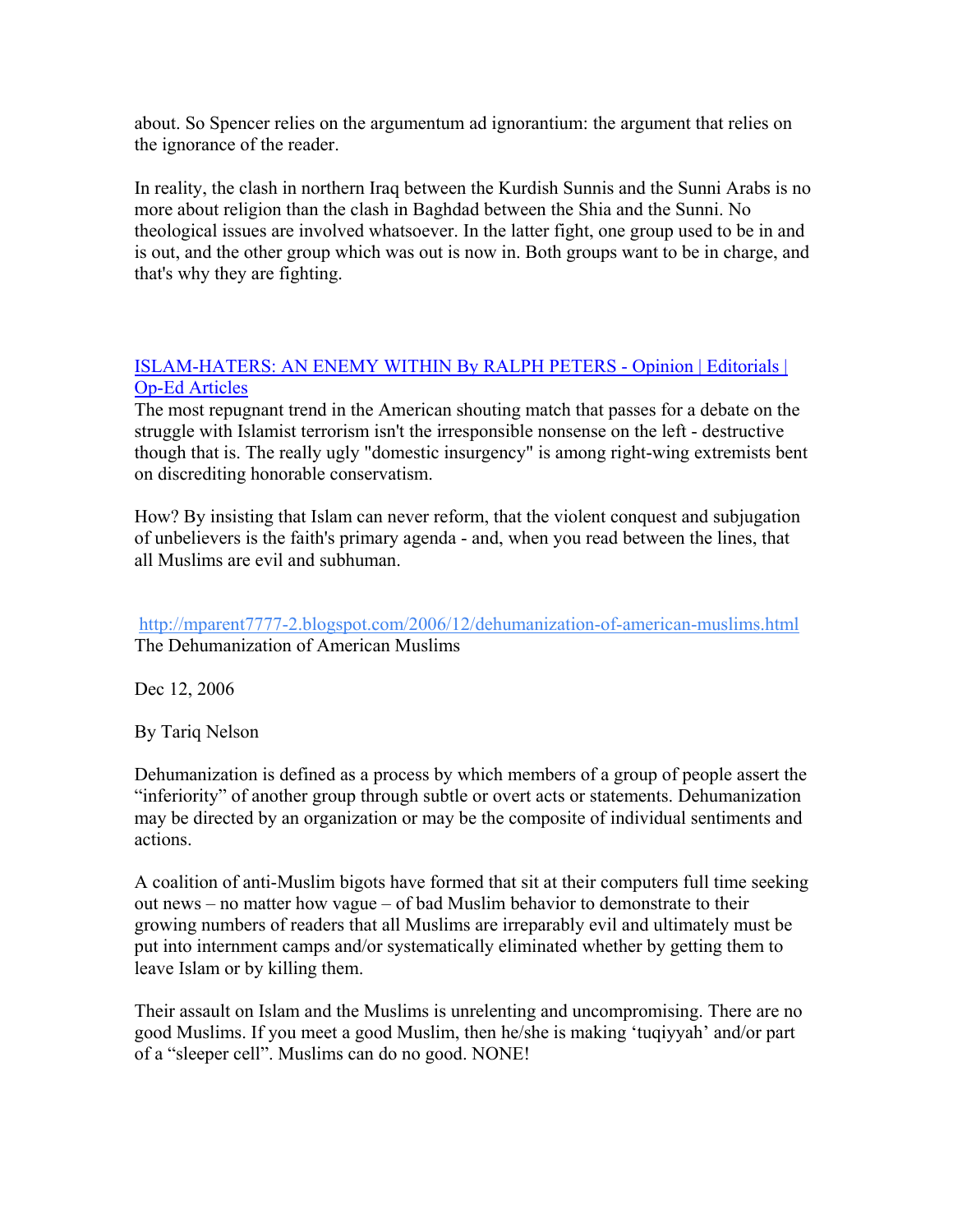about. So Spencer relies on the argumentum ad ignorantium: the argument that relies on the ignorance of the reader.

In reality, the clash in northern Iraq between the Kurdish Sunnis and the Sunni Arabs is no more about religion than the clash in Baghdad between the Shia and the Sunni. No theological issues are involved whatsoever. In the latter fight, one group used to be in and is out, and the other group which was out is now in. Both groups want to be in charge, and that's why they are fighting.

ISLAM-HATERS: AN ENEMY WITHIN By RALPH PETERS - Opinion | Editorials | Op-Ed Articles

The most repugnant trend in the American shouting match that passes for a debate on the struggle with Islamist terrorism isn't the irresponsible nonsense on the left - destructive though that is. The really ugly "domestic insurgency" is among right-wing extremists bent on discrediting honorable conservatism.

How? By insisting that Islam can never reform, that the violent conquest and subjugation of unbelievers is the faith's primary agenda - and, when you read between the lines, that all Muslims are evil and subhuman.

http://mparent7777-2.blogspot.com/2006/12/dehumanization-of-american-muslims.html

The Dehumanization of American Muslims

Dec 12, 2006

By Tariq Nelson

Dehumanization is defined as a process by which members of a group of people assert the "inferiority" of another group through subtle or overt acts or statements. Dehumanization may be directed by an organization or may be the composite of individual sentiments and actions.

A coalition of anti-Muslim bigots have formed that sit at their computers full time seeking out news – no matter how vague – of bad Muslim behavior to demonstrate to their growing numbers of readers that all Muslims are irreparably evil and ultimately must be put into internment camps and/or systematically eliminated whether by getting them to leave Islam or by killing them.

Their assault on Islam and the Muslims is unrelenting and uncompromising. There are no good Muslims. If you meet a good Muslim, then he/she is making 'tuqiyyah' and/or part of a "sleeper cell". Muslims can do no good. NONE!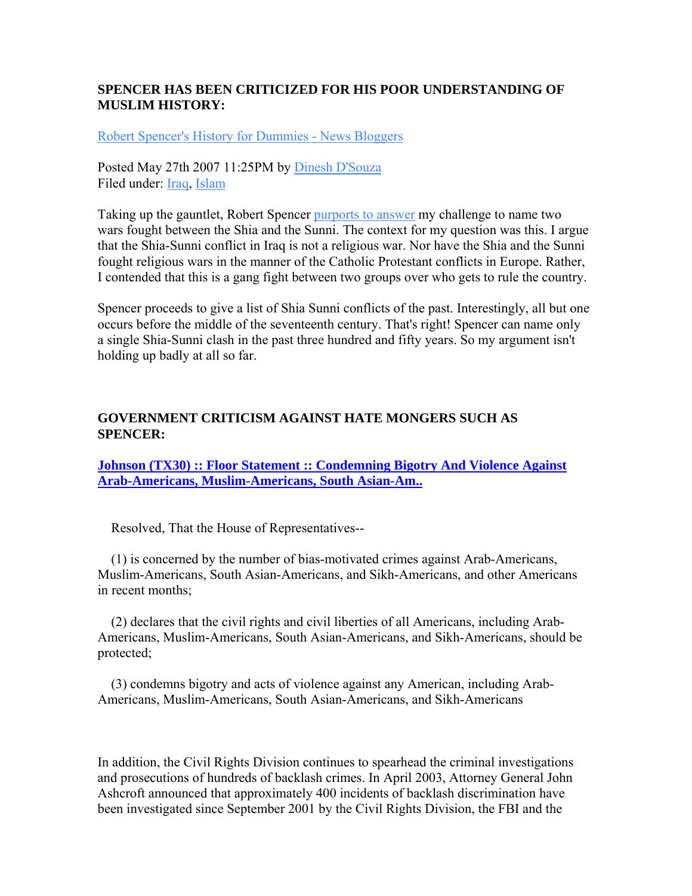### SPENCER HAS BEEN CRITICIZED FOR HIS POOR UNDERSTANDING OF MUSLIM HISTORY:

Robert Spencer's History for Dummies - News Bloggers

Posted May 27th 2007 11:25PM by Dinesh D'Souza
Filed under: Iraq, Islam

Taking up the gauntlet, Robert Spencer purports to answer my challenge to name two wars fought between the Shia and the Sunni. The context for my question was this. I argue that the Shia-Sunni conflict in Iraq is not a religious war. Nor have the Shia and the Sunni fought religious wars in the manner of the Catholic Protestant conflicts in Europe. Rather, I contended that this is a gang fight between two groups over who gets to rule the country.

Spencer proceeds to give a list of Shia Sunni conflicts of the past. Interestingly, all but one occurs before the middle of the seventeenth century. That's right! Spencer can name only a single Shia-Sunni clash in the past three hundred and fifty years. So my argument isn't holding up badly at all so far.

### GOVERNMENT CRITICISM AGAINST HATE MONGERS SUCH AS SPENCER:

**Johnson (TX30) :: Floor Statement :: Condemning Bigotry And Violence Against Arab-Americans, Muslim-Americans, South Asian-Am..**

Resolved, That the House of Representatives--

(1) is concerned by the number of bias-motivated crimes against Arab-Americans, Muslim-Americans, South Asian-Americans, and Sikh-Americans, and other Americans in recent months;

(2) declares that the civil rights and civil liberties of all Americans, including Arab-Americans, Muslim-Americans, South Asian-Americans, and Sikh-Americans, should be protected;

(3) condemns bigotry and acts of violence against any American, including Arab-Americans, Muslim-Americans, South Asian-Americans, and Sikh-Americans

In addition, the Civil Rights Division continues to spearhead the criminal investigations and prosecutions of hundreds of backlash crimes. In April 2003, Attorney General John Ashcroft announced that approximately 400 incidents of backlash discrimination have been investigated since September 2001 by the Civil Rights Division, the FBI and the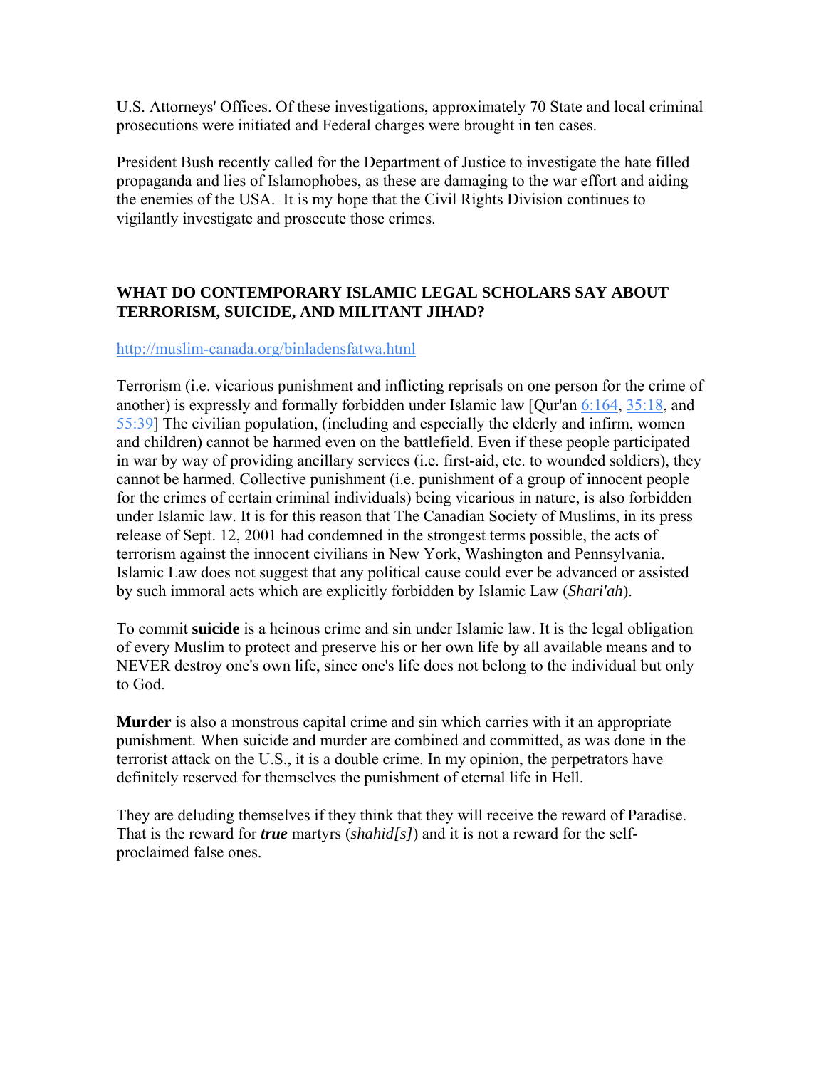U.S. Attorneys' Offices. Of these investigations, approximately 70 State and local criminal prosecutions were initiated and Federal charges were brought in ten cases.

President Bush recently called for the Department of Justice to investigate the hate filled propaganda and lies of Islamophobes, as these are damaging to the war effort and aiding the enemies of the USA. It is my hope that the Civil Rights Division continues to vigilantly investigate and prosecute those crimes.

**WHAT DO CONTEMPORARY ISLAMIC LEGAL SCHOLARS SAY ABOUT TERRORISM, SUICIDE, AND MILITANT JIHAD?**

[http://muslim-canada.org/binladensfatwa.html](http://muslim-canada.org/binladensfatwa.html)

Terrorism (i.e. vicarious punishment and inflicting reprisals on one person for the crime of another) is expressly and formally forbidden under Islamic law [Qur'an 6:164, 35:18, and 55:39] The civilian population, (including and especially the elderly and infirm, women and children) cannot be harmed even on the battlefield. Even if these people participated in war by way of providing ancillary services (i.e. first-aid, etc. to wounded soldiers), they cannot be harmed. Collective punishment (i.e. punishment of a group of innocent people for the crimes of certain criminal individuals) being vicarious in nature, is also forbidden under Islamic law. It is for this reason that The Canadian Society of Muslims, in its press release of Sept. 12, 2001 had condemned in the strongest terms possible, the acts of terrorism against the innocent civilians in New York, Washington and Pennsylvania. Islamic Law does not suggest that any political cause could ever be advanced or assisted by such immoral acts which are explicitly forbidden by Islamic Law (*Shari'ah*).

To commit **suicide** is a heinous crime and sin under Islamic law. It is the legal obligation of every Muslim to protect and preserve his or her own life by all available means and to NEVER destroy one's own life, since one's life does not belong to the individual but only to God.

**Murder** is also a monstrous capital crime and sin which carries with it an appropriate punishment. When suicide and murder are combined and committed, as was done in the terrorist attack on the U.S., it is a double crime. In my opinion, the perpetrators have definitely reserved for themselves the punishment of eternal life in Hell.

They are deluding themselves if they think that they will receive the reward of Paradise. That is the reward for ***true*** martyrs (*shahid[s]*) and it is not a reward for the self-proclaimed false ones.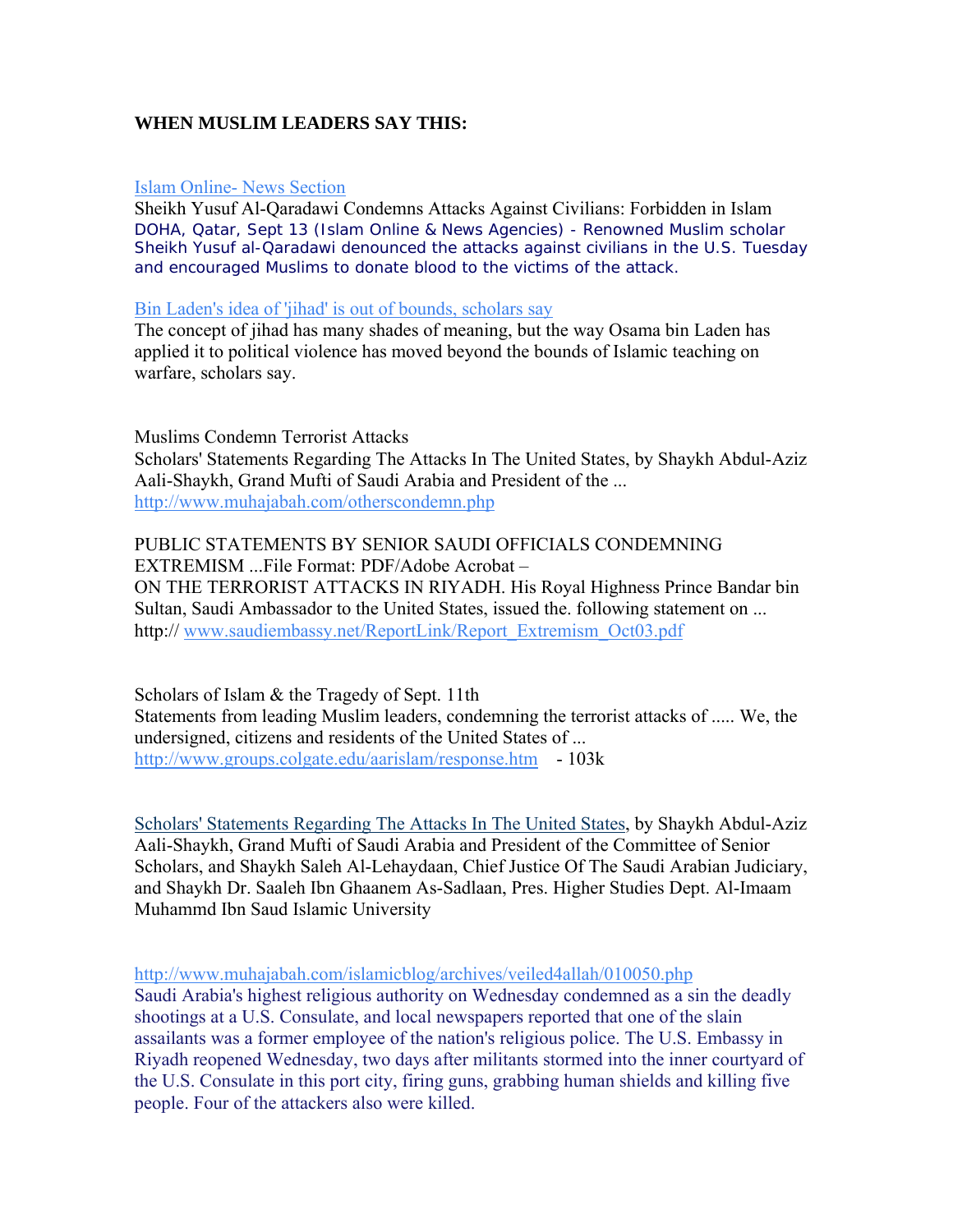**WHEN MUSLIM LEADERS SAY THIS:**

Islam Online- News Section
Sheikh Yusuf Al-Qaradawi Condemns Attacks Against Civilians: Forbidden in Islam
DOHA, Qatar, Sept 13 (Islam Online & News Agencies) - Renowned Muslim scholar Sheikh Yusuf al-Qaradawi denounced the attacks against civilians in the U.S. Tuesday and encouraged Muslims to donate blood to the victims of the attack.

Bin Laden's idea of 'jihad' is out of bounds, scholars say
The concept of jihad has many shades of meaning, but the way Osama bin Laden has applied it to political violence has moved beyond the bounds of Islamic teaching on warfare, scholars say.

Muslims Condemn Terrorist Attacks
Scholars' Statements Regarding The Attacks In The United States, by Shaykh Abdul-Aziz Aali-Shaykh, Grand Mufti of Saudi Arabia and President of the ...
http://www.muhajabah.com/otherscondemn.php

PUBLIC STATEMENTS BY SENIOR SAUDI OFFICIALS CONDEMNING EXTREMISM ...File Format: PDF/Adobe Acrobat –
ON THE TERRORIST ATTACKS IN RIYADH. His Royal Highness Prince Bandar bin Sultan, Saudi Ambassador to the United States, issued the. following statement on ...
http:// www.saudiembassy.net/ReportLink/Report_Extremism_Oct03.pdf

Scholars of Islam & the Tragedy of Sept. 11th
Statements from leading Muslim leaders, condemning the terrorist attacks of ..... We, the undersigned, citizens and residents of the United States of ...
http://www.groups.colgate.edu/aarislam/response.htm - 103k

Scholars' Statements Regarding The Attacks In The United States, by Shaykh Abdul-Aziz Aali-Shaykh, Grand Mufti of Saudi Arabia and President of the Committee of Senior Scholars, and Shaykh Saleh Al-Lehaydaan, Chief Justice Of The Saudi Arabian Judiciary, and Shaykh Dr. Saaleh Ibn Ghaanem As-Sadlaan, Pres. Higher Studies Dept. Al-Imaam Muhammd Ibn Saud Islamic University

http://www.muhajabah.com/islamicblog/archives/veiled4allah/010050.php
Saudi Arabia's highest religious authority on Wednesday condemned as a sin the deadly shootings at a U.S. Consulate, and local newspapers reported that one of the slain assailants was a former employee of the nation's religious police. The U.S. Embassy in Riyadh reopened Wednesday, two days after militants stormed into the inner courtyard of the U.S. Consulate in this port city, firing guns, grabbing human shields and killing five people. Four of the attackers also were killed.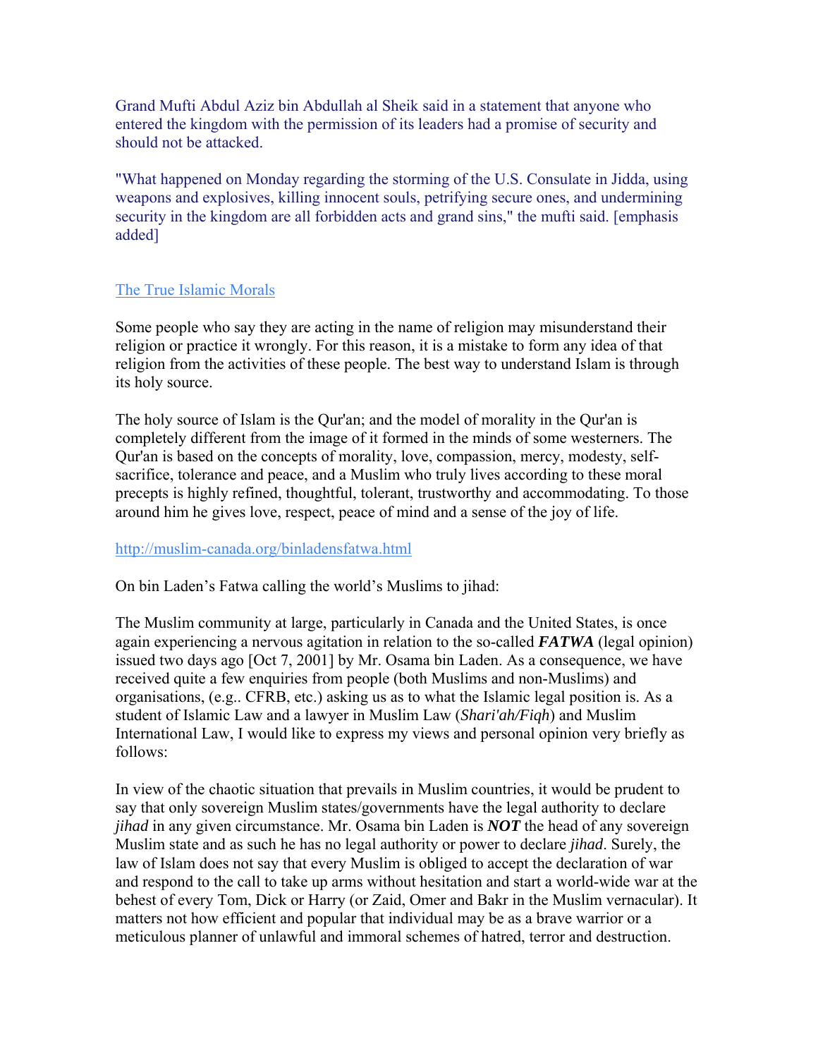Grand Mufti Abdul Aziz bin Abdullah al Sheik said in a statement that anyone who entered the kingdom with the permission of its leaders had a promise of security and should not be attacked.

"What happened on Monday regarding the storming of the U.S. Consulate in Jidda, using weapons and explosives, killing innocent souls, petrifying secure ones, and undermining security in the kingdom are all forbidden acts and grand sins," the mufti said. [emphasis added]

[The True Islamic Morals]

Some people who say they are acting in the name of religion may misunderstand their religion or practice it wrongly. For this reason, it is a mistake to form any idea of that religion from the activities of these people. The best way to understand Islam is through its holy source.

The holy source of Islam is the Qur'an; and the model of morality in the Qur'an is completely different from the image of it formed in the minds of some westerners. The Qur'an is based on the concepts of morality, love, compassion, mercy, modesty, self-sacrifice, tolerance and peace, and a Muslim who truly lives according to these moral precepts is highly refined, thoughtful, tolerant, trustworthy and accommodating. To those around him he gives love, respect, peace of mind and a sense of the joy of life.

http://muslim-canada.org/binladensfatwa.html

On bin Laden's Fatwa calling the world's Muslims to jihad:

The Muslim community at large, particularly in Canada and the United States, is once again experiencing a nervous agitation in relation to the so-called ***FATWA*** (legal opinion) issued two days ago [Oct 7, 2001] by Mr. Osama bin Laden. As a consequence, we have received quite a few enquiries from people (both Muslims and non-Muslims) and organisations, (e.g.. CFRB, etc.) asking us as to what the Islamic legal position is. As a student of Islamic Law and a lawyer in Muslim Law (*Shari'ah/Fiqh*) and Muslim International Law, I would like to express my views and personal opinion very briefly as follows:

In view of the chaotic situation that prevails in Muslim countries, it would be prudent to say that only sovereign Muslim states/governments have the legal authority to declare *jihad* in any given circumstance. Mr. Osama bin Laden is ***NOT*** the head of any sovereign Muslim state and as such he has no legal authority or power to declare *jihad*. Surely, the law of Islam does not say that every Muslim is obliged to accept the declaration of war and respond to the call to take up arms without hesitation and start a world-wide war at the behest of every Tom, Dick or Harry (or Zaid, Omer and Bakr in the Muslim vernacular). It matters not how efficient and popular that individual may be as a brave warrior or a meticulous planner of unlawful and immoral schemes of hatred, terror and destruction.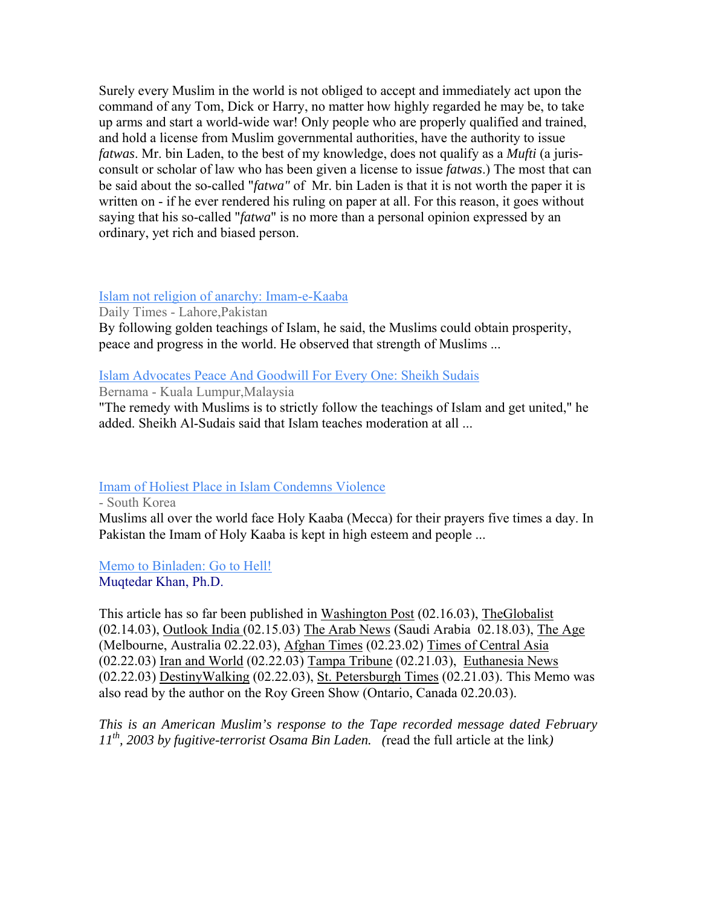Surely every Muslim in the world is not obliged to accept and immediately act upon the command of any Tom, Dick or Harry, no matter how highly regarded he may be, to take up arms and start a world-wide war! Only people who are properly qualified and trained, and hold a license from Muslim governmental authorities, have the authority to issue *fatwas*. Mr. bin Laden, to the best of my knowledge, does not qualify as a *Mufti* (a juris-consult or scholar of law who has been given a license to issue *fatwas*.) The most that can be said about the so-called "*fatwa"* of Mr. bin Laden is that it is not worth the paper it is written on - if he ever rendered his ruling on paper at all. For this reason, it goes without saying that his so-called "*fatwa*" is no more than a personal opinion expressed by an ordinary, yet rich and biased person.

Islam not religion of anarchy: Imam-e-Kaaba
Daily Times - Lahore,Pakistan
By following golden teachings of Islam, he said, the Muslims could obtain prosperity, peace and progress in the world. He observed that strength of Muslims ...

Islam Advocates Peace And Goodwill For Every One: Sheikh Sudais
Bernama - Kuala Lumpur,Malaysia
"The remedy with Muslims is to strictly follow the teachings of Islam and get united," he added. Sheikh Al-Sudais said that Islam teaches moderation at all ...

Imam of Holiest Place in Islam Condemns Violence
- South Korea
Muslims all over the world face Holy Kaaba (Mecca) for their prayers five times a day. In Pakistan the Imam of Holy Kaaba is kept in high esteem and people ...

Memo to Binladen: Go to Hell!
Muqtedar Khan, Ph.D.

This article has so far been published in Washington Post (02.16.03), TheGlobalist (02.14.03), Outlook India (02.15.03) The Arab News (Saudi Arabia 02.18.03), The Age (Melbourne, Australia 02.22.03), Afghan Times (02.23.02) Times of Central Asia (02.22.03) Iran and World (02.22.03) Tampa Tribune (02.21.03), Euthanesia News (02.22.03) DestinyWalking (02.22.03), St. Petersburgh Times (02.21.03). This Memo was also read by the author on the Roy Green Show (Ontario, Canada 02.20.03).

*This is an American Muslim's response to the Tape recorded message dated February 11th, 2003 by fugitive-terrorist Osama Bin Laden. (*read the full article at the link*)*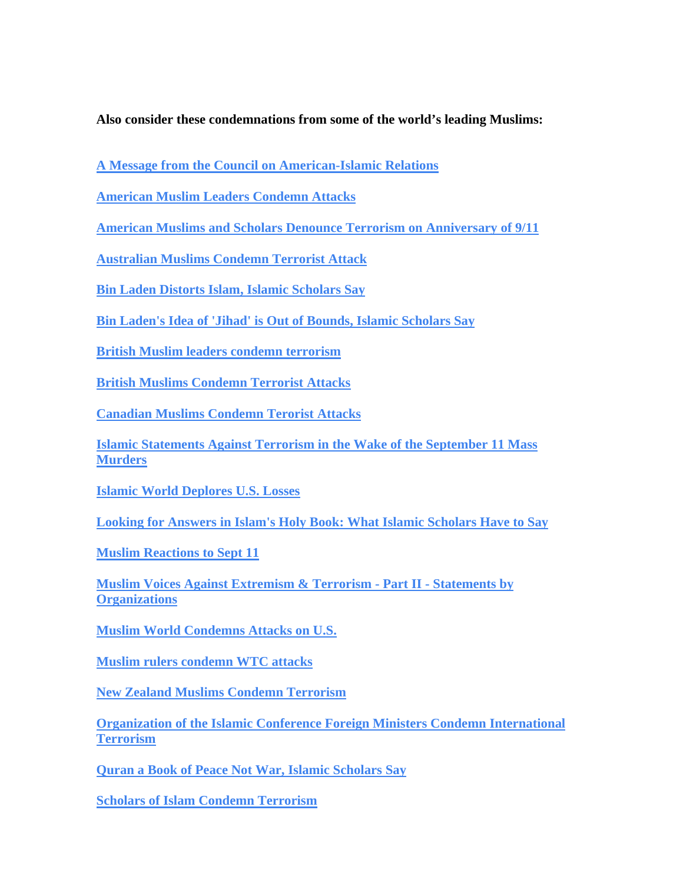**Also consider these condemnations from some of the world's leading Muslims:**

**A Message from the Council on American-Islamic Relations**

**American Muslim Leaders Condemn Attacks**

**American Muslims and Scholars Denounce Terrorism on Anniversary of 9/11**

**Australian Muslims Condemn Terrorist Attack**

**Bin Laden Distorts Islam, Islamic Scholars Say**

**Bin Laden's Idea of 'Jihad' is Out of Bounds, Islamic Scholars Say**

**British Muslim leaders condemn terrorism**

**British Muslims Condemn Terrorist Attacks**

**Canadian Muslims Condemn Terorist Attacks**

**Islamic Statements Against Terrorism in the Wake of the September 11 Mass Murders**

**Islamic World Deplores U.S. Losses**

**Looking for Answers in Islam's Holy Book: What Islamic Scholars Have to Say**

**Muslim Reactions to Sept 11**

**Muslim Voices Against Extremism & Terrorism - Part II - Statements by Organizations**

**Muslim World Condemns Attacks on U.S.**

**Muslim rulers condemn WTC attacks**

**New Zealand Muslims Condemn Terrorism**

**Organization of the Islamic Conference Foreign Ministers Condemn International Terrorism**

**Quran a Book of Peace Not War, Islamic Scholars Say**

**Scholars of Islam Condemn Terrorism**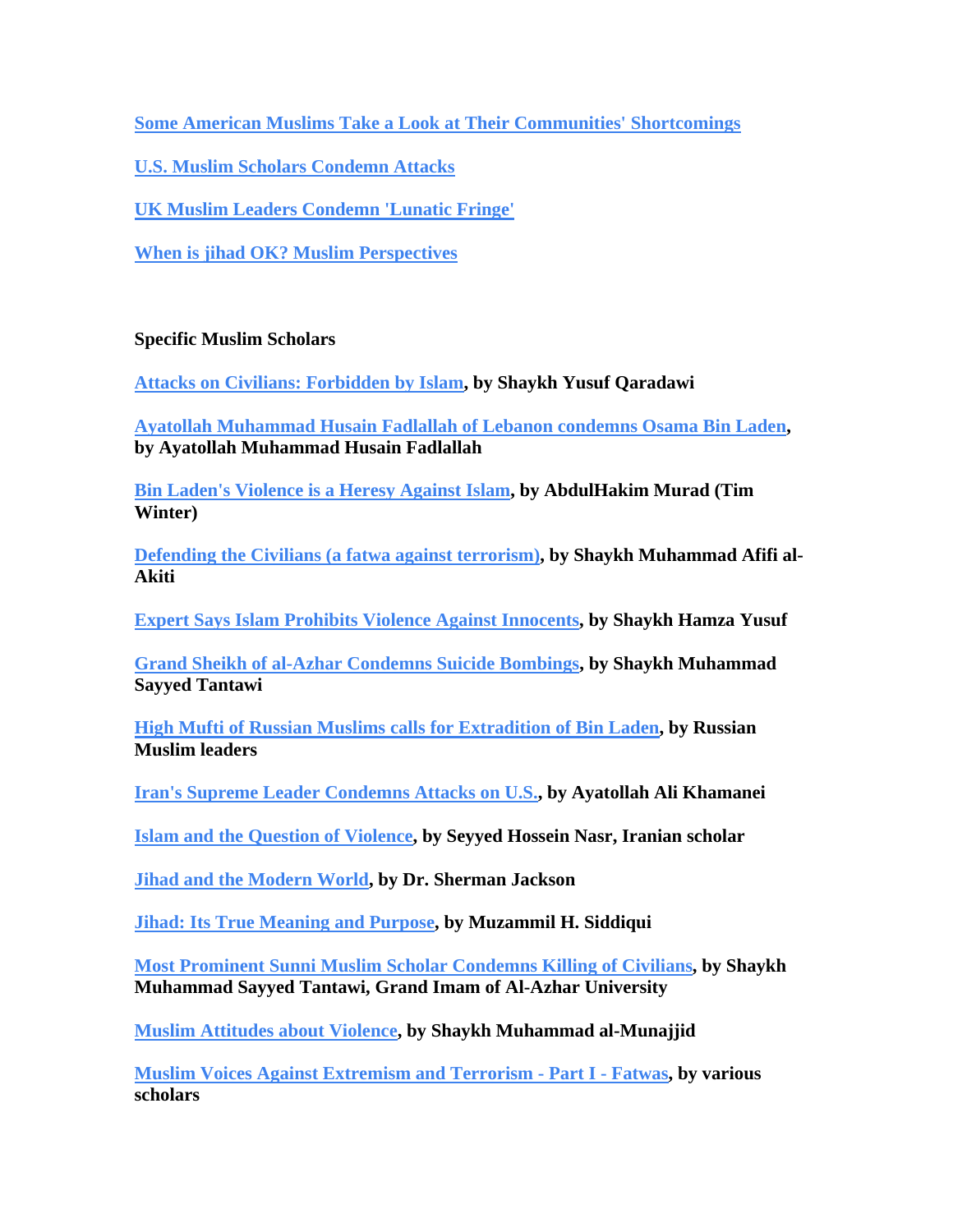Some American Muslims Take a Look at Their Communities' Shortcomings

U.S. Muslim Scholars Condemn Attacks

UK Muslim Leaders Condemn 'Lunatic Fringe'

When is jihad OK? Muslim Perspectives

**Specific Muslim Scholars**

Attacks on Civilians: Forbidden by Islam, **by Shaykh Yusuf Qaradawi**

Ayatollah Muhammad Husain Fadlallah of Lebanon condemns Osama Bin Laden, **by Ayatollah Muhammad Husain Fadlallah**

Bin Laden's Violence is a Heresy Against Islam, **by AbdulHakim Murad (Tim Winter)**

Defending the Civilians (a fatwa against terrorism), **by Shaykh Muhammad Afifi al-Akiti**

Expert Says Islam Prohibits Violence Against Innocents, **by Shaykh Hamza Yusuf**

Grand Sheikh of al-Azhar Condemns Suicide Bombings, **by Shaykh Muhammad Sayyed Tantawi**

High Mufti of Russian Muslims calls for Extradition of Bin Laden, **by Russian Muslim leaders**

Iran's Supreme Leader Condemns Attacks on U.S., **by Ayatollah Ali Khamanei**

Islam and the Question of Violence, **by Seyyed Hossein Nasr, Iranian scholar**

Jihad and the Modern World, **by Dr. Sherman Jackson**

Jihad: Its True Meaning and Purpose, **by Muzammil H. Siddiqui**

Most Prominent Sunni Muslim Scholar Condemns Killing of Civilians, **by Shaykh Muhammad Sayyed Tantawi, Grand Imam of Al-Azhar University**

Muslim Attitudes about Violence, **by Shaykh Muhammad al-Munajjid**

Muslim Voices Against Extremism and Terrorism - Part I - Fatwas, **by various scholars**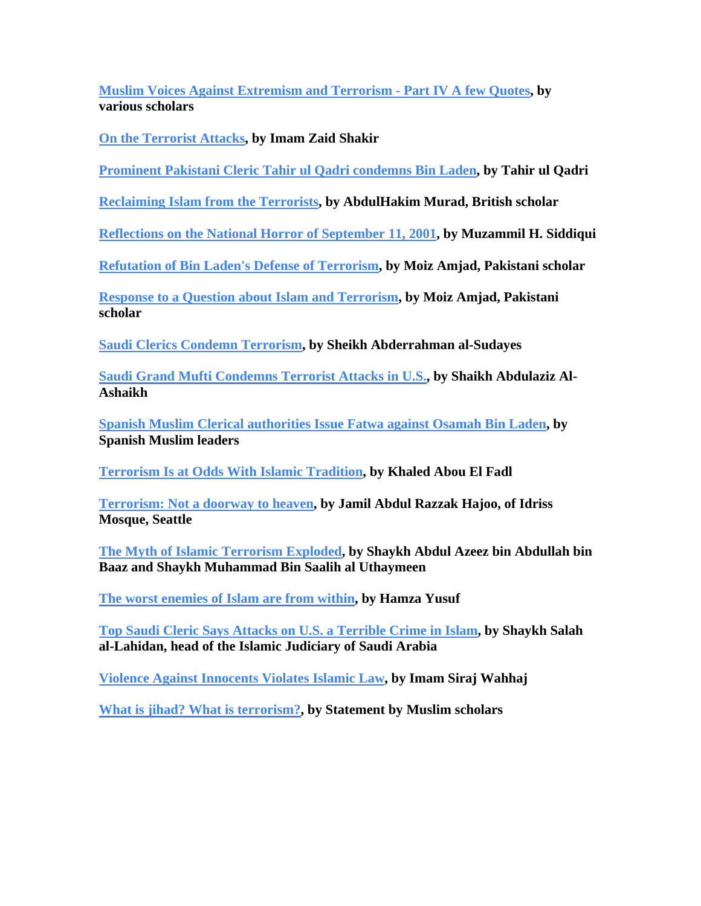Muslim Voices Against Extremism and Terrorism - Part IV A few Quotes**, by various scholars**

On the Terrorist Attacks**, by Imam Zaid Shakir**

Prominent Pakistani Cleric Tahir ul Qadri condemns Bin Laden**, by Tahir ul Qadri**

Reclaiming Islam from the Terrorists**, by AbdulHakim Murad, British scholar**

Reflections on the National Horror of September 11, 2001**, by Muzammil H. Siddiqui**

Refutation of Bin Laden's Defense of Terrorism**, by Moiz Amjad, Pakistani scholar**

Response to a Question about Islam and Terrorism**, by Moiz Amjad, Pakistani scholar**

Saudi Clerics Condemn Terrorism**, by Sheikh Abderrahman al-Sudayes**

Saudi Grand Mufti Condemns Terrorist Attacks in U.S.**, by Shaikh Abdulaziz Al-Ashaikh**

Spanish Muslim Clerical authorities Issue Fatwa against Osamah Bin Laden**, by Spanish Muslim leaders**

Terrorism Is at Odds With Islamic Tradition**, by Khaled Abou El Fadl**

Terrorism: Not a doorway to heaven**, by Jamil Abdul Razzak Hajoo, of Idriss Mosque, Seattle**

The Myth of Islamic Terrorism Exploded**, by Shaykh Abdul Azeez bin Abdullah bin Baaz and Shaykh Muhammad Bin Saalih al Uthaymeen**

The worst enemies of Islam are from within**, by Hamza Yusuf**

Top Saudi Cleric Says Attacks on U.S. a Terrible Crime in Islam**, by Shaykh Salah al-Lahidan, head of the Islamic Judiciary of Saudi Arabia**

Violence Against Innocents Violates Islamic Law**, by Imam Siraj Wahhaj**

What is jihad? What is terrorism?**, by Statement by Muslim scholars**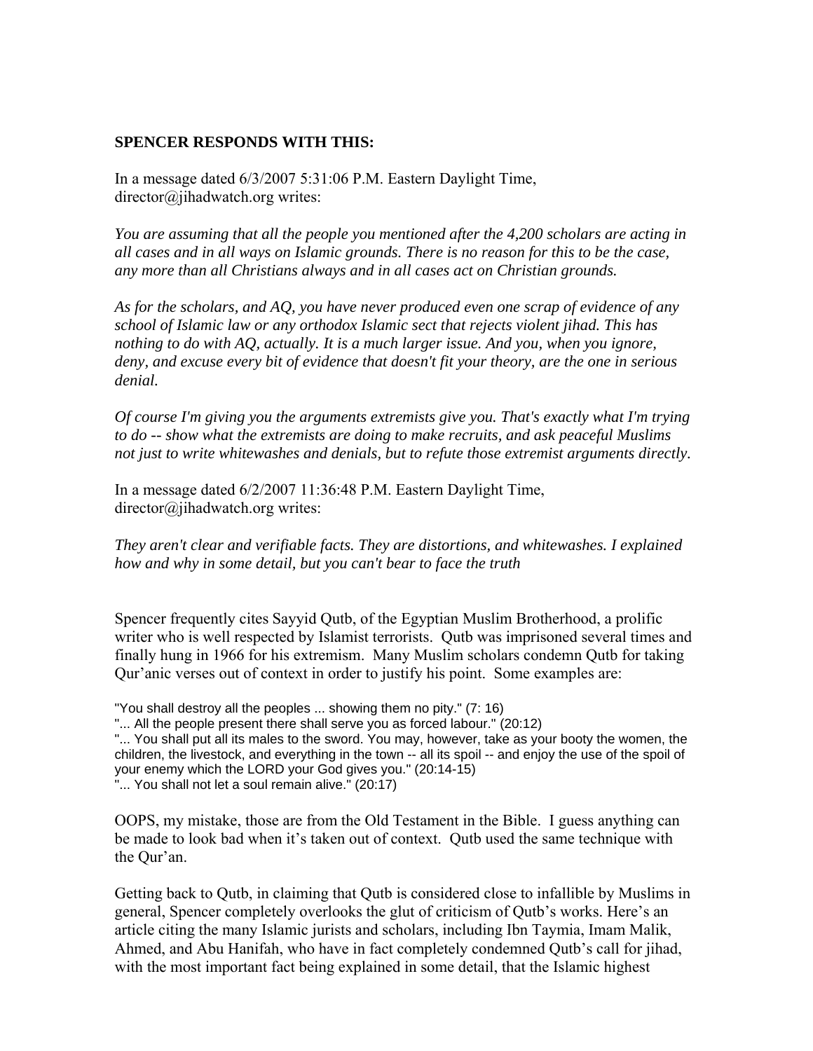**SPENCER RESPONDS WITH THIS:**

In a message dated 6/3/2007 5:31:06 P.M. Eastern Daylight Time, director@jihadwatch.org writes:

*You are assuming that all the people you mentioned after the 4,200 scholars are acting in all cases and in all ways on Islamic grounds. There is no reason for this to be the case, any more than all Christians always and in all cases act on Christian grounds.*

*As for the scholars, and AQ, you have never produced even one scrap of evidence of any school of Islamic law or any orthodox Islamic sect that rejects violent jihad. This has nothing to do with AQ, actually. It is a much larger issue. And you, when you ignore, deny, and excuse every bit of evidence that doesn't fit your theory, are the one in serious denial.*

*Of course I'm giving you the arguments extremists give you. That's exactly what I'm trying to do -- show what the extremists are doing to make recruits, and ask peaceful Muslims not just to write whitewashes and denials, but to refute those extremist arguments directly.*

In a message dated 6/2/2007 11:36:48 P.M. Eastern Daylight Time, director@jihadwatch.org writes:

*They aren't clear and verifiable facts. They are distortions, and whitewashes. I explained how and why in some detail, but you can't bear to face the truth*

Spencer frequently cites Sayyid Qutb, of the Egyptian Muslim Brotherhood, a prolific writer who is well respected by Islamist terrorists. Qutb was imprisoned several times and finally hung in 1966 for his extremism. Many Muslim scholars condemn Qutb for taking Qur'anic verses out of context in order to justify his point. Some examples are:

"You shall destroy all the peoples ... showing them no pity." (7: 16)
"... All the people present there shall serve you as forced labour." (20:12)
"... You shall put all its males to the sword. You may, however, take as your booty the women, the children, the livestock, and everything in the town -- all its spoil -- and enjoy the use of the spoil of your enemy which the LORD your God gives you." (20:14-15)
"... You shall not let a soul remain alive." (20:17)

OOPS, my mistake, those are from the Old Testament in the Bible. I guess anything can be made to look bad when it's taken out of context. Qutb used the same technique with the Qur'an.

Getting back to Qutb, in claiming that Qutb is considered close to infallible by Muslims in general, Spencer completely overlooks the glut of criticism of Qutb's works. Here's an article citing the many Islamic jurists and scholars, including Ibn Taymia, Imam Malik, Ahmed, and Abu Hanifah, who have in fact completely condemned Qutb's call for jihad, with the most important fact being explained in some detail, that the Islamic highest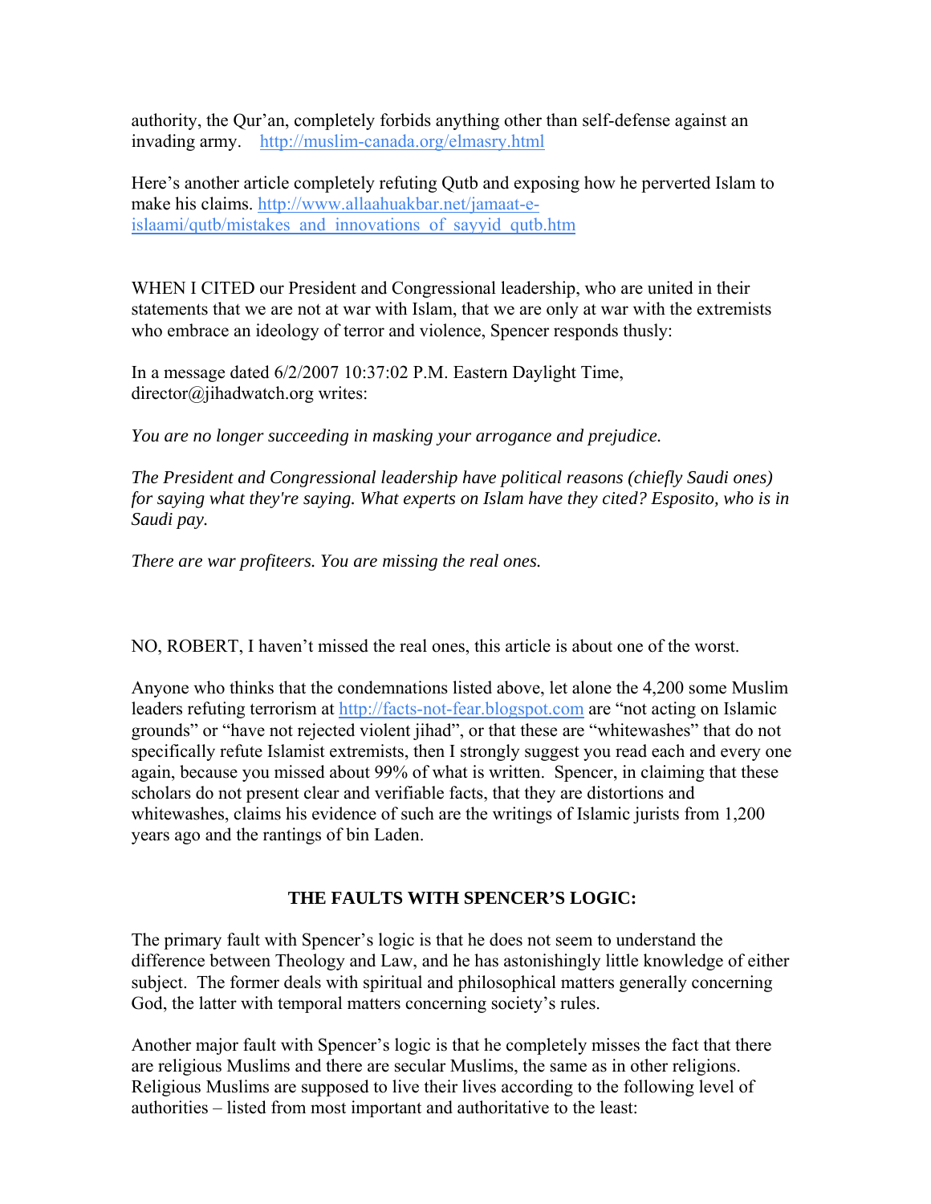authority, the Qur'an, completely forbids anything other than self-defense against an invading army. http://muslim-canada.org/elmasry.html

Here's another article completely refuting Qutb and exposing how he perverted Islam to make his claims. http://www.allaahuakbar.net/jamaat-e-islaami/qutb/mistakes_and_innovations_of_sayyid_qutb.htm

WHEN I CITED our President and Congressional leadership, who are united in their statements that we are not at war with Islam, that we are only at war with the extremists who embrace an ideology of terror and violence, Spencer responds thusly:

In a message dated 6/2/2007 10:37:02 P.M. Eastern Daylight Time, director@jihadwatch.org writes:

*You are no longer succeeding in masking your arrogance and prejudice.*

*The President and Congressional leadership have political reasons (chiefly Saudi ones) for saying what they're saying. What experts on Islam have they cited? Esposito, who is in Saudi pay.*

*There are war profiteers. You are missing the real ones.*

NO, ROBERT, I haven't missed the real ones, this article is about one of the worst.

Anyone who thinks that the condemnations listed above, let alone the 4,200 some Muslim leaders refuting terrorism at http://facts-not-fear.blogspot.com are "not acting on Islamic grounds" or "have not rejected violent jihad", or that these are "whitewashes" that do not specifically refute Islamist extremists, then I strongly suggest you read each and every one again, because you missed about 99% of what is written. Spencer, in claiming that these scholars do not present clear and verifiable facts, that they are distortions and whitewashes, claims his evidence of such are the writings of Islamic jurists from 1,200 years ago and the rantings of bin Laden.

**THE FAULTS WITH SPENCER'S LOGIC:**

The primary fault with Spencer's logic is that he does not seem to understand the difference between Theology and Law, and he has astonishingly little knowledge of either subject. The former deals with spiritual and philosophical matters generally concerning God, the latter with temporal matters concerning society's rules.

Another major fault with Spencer's logic is that he completely misses the fact that there are religious Muslims and there are secular Muslims, the same as in other religions. Religious Muslims are supposed to live their lives according to the following level of authorities – listed from most important and authoritative to the least: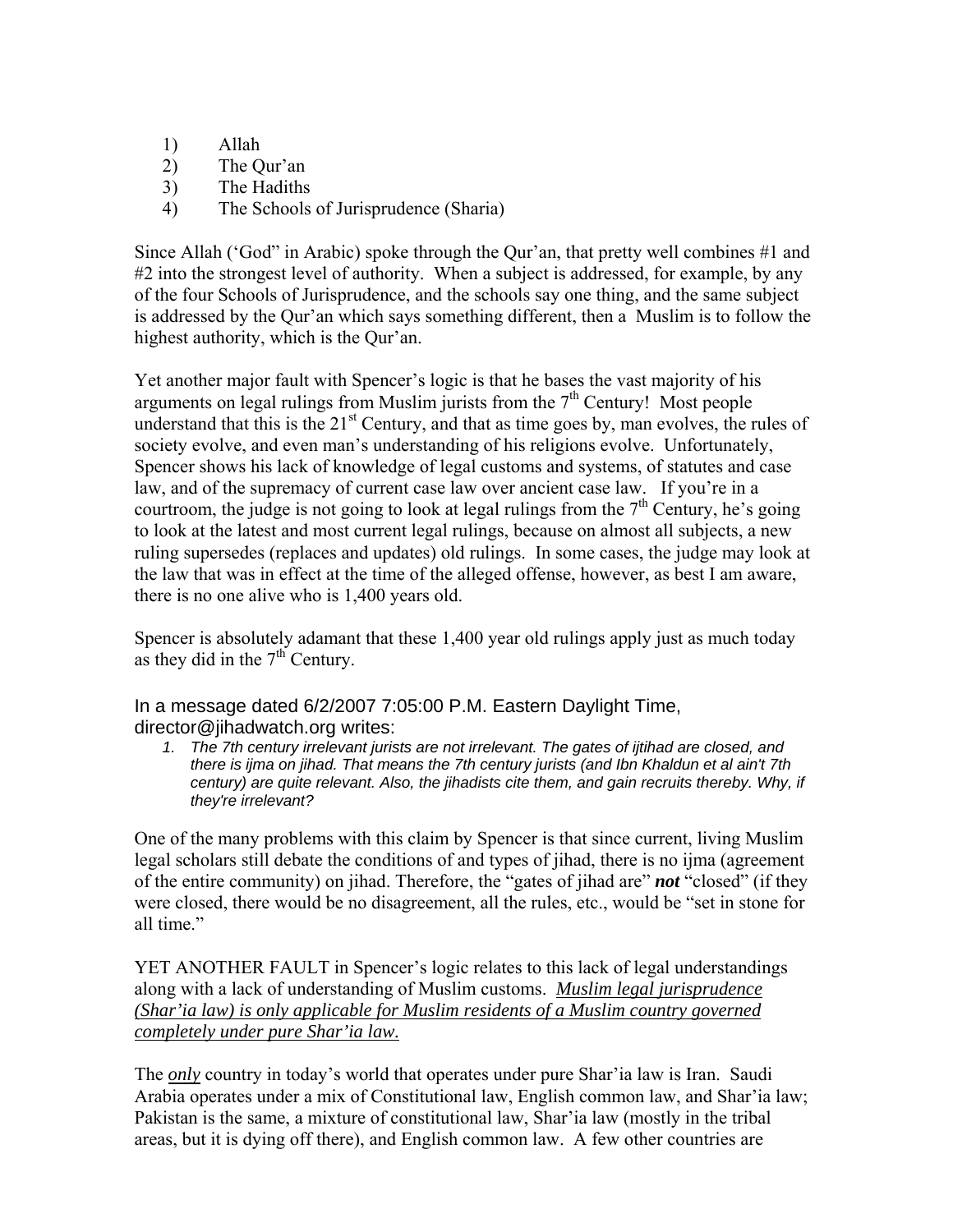1) Allah
2) The Qur'an
3) The Hadiths
4) The Schools of Jurisprudence (Sharia)

Since Allah ('God" in Arabic) spoke through the Qur'an, that pretty well combines #1 and #2 into the strongest level of authority. When a subject is addressed, for example, by any of the four Schools of Jurisprudence, and the schools say one thing, and the same subject is addressed by the Qur'an which says something different, then a Muslim is to follow the highest authority, which is the Qur'an.

Yet another major fault with Spencer's logic is that he bases the vast majority of his arguments on legal rulings from Muslim jurists from the 7th Century! Most people understand that this is the 21st Century, and that as time goes by, man evolves, the rules of society evolve, and even man's understanding of his religions evolve. Unfortunately, Spencer shows his lack of knowledge of legal customs and systems, of statutes and case law, and of the supremacy of current case law over ancient case law. If you're in a courtroom, the judge is not going to look at legal rulings from the 7th Century, he's going to look at the latest and most current legal rulings, because on almost all subjects, a new ruling supersedes (replaces and updates) old rulings. In some cases, the judge may look at the law that was in effect at the time of the alleged offense, however, as best I am aware, there is no one alive who is 1,400 years old.

Spencer is absolutely adamant that these 1,400 year old rulings apply just as much today as they did in the 7th Century.

In a message dated 6/2/2007 7:05:00 P.M. Eastern Daylight Time, director@jihadwatch.org writes:

1. *The 7th century irrelevant jurists are not irrelevant. The gates of ijtihad are closed, and there is ijma on jihad. That means the 7th century jurists (and Ibn Khaldun et al ain't 7th century) are quite relevant. Also, the jihadists cite them, and gain recruits thereby. Why, if they're irrelevant?*

One of the many problems with this claim by Spencer is that since current, living Muslim legal scholars still debate the conditions of and types of jihad, there is no ijma (agreement of the entire community) on jihad. Therefore, the "gates of jihad are" ***not*** "closed" (if they were closed, there would be no disagreement, all the rules, etc., would be "set in stone for all time."

YET ANOTHER FAULT in Spencer's logic relates to this lack of legal understandings along with a lack of understanding of Muslim customs. *Muslim legal jurisprudence (Shar'ia law) is only applicable for Muslim residents of a Muslim country governed completely under pure Shar'ia law.*

The *only* country in today's world that operates under pure Shar'ia law is Iran. Saudi Arabia operates under a mix of Constitutional law, English common law, and Shar'ia law; Pakistan is the same, a mixture of constitutional law, Shar'ia law (mostly in the tribal areas, but it is dying off there), and English common law. A few other countries are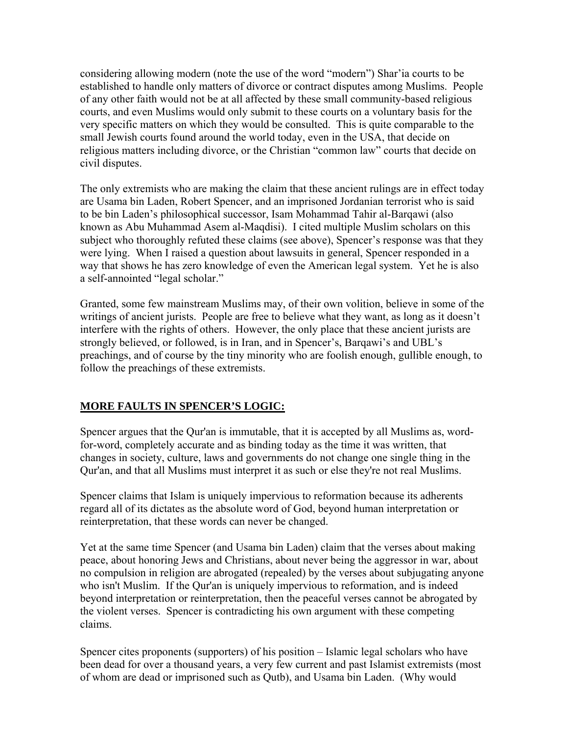considering allowing modern (note the use of the word "modern") Shar'ia courts to be established to handle only matters of divorce or contract disputes among Muslims. People of any other faith would not be at all affected by these small community-based religious courts, and even Muslims would only submit to these courts on a voluntary basis for the very specific matters on which they would be consulted. This is quite comparable to the small Jewish courts found around the world today, even in the USA, that decide on religious matters including divorce, or the Christian "common law" courts that decide on civil disputes.

The only extremists who are making the claim that these ancient rulings are in effect today are Usama bin Laden, Robert Spencer, and an imprisoned Jordanian terrorist who is said to be bin Laden's philosophical successor, Isam Mohammad Tahir al-Barqawi (also known as Abu Muhammad Asem al-Maqdisi). I cited multiple Muslim scholars on this subject who thoroughly refuted these claims (see above), Spencer's response was that they were lying. When I raised a question about lawsuits in general, Spencer responded in a way that shows he has zero knowledge of even the American legal system. Yet he is also a self-annointed "legal scholar."

Granted, some few mainstream Muslims may, of their own volition, believe in some of the writings of ancient jurists. People are free to believe what they want, as long as it doesn't interfere with the rights of others. However, the only place that these ancient jurists are strongly believed, or followed, is in Iran, and in Spencer's, Barqawi's and UBL's preachings, and of course by the tiny minority who are foolish enough, gullible enough, to follow the preachings of these extremists.

## MORE FAULTS IN SPENCER'S LOGIC:

Spencer argues that the Qur'an is immutable, that it is accepted by all Muslims as, word-for-word, completely accurate and as binding today as the time it was written, that changes in society, culture, laws and governments do not change one single thing in the Qur'an, and that all Muslims must interpret it as such or else they're not real Muslims.

Spencer claims that Islam is uniquely impervious to reformation because its adherents regard all of its dictates as the absolute word of God, beyond human interpretation or reinterpretation, that these words can never be changed.

Yet at the same time Spencer (and Usama bin Laden) claim that the verses about making peace, about honoring Jews and Christians, about never being the aggressor in war, about no compulsion in religion are abrogated (repealed) by the verses about subjugating anyone who isn't Muslim. If the Qur'an is uniquely impervious to reformation, and is indeed beyond interpretation or reinterpretation, then the peaceful verses cannot be abrogated by the violent verses. Spencer is contradicting his own argument with these competing claims.

Spencer cites proponents (supporters) of his position – Islamic legal scholars who have been dead for over a thousand years, a very few current and past Islamist extremists (most of whom are dead or imprisoned such as Qutb), and Usama bin Laden. (Why would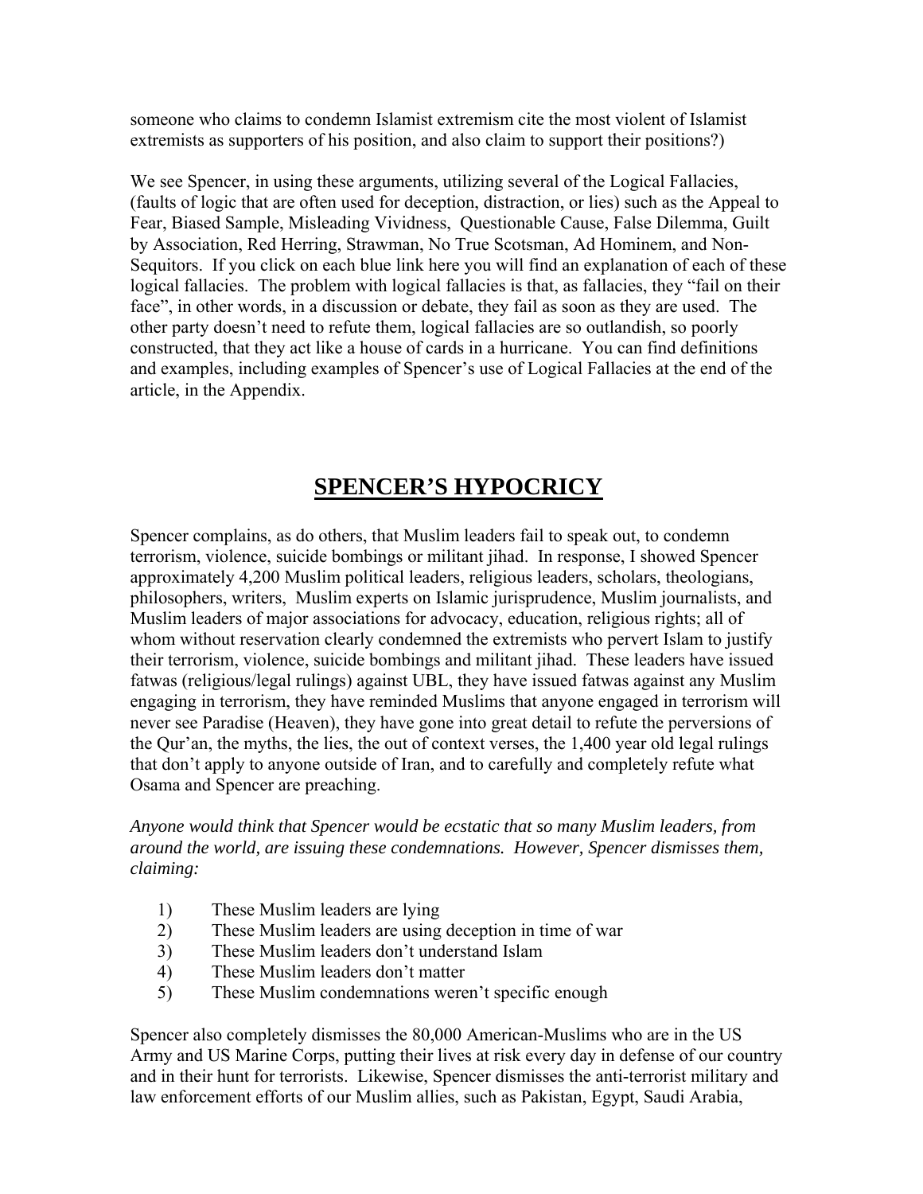someone who claims to condemn Islamist extremism cite the most violent of Islamist extremists as supporters of his position, and also claim to support their positions?)

We see Spencer, in using these arguments, utilizing several of the Logical Fallacies, (faults of logic that are often used for deception, distraction, or lies) such as the Appeal to Fear, Biased Sample, Misleading Vividness, Questionable Cause, False Dilemma, Guilt by Association, Red Herring, Strawman, No True Scotsman, Ad Hominem, and Non-Sequitors. If you click on each blue link here you will find an explanation of each of these logical fallacies. The problem with logical fallacies is that, as fallacies, they "fail on their face", in other words, in a discussion or debate, they fail as soon as they are used. The other party doesn't need to refute them, logical fallacies are so outlandish, so poorly constructed, that they act like a house of cards in a hurricane. You can find definitions and examples, including examples of Spencer's use of Logical Fallacies at the end of the article, in the Appendix.

# SPENCER'S HYPOCRICY

Spencer complains, as do others, that Muslim leaders fail to speak out, to condemn terrorism, violence, suicide bombings or militant jihad. In response, I showed Spencer approximately 4,200 Muslim political leaders, religious leaders, scholars, theologians, philosophers, writers, Muslim experts on Islamic jurisprudence, Muslim journalists, and Muslim leaders of major associations for advocacy, education, religious rights; all of whom without reservation clearly condemned the extremists who pervert Islam to justify their terrorism, violence, suicide bombings and militant jihad. These leaders have issued fatwas (religious/legal rulings) against UBL, they have issued fatwas against any Muslim engaging in terrorism, they have reminded Muslims that anyone engaged in terrorism will never see Paradise (Heaven), they have gone into great detail to refute the perversions of the Qur'an, the myths, the lies, the out of context verses, the 1,400 year old legal rulings that don't apply to anyone outside of Iran, and to carefully and completely refute what Osama and Spencer are preaching.

*Anyone would think that Spencer would be ecstatic that so many Muslim leaders, from around the world, are issuing these condemnations. However, Spencer dismisses them, claiming:*

1) These Muslim leaders are lying
2) These Muslim leaders are using deception in time of war
3) These Muslim leaders don't understand Islam
4) These Muslim leaders don't matter
5) These Muslim condemnations weren't specific enough

Spencer also completely dismisses the 80,000 American-Muslims who are in the US Army and US Marine Corps, putting their lives at risk every day in defense of our country and in their hunt for terrorists. Likewise, Spencer dismisses the anti-terrorist military and law enforcement efforts of our Muslim allies, such as Pakistan, Egypt, Saudi Arabia,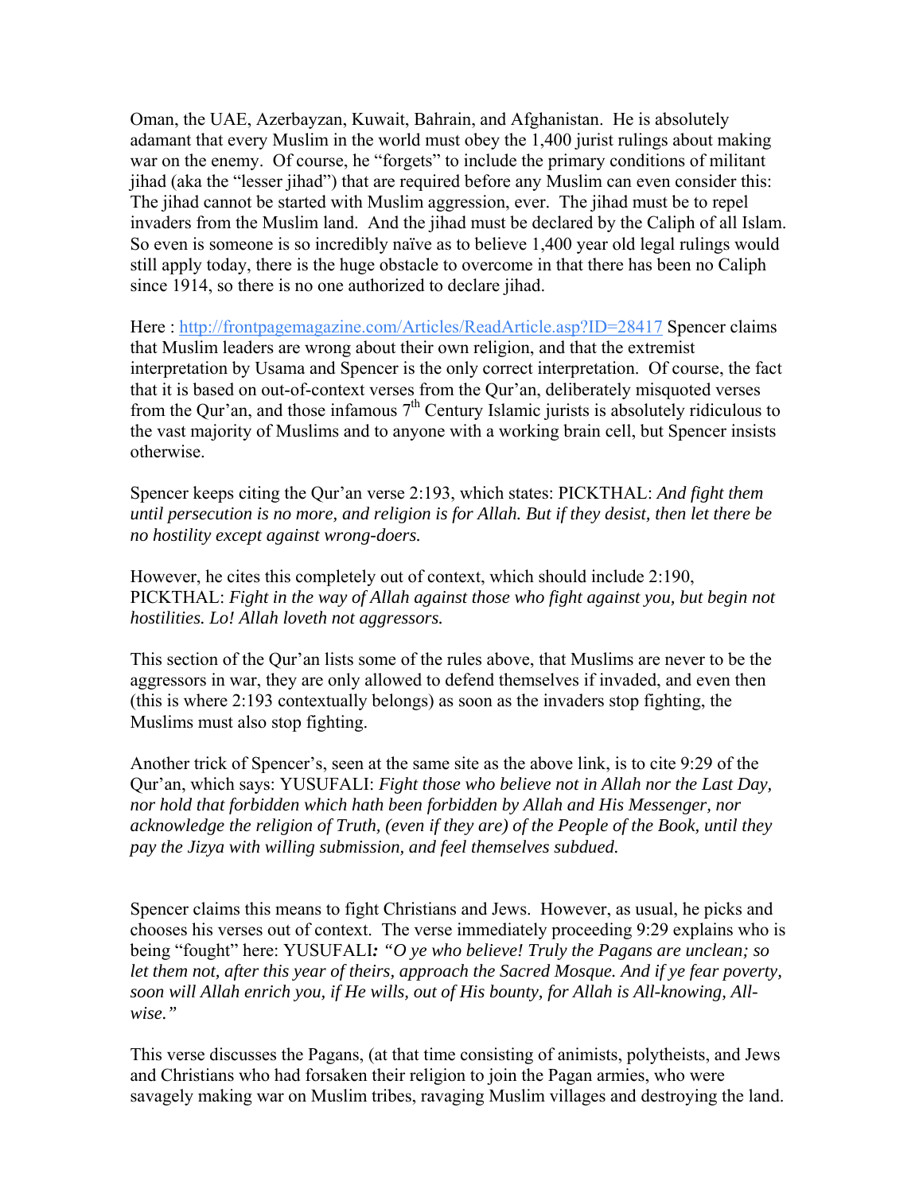Oman, the UAE, Azerbayzan, Kuwait, Bahrain, and Afghanistan. He is absolutely adamant that every Muslim in the world must obey the 1,400 jurist rulings about making war on the enemy. Of course, he "forgets" to include the primary conditions of militant jihad (aka the "lesser jihad") that are required before any Muslim can even consider this: The jihad cannot be started with Muslim aggression, ever. The jihad must be to repel invaders from the Muslim land. And the jihad must be declared by the Caliph of all Islam. So even is someone is so incredibly naïve as to believe 1,400 year old legal rulings would still apply today, there is the huge obstacle to overcome in that there has been no Caliph since 1914, so there is no one authorized to declare jihad.

Here : http://frontpagemagazine.com/Articles/ReadArticle.asp?ID=28417 Spencer claims that Muslim leaders are wrong about their own religion, and that the extremist interpretation by Usama and Spencer is the only correct interpretation. Of course, the fact that it is based on out-of-context verses from the Qur'an, deliberately misquoted verses from the Qur'an, and those infamous 7th Century Islamic jurists is absolutely ridiculous to the vast majority of Muslims and to anyone with a working brain cell, but Spencer insists otherwise.

Spencer keeps citing the Qur'an verse 2:193, which states: PICKTHAL: *And fight them until persecution is no more, and religion is for Allah. But if they desist, then let there be no hostility except against wrong-doers.*

However, he cites this completely out of context, which should include 2:190, PICKTHAL: *Fight in the way of Allah against those who fight against you, but begin not hostilities. Lo! Allah loveth not aggressors.*

This section of the Qur'an lists some of the rules above, that Muslims are never to be the aggressors in war, they are only allowed to defend themselves if invaded, and even then (this is where 2:193 contextually belongs) as soon as the invaders stop fighting, the Muslims must also stop fighting.

Another trick of Spencer's, seen at the same site as the above link, is to cite 9:29 of the Qur'an, which says: YUSUFALI: *Fight those who believe not in Allah nor the Last Day, nor hold that forbidden which hath been forbidden by Allah and His Messenger, nor acknowledge the religion of Truth, (even if they are) of the People of the Book, until they pay the Jizya with willing submission, and feel themselves subdued.*

Spencer claims this means to fight Christians and Jews. However, as usual, he picks and chooses his verses out of context. The verse immediately proceeding 9:29 explains who is being "fought" here: YUSUFALI*: "O ye who believe! Truly the Pagans are unclean; so let them not, after this year of theirs, approach the Sacred Mosque. And if ye fear poverty, soon will Allah enrich you, if He wills, out of His bounty, for Allah is All-knowing, All-wise."*

This verse discusses the Pagans, (at that time consisting of animists, polytheists, and Jews and Christians who had forsaken their religion to join the Pagan armies, who were savagely making war on Muslim tribes, ravaging Muslim villages and destroying the land.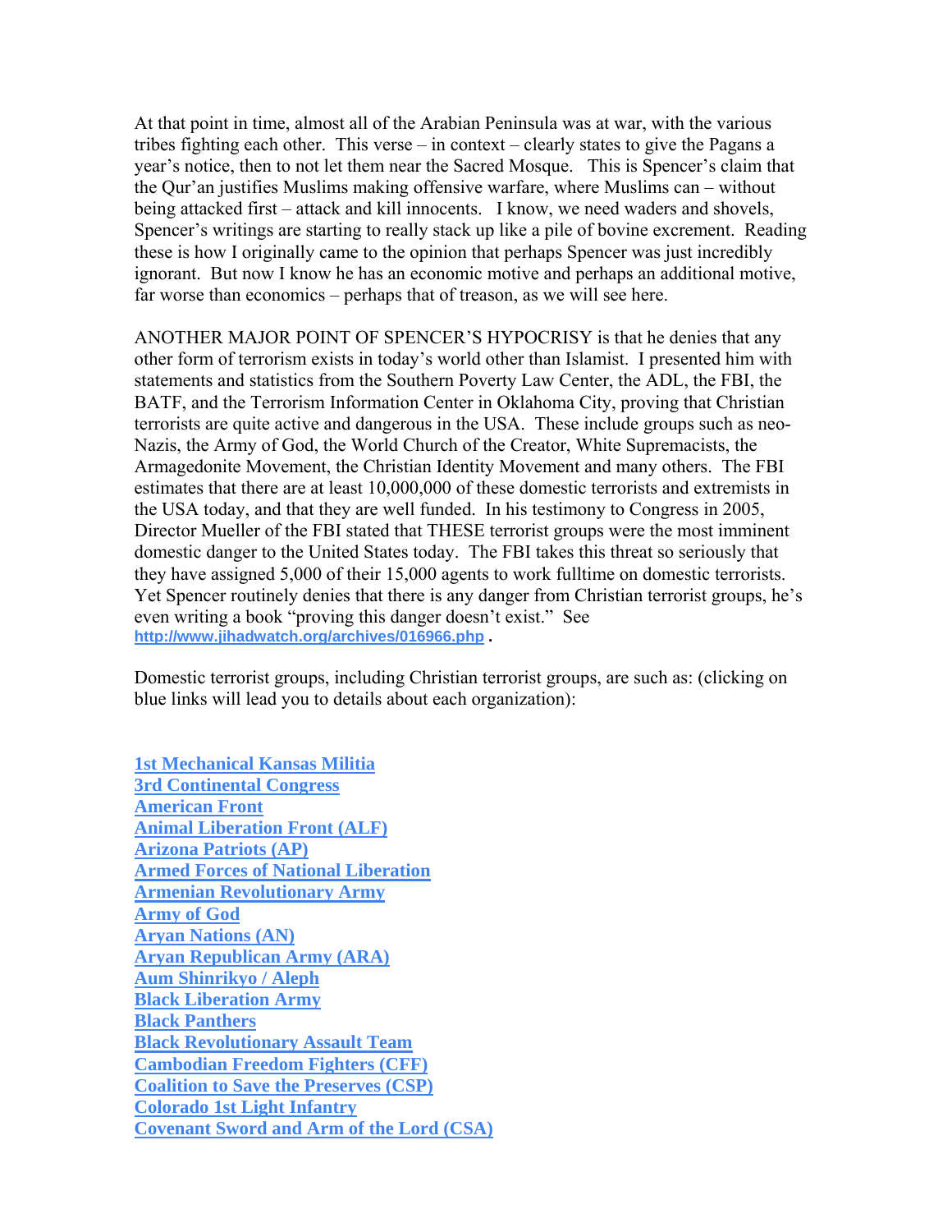At that point in time, almost all of the Arabian Peninsula was at war, with the various tribes fighting each other. This verse – in context – clearly states to give the Pagans a year's notice, then to not let them near the Sacred Mosque. This is Spencer's claim that the Qur'an justifies Muslims making offensive warfare, where Muslims can – without being attacked first – attack and kill innocents. I know, we need waders and shovels, Spencer's writings are starting to really stack up like a pile of bovine excrement. Reading these is how I originally came to the opinion that perhaps Spencer was just incredibly ignorant. But now I know he has an economic motive and perhaps an additional motive, far worse than economics – perhaps that of treason, as we will see here.

ANOTHER MAJOR POINT OF SPENCER'S HYPOCRISY is that he denies that any other form of terrorism exists in today's world other than Islamist. I presented him with statements and statistics from the Southern Poverty Law Center, the ADL, the FBI, the BATF, and the Terrorism Information Center in Oklahoma City, proving that Christian terrorists are quite active and dangerous in the USA. These include groups such as neo-Nazis, the Army of God, the World Church of the Creator, White Supremacists, the Armagedonite Movement, the Christian Identity Movement and many others. The FBI estimates that there are at least 10,000,000 of these domestic terrorists and extremists in the USA today, and that they are well funded. In his testimony to Congress in 2005, Director Mueller of the FBI stated that THESE terrorist groups were the most imminent domestic danger to the United States today. The FBI takes this threat so seriously that they have assigned 5,000 of their 15,000 agents to work fulltime on domestic terrorists. Yet Spencer routinely denies that there is any danger from Christian terrorist groups, he's even writing a book "proving this danger doesn't exist." See http://www.jihadwatch.org/archives/016966.php .

Domestic terrorist groups, including Christian terrorist groups, are such as: (clicking on blue links will lead you to details about each organization):

**1st Mechanical Kansas Militia**
**3rd Continental Congress**
**American Front**
**Animal Liberation Front (ALF)**
**Arizona Patriots (AP)**
**Armed Forces of National Liberation**
**Armenian Revolutionary Army**
**Army of God**
**Aryan Nations (AN)**
**Aryan Republican Army (ARA)**
**Aum Shinrikyo / Aleph**
**Black Liberation Army**
**Black Panthers**
**Black Revolutionary Assault Team**
**Cambodian Freedom Fighters (CFF)**
**Coalition to Save the Preserves (CSP)**
**Colorado 1st Light Infantry**
**Covenant Sword and Arm of the Lord (CSA)**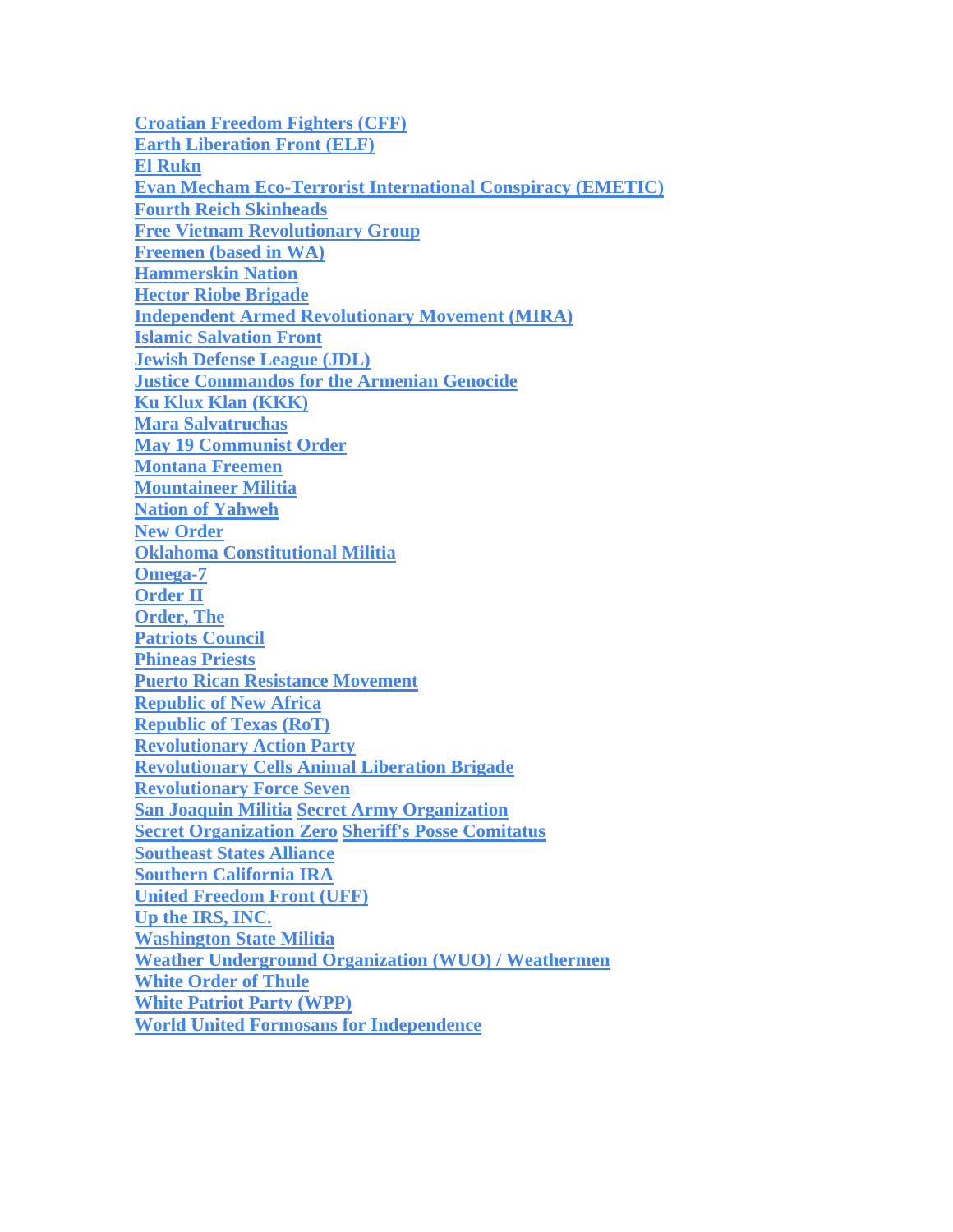Croatian Freedom Fighters (CFF)
Earth Liberation Front (ELF)
El Rukn
Evan Mecham Eco-Terrorist International Conspiracy (EMETIC)
Fourth Reich Skinheads
Free Vietnam Revolutionary Group
Freemen (based in WA)
Hammerskin Nation
Hector Riobe Brigade
Independent Armed Revolutionary Movement (MIRA)
Islamic Salvation Front
Jewish Defense League (JDL)
Justice Commandos for the Armenian Genocide
Ku Klux Klan (KKK)
Mara Salvatruchas
May 19 Communist Order
Montana Freemen
Mountaineer Militia
Nation of Yahweh
New Order
Oklahoma Constitutional Militia
Omega-7
Order II
Order, The
Patriots Council
Phineas Priests
Puerto Rican Resistance Movement
Republic of New Africa
Republic of Texas (RoT)
Revolutionary Action Party
Revolutionary Cells Animal Liberation Brigade
Revolutionary Force Seven
San Joaquin Militia Secret Army Organization
Secret Organization Zero Sheriff's Posse Comitatus
Southeast States Alliance
Southern California IRA
United Freedom Front (UFF)
Up the IRS, INC.
Washington State Militia
Weather Underground Organization (WUO) / Weathermen
White Order of Thule
White Patriot Party (WPP)
World United Formosans for Independence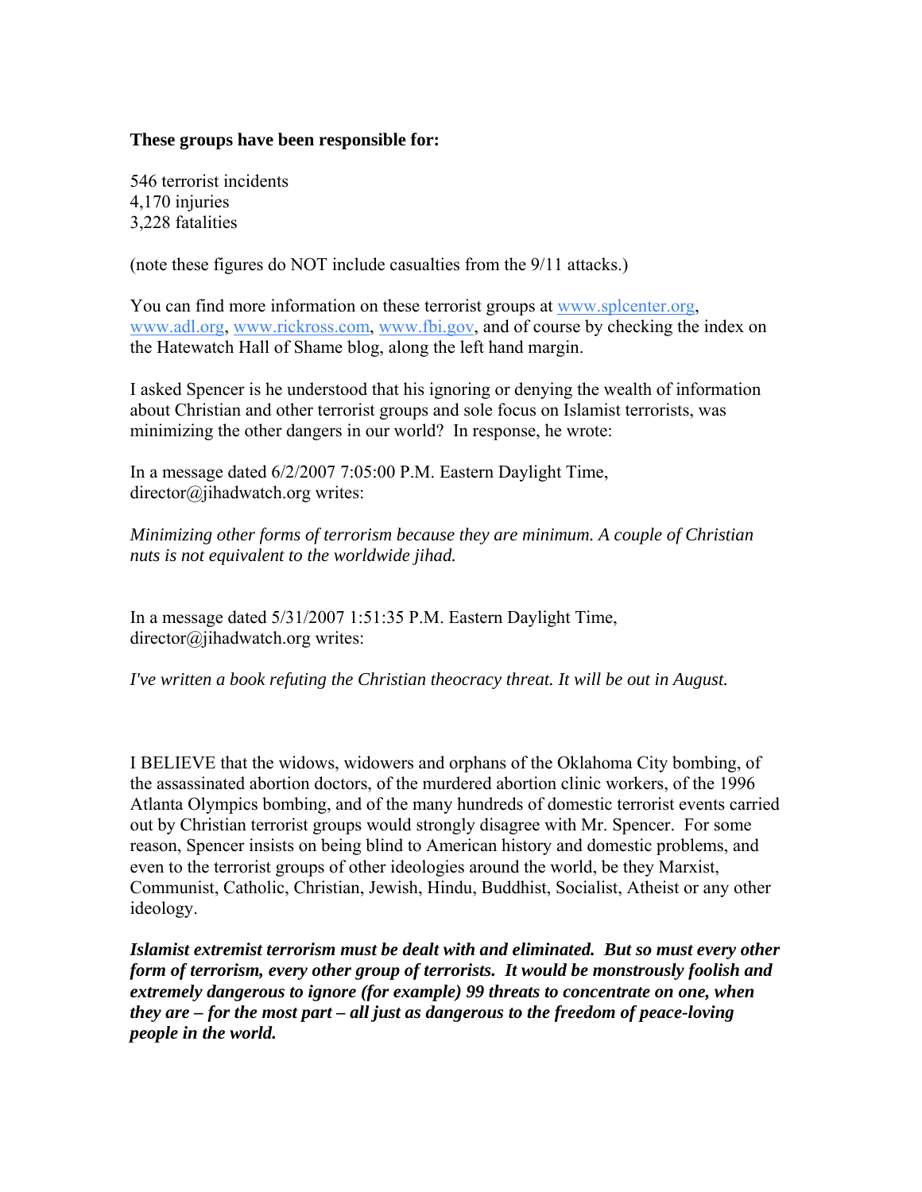**These groups have been responsible for:**

546 terrorist incidents
4,170 injuries
3,228 fatalities

(note these figures do NOT include casualties from the 9/11 attacks.)

You can find more information on these terrorist groups at www.splcenter.org, www.adl.org, www.rickross.com, www.fbi.gov, and of course by checking the index on the Hatewatch Hall of Shame blog, along the left hand margin.

I asked Spencer is he understood that his ignoring or denying the wealth of information about Christian and other terrorist groups and sole focus on Islamist terrorists, was minimizing the other dangers in our world? In response, he wrote:

In a message dated 6/2/2007 7:05:00 P.M. Eastern Daylight Time, director@jihadwatch.org writes:

*Minimizing other forms of terrorism because they are minimum. A couple of Christian nuts is not equivalent to the worldwide jihad.*

In a message dated 5/31/2007 1:51:35 P.M. Eastern Daylight Time, director@jihadwatch.org writes:

*I've written a book refuting the Christian theocracy threat. It will be out in August.*

I BELIEVE that the widows, widowers and orphans of the Oklahoma City bombing, of the assassinated abortion doctors, of the murdered abortion clinic workers, of the 1996 Atlanta Olympics bombing, and of the many hundreds of domestic terrorist events carried out by Christian terrorist groups would strongly disagree with Mr. Spencer. For some reason, Spencer insists on being blind to American history and domestic problems, and even to the terrorist groups of other ideologies around the world, be they Marxist, Communist, Catholic, Christian, Jewish, Hindu, Buddhist, Socialist, Atheist or any other ideology.

***Islamist extremist terrorism must be dealt with and eliminated. But so must every other form of terrorism, every other group of terrorists. It would be monstrously foolish and extremely dangerous to ignore (for example) 99 threats to concentrate on one, when they are – for the most part – all just as dangerous to the freedom of peace-loving people in the world.***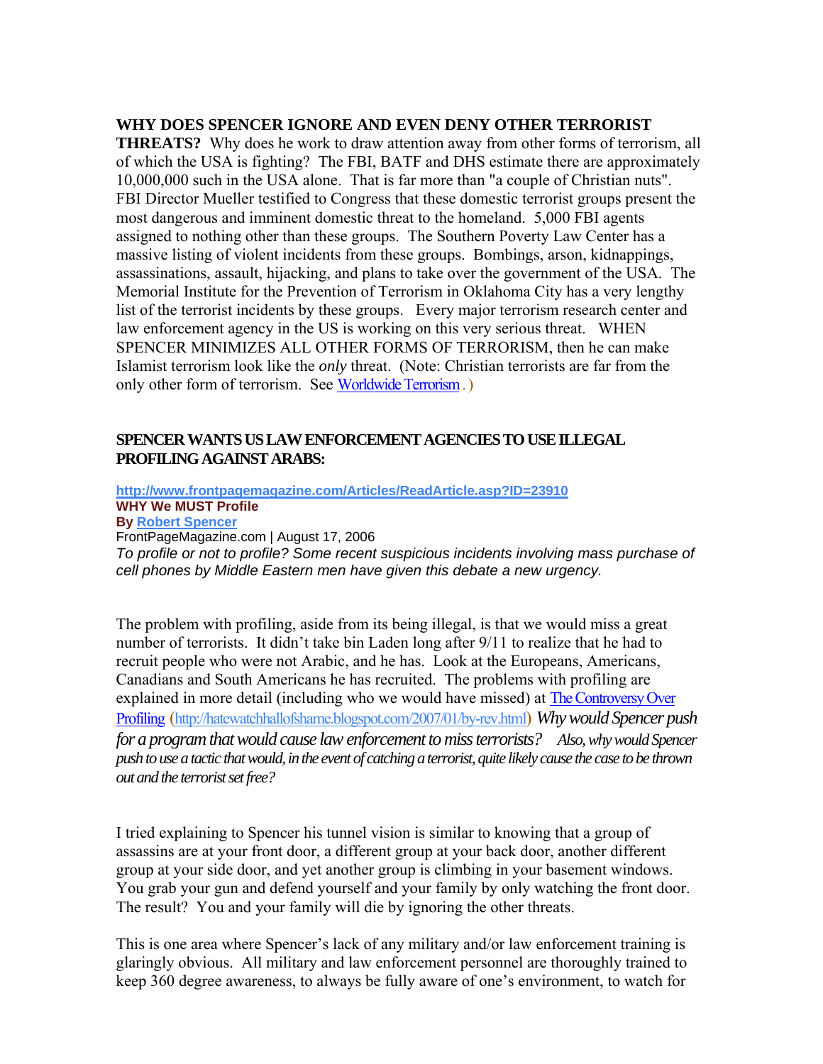**WHY DOES SPENCER IGNORE AND EVEN DENY OTHER TERRORIST THREATS?** Why does he work to draw attention away from other forms of terrorism, all of which the USA is fighting? The FBI, BATF and DHS estimate there are approximately 10,000,000 such in the USA alone. That is far more than "a couple of Christian nuts". FBI Director Mueller testified to Congress that these domestic terrorist groups present the most dangerous and imminent domestic threat to the homeland. 5,000 FBI agents assigned to nothing other than these groups. The Southern Poverty Law Center has a massive listing of violent incidents from these groups. Bombings, arson, kidnappings, assassinations, assault, hijacking, and plans to take over the government of the USA. The Memorial Institute for the Prevention of Terrorism in Oklahoma City has a very lengthy list of the terrorist incidents by these groups. Every major terrorism research center and law enforcement agency in the US is working on this very serious threat. WHEN SPENCER MINIMIZES ALL OTHER FORMS OF TERRORISM, then he can make Islamist terrorism look like the *only* threat. (Note: Christian terrorists are far from the only other form of terrorism. See Worldwide Terrorism.)

**SPENCER WANTS US LAW ENFORCEMENT AGENCIES TO USE ILLEGAL PROFILING AGAINST ARABS:**

**http://www.frontpagemagazine.com/Articles/ReadArticle.asp?ID=23910**
**WHY We MUST Profile**
**By Robert Spencer**
FrontPageMagazine.com | August 17, 2006
*To profile or not to profile? Some recent suspicious incidents involving mass purchase of cell phones by Middle Eastern men have given this debate a new urgency.*

The problem with profiling, aside from its being illegal, is that we would miss a great number of terrorists. It didn't take bin Laden long after 9/11 to realize that he had to recruit people who were not Arabic, and he has. Look at the Europeans, Americans, Canadians and South Americans he has recruited. The problems with profiling are explained in more detail (including who we would have missed) at The Controversy Over Profiling (http://hatewatchhallofshame.blogspot.com/2007/01/by-rev.html) *Why would Spencer push for a program that would cause law enforcement to miss terrorists? Also, why would Spencer push to use a tactic that would, in the event of catching a terrorist, quite likely cause the case to be thrown out and the terrorist set free?*

I tried explaining to Spencer his tunnel vision is similar to knowing that a group of assassins are at your front door, a different group at your back door, another different group at your side door, and yet another group is climbing in your basement windows. You grab your gun and defend yourself and your family by only watching the front door. The result? You and your family will die by ignoring the other threats.

This is one area where Spencer's lack of any military and/or law enforcement training is glaringly obvious. All military and law enforcement personnel are thoroughly trained to keep 360 degree awareness, to always be fully aware of one's environment, to watch for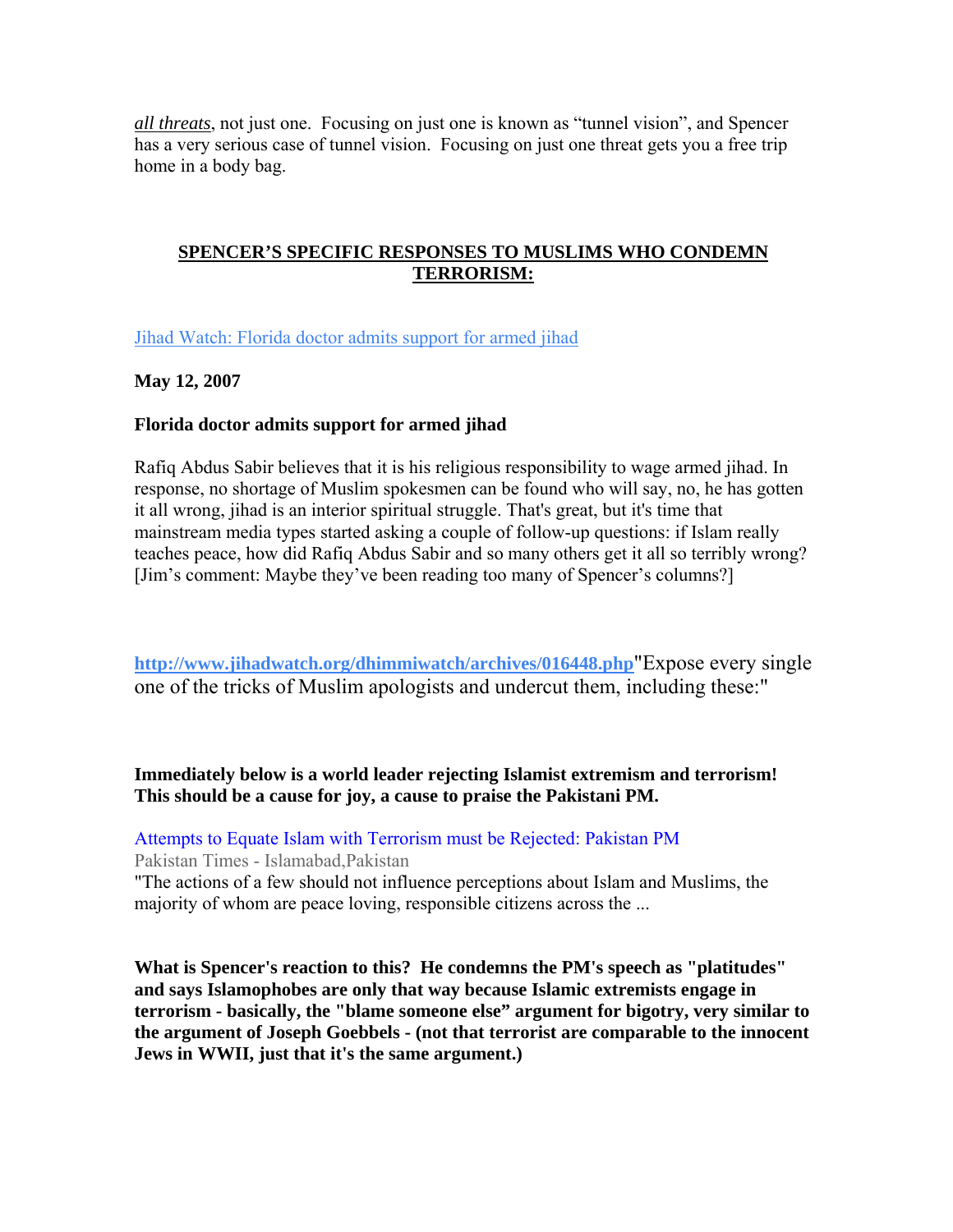*all threats*, not just one. Focusing on just one is known as "tunnel vision", and Spencer has a very serious case of tunnel vision. Focusing on just one threat gets you a free trip home in a body bag.

## SPENCER'S SPECIFIC RESPONSES TO MUSLIMS WHO CONDEMN TERRORISM:

Jihad Watch: Florida doctor admits support for armed jihad

**May 12, 2007**

**Florida doctor admits support for armed jihad**

Rafiq Abdus Sabir believes that it is his religious responsibility to wage armed jihad. In response, no shortage of Muslim spokesmen can be found who will say, no, he has gotten it all wrong, jihad is an interior spiritual struggle. That's great, but it's time that mainstream media types started asking a couple of follow-up questions: if Islam really teaches peace, how did Rafiq Abdus Sabir and so many others get it all so terribly wrong? [Jim's comment: Maybe they've been reading too many of Spencer's columns?]

**http://www.jihadwatch.org/dhimmiwatch/archives/016448.php**"Expose every single one of the tricks of Muslim apologists and undercut them, including these:"

**Immediately below is a world leader rejecting Islamist extremism and terrorism! This should be a cause for joy, a cause to praise the Pakistani PM.**

Attempts to Equate Islam with Terrorism must be Rejected: Pakistan PM
Pakistan Times - Islamabad,Pakistan
"The actions of a few should not influence perceptions about Islam and Muslims, the majority of whom are peace loving, responsible citizens across the ...

**What is Spencer's reaction to this? He condemns the PM's speech as "platitudes" and says Islamophobes are only that way because Islamic extremists engage in terrorism - basically, the "blame someone else" argument for bigotry, very similar to the argument of Joseph Goebbels - (not that terrorist are comparable to the innocent Jews in WWII, just that it's the same argument.)**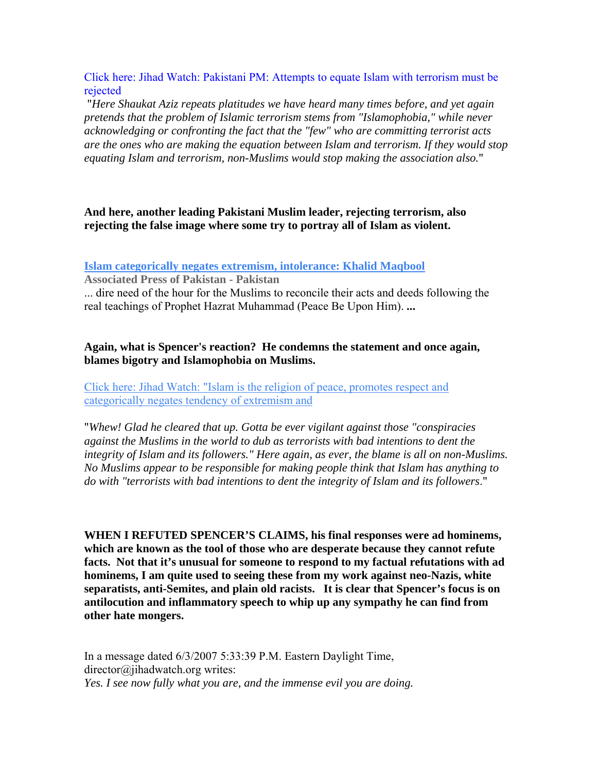Click here: Jihad Watch: Pakistani PM: Attempts to equate Islam with terrorism must be rejected

"*Here Shaukat Aziz repeats platitudes we have heard many times before, and yet again pretends that the problem of Islamic terrorism stems from "Islamophobia," while never acknowledging or confronting the fact that the "few" who are committing terrorist acts are the ones who are making the equation between Islam and terrorism. If they would stop equating Islam and terrorism, non-Muslims would stop making the association also.*"

**And here, another leading Pakistani Muslim leader, rejecting terrorism, also rejecting the false image where some try to portray all of Islam as violent.**

**Islam categorically negates extremism, intolerance: Khalid Maqbool**

**Associated Press of Pakistan - Pakistan**

... dire need of the hour for the Muslims to reconcile their acts and deeds following the real teachings of Prophet Hazrat Muhammad (Peace Be Upon Him). **...**

**Again, what is Spencer's reaction? He condemns the statement and once again, blames bigotry and Islamophobia on Muslims.**

Click here: Jihad Watch: "Islam is the religion of peace, promotes respect and categorically negates tendency of extremism and

"*Whew! Glad he cleared that up. Gotta be ever vigilant against those "conspiracies against the Muslims in the world to dub as terrorists with bad intentions to dent the integrity of Islam and its followers." Here again, as ever, the blame is all on non-Muslims. No Muslims appear to be responsible for making people think that Islam has anything to do with "terrorists with bad intentions to dent the integrity of Islam and its followers*."

**WHEN I REFUTED SPENCER'S CLAIMS, his final responses were ad hominems, which are known as the tool of those who are desperate because they cannot refute facts. Not that it's unusual for someone to respond to my factual refutations with ad hominems, I am quite used to seeing these from my work against neo-Nazis, white separatists, anti-Semites, and plain old racists. It is clear that Spencer's focus is on antilocution and inflammatory speech to whip up any sympathy he can find from other hate mongers.**

In a message dated 6/3/2007 5:33:39 P.M. Eastern Daylight Time, director@jihadwatch.org writes:
*Yes. I see now fully what you are, and the immense evil you are doing.*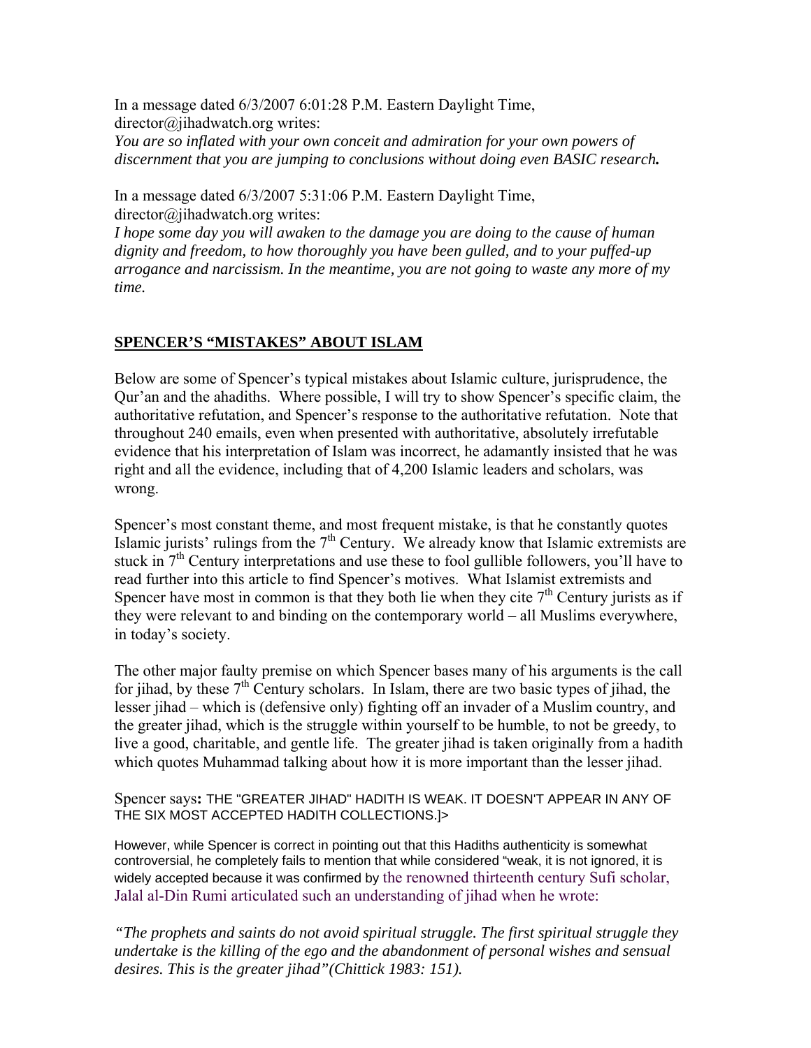In a message dated 6/3/2007 6:01:28 P.M. Eastern Daylight Time, director@jihadwatch.org writes:
*You are so inflated with your own conceit and admiration for your own powers of discernment that you are jumping to conclusions without doing even BASIC research.*

In a message dated 6/3/2007 5:31:06 P.M. Eastern Daylight Time, director@jihadwatch.org writes:
*I hope some day you will awaken to the damage you are doing to the cause of human dignity and freedom, to how thoroughly you have been gulled, and to your puffed-up arrogance and narcissism. In the meantime, you are not going to waste any more of my time.*

## SPENCER'S "MISTAKES" ABOUT ISLAM

Below are some of Spencer's typical mistakes about Islamic culture, jurisprudence, the Qur'an and the ahadiths. Where possible, I will try to show Spencer's specific claim, the authoritative refutation, and Spencer's response to the authoritative refutation. Note that throughout 240 emails, even when presented with authoritative, absolutely irrefutable evidence that his interpretation of Islam was incorrect, he adamantly insisted that he was right and all the evidence, including that of 4,200 Islamic leaders and scholars, was wrong.

Spencer's most constant theme, and most frequent mistake, is that he constantly quotes Islamic jurists' rulings from the 7th Century. We already know that Islamic extremists are stuck in 7th Century interpretations and use these to fool gullible followers, you'll have to read further into this article to find Spencer's motives. What Islamist extremists and Spencer have most in common is that they both lie when they cite 7th Century jurists as if they were relevant to and binding on the contemporary world – all Muslims everywhere, in today's society.

The other major faulty premise on which Spencer bases many of his arguments is the call for jihad, by these 7th Century scholars. In Islam, there are two basic types of jihad, the lesser jihad – which is (defensive only) fighting off an invader of a Muslim country, and the greater jihad, which is the struggle within yourself to be humble, to not be greedy, to live a good, charitable, and gentle life. The greater jihad is taken originally from a hadith which quotes Muhammad talking about how it is more important than the lesser jihad.

Spencer says**:** THE "GREATER JIHAD" HADITH IS WEAK. IT DOESN'T APPEAR IN ANY OF THE SIX MOST ACCEPTED HADITH COLLECTIONS.]>

However, while Spencer is correct in pointing out that this Hadiths authenticity is somewhat controversial, he completely fails to mention that while considered "weak, it is not ignored, it is widely accepted because it was confirmed by the renowned thirteenth century Sufi scholar, Jalal al-Din Rumi articulated such an understanding of jihad when he wrote:

*"The prophets and saints do not avoid spiritual struggle. The first spiritual struggle they undertake is the killing of the ego and the abandonment of personal wishes and sensual desires. This is the greater jihad"(Chittick 1983: 151).*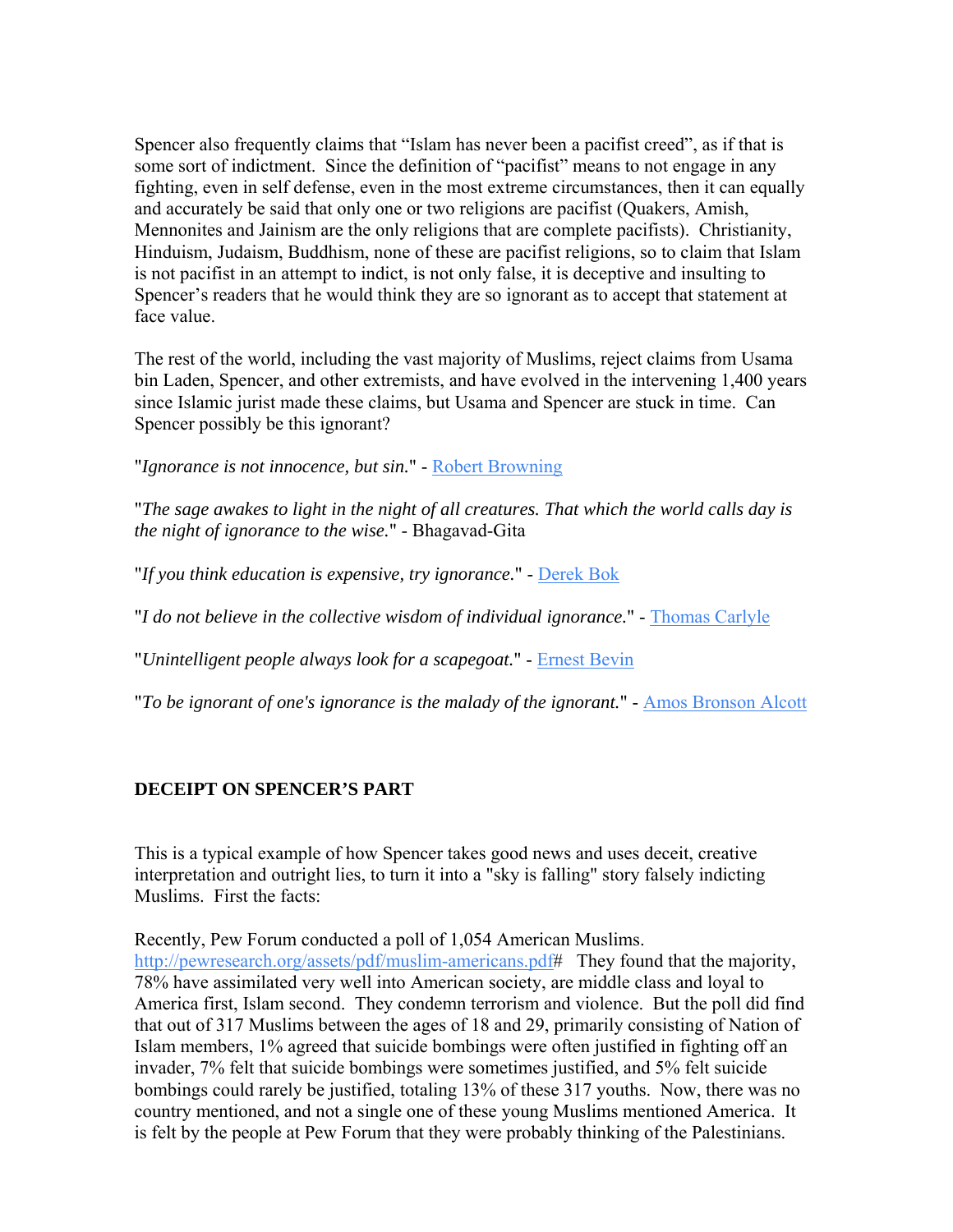Spencer also frequently claims that “Islam has never been a pacifist creed”, as if that is some sort of indictment. Since the definition of “pacifist” means to not engage in any fighting, even in self defense, even in the most extreme circumstances, then it can equally and accurately be said that only one or two religions are pacifist (Quakers, Amish, Mennonites and Jainism are the only religions that are complete pacifists). Christianity, Hinduism, Judaism, Buddhism, none of these are pacifist religions, so to claim that Islam is not pacifist in an attempt to indict, is not only false, it is deceptive and insulting to Spencer’s readers that he would think they are so ignorant as to accept that statement at face value.

The rest of the world, including the vast majority of Muslims, reject claims from Usama bin Laden, Spencer, and other extremists, and have evolved in the intervening 1,400 years since Islamic jurist made these claims, but Usama and Spencer are stuck in time. Can Spencer possibly be this ignorant?

"*Ignorance is not innocence, but sin.*" - Robert Browning

"*The sage awakes to light in the night of all creatures. That which the world calls day is the night of ignorance to the wise.*" - Bhagavad-Gita

"*If you think education is expensive, try ignorance.*" - Derek Bok

"*I do not believe in the collective wisdom of individual ignorance.*" - Thomas Carlyle

"*Unintelligent people always look for a scapegoat.*" - Ernest Bevin

"*To be ignorant of one's ignorance is the malady of the ignorant.*" - Amos Bronson Alcott

**DECEIPT ON SPENCER’S PART**

This is a typical example of how Spencer takes good news and uses deceit, creative interpretation and outright lies, to turn it into a "sky is falling" story falsely indicting Muslims. First the facts:

Recently, Pew Forum conducted a poll of 1,054 American Muslims. http://pewresearch.org/assets/pdf/muslim-americans.pdf# They found that the majority, 78% have assimilated very well into American society, are middle class and loyal to America first, Islam second. They condemn terrorism and violence. But the poll did find that out of 317 Muslims between the ages of 18 and 29, primarily consisting of Nation of Islam members, 1% agreed that suicide bombings were often justified in fighting off an invader, 7% felt that suicide bombings were sometimes justified, and 5% felt suicide bombings could rarely be justified, totaling 13% of these 317 youths. Now, there was no country mentioned, and not a single one of these young Muslims mentioned America. It is felt by the people at Pew Forum that they were probably thinking of the Palestinians.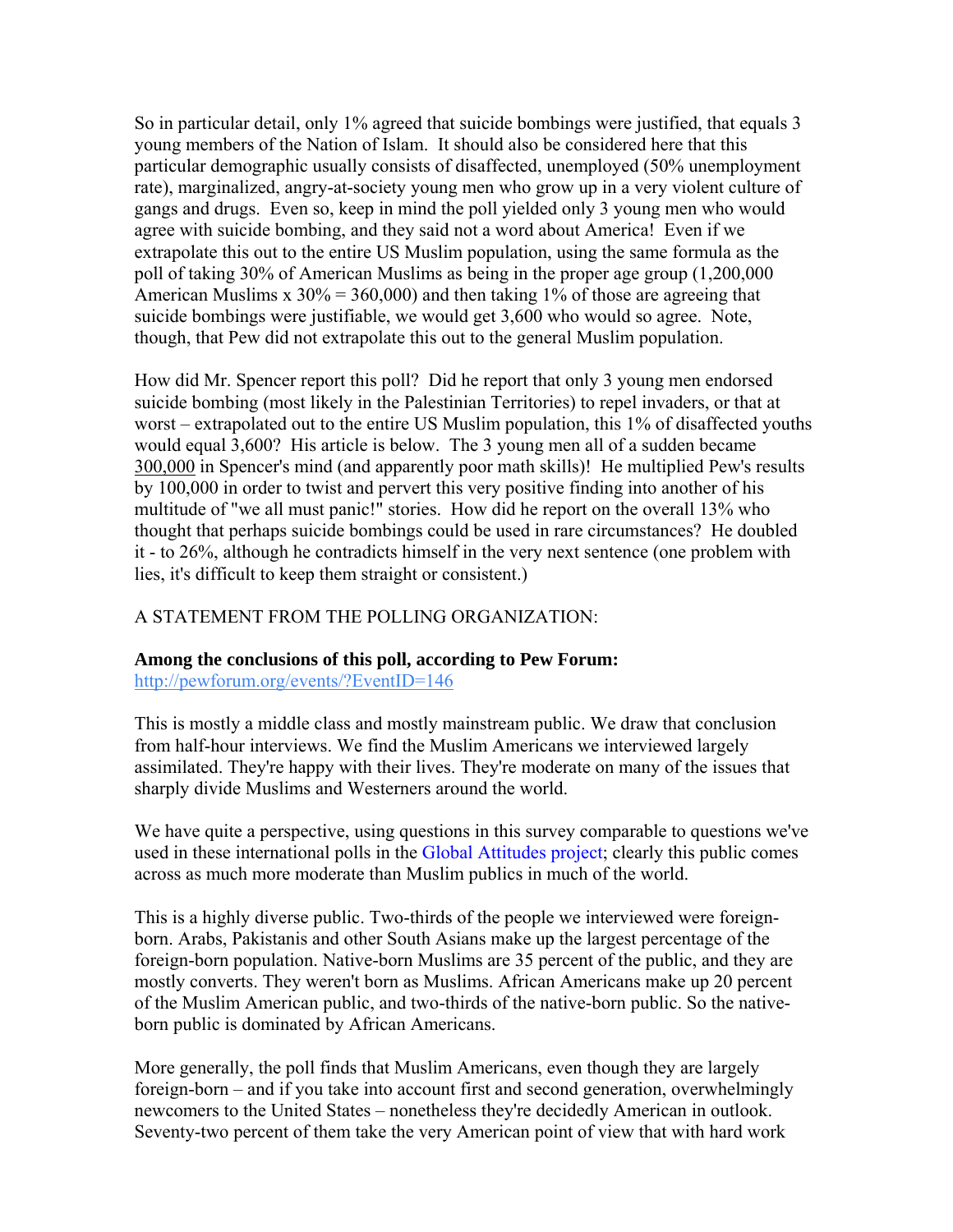So in particular detail, only 1% agreed that suicide bombings were justified, that equals 3 young members of the Nation of Islam. It should also be considered here that this particular demographic usually consists of disaffected, unemployed (50% unemployment rate), marginalized, angry-at-society young men who grow up in a very violent culture of gangs and drugs. Even so, keep in mind the poll yielded only 3 young men who would agree with suicide bombing, and they said not a word about America! Even if we extrapolate this out to the entire US Muslim population, using the same formula as the poll of taking 30% of American Muslims as being in the proper age group (1,200,000 American Muslims x 30% = 360,000) and then taking 1% of those are agreeing that suicide bombings were justifiable, we would get 3,600 who would so agree. Note, though, that Pew did not extrapolate this out to the general Muslim population.

How did Mr. Spencer report this poll? Did he report that only 3 young men endorsed suicide bombing (most likely in the Palestinian Territories) to repel invaders, or that at worst – extrapolated out to the entire US Muslim population, this 1% of disaffected youths would equal 3,600? His article is below. The 3 young men all of a sudden became 300,000 in Spencer's mind (and apparently poor math skills)! He multiplied Pew's results by 100,000 in order to twist and pervert this very positive finding into another of his multitude of "we all must panic!" stories. How did he report on the overall 13% who thought that perhaps suicide bombings could be used in rare circumstances? He doubled it - to 26%, although he contradicts himself in the very next sentence (one problem with lies, it's difficult to keep them straight or consistent.)

A STATEMENT FROM THE POLLING ORGANIZATION:

**Among the conclusions of this poll, according to Pew Forum:**
http://pewforum.org/events/?EventID=146

This is mostly a middle class and mostly mainstream public. We draw that conclusion from half-hour interviews. We find the Muslim Americans we interviewed largely assimilated. They're happy with their lives. They're moderate on many of the issues that sharply divide Muslims and Westerners around the world.

We have quite a perspective, using questions in this survey comparable to questions we've used in these international polls in the Global Attitudes project; clearly this public comes across as much more moderate than Muslim publics in much of the world.

This is a highly diverse public. Two-thirds of the people we interviewed were foreign-born. Arabs, Pakistanis and other South Asians make up the largest percentage of the foreign-born population. Native-born Muslims are 35 percent of the public, and they are mostly converts. They weren't born as Muslims. African Americans make up 20 percent of the Muslim American public, and two-thirds of the native-born public. So the native-born public is dominated by African Americans.

More generally, the poll finds that Muslim Americans, even though they are largely foreign-born – and if you take into account first and second generation, overwhelmingly newcomers to the United States – nonetheless they're decidedly American in outlook. Seventy-two percent of them take the very American point of view that with hard work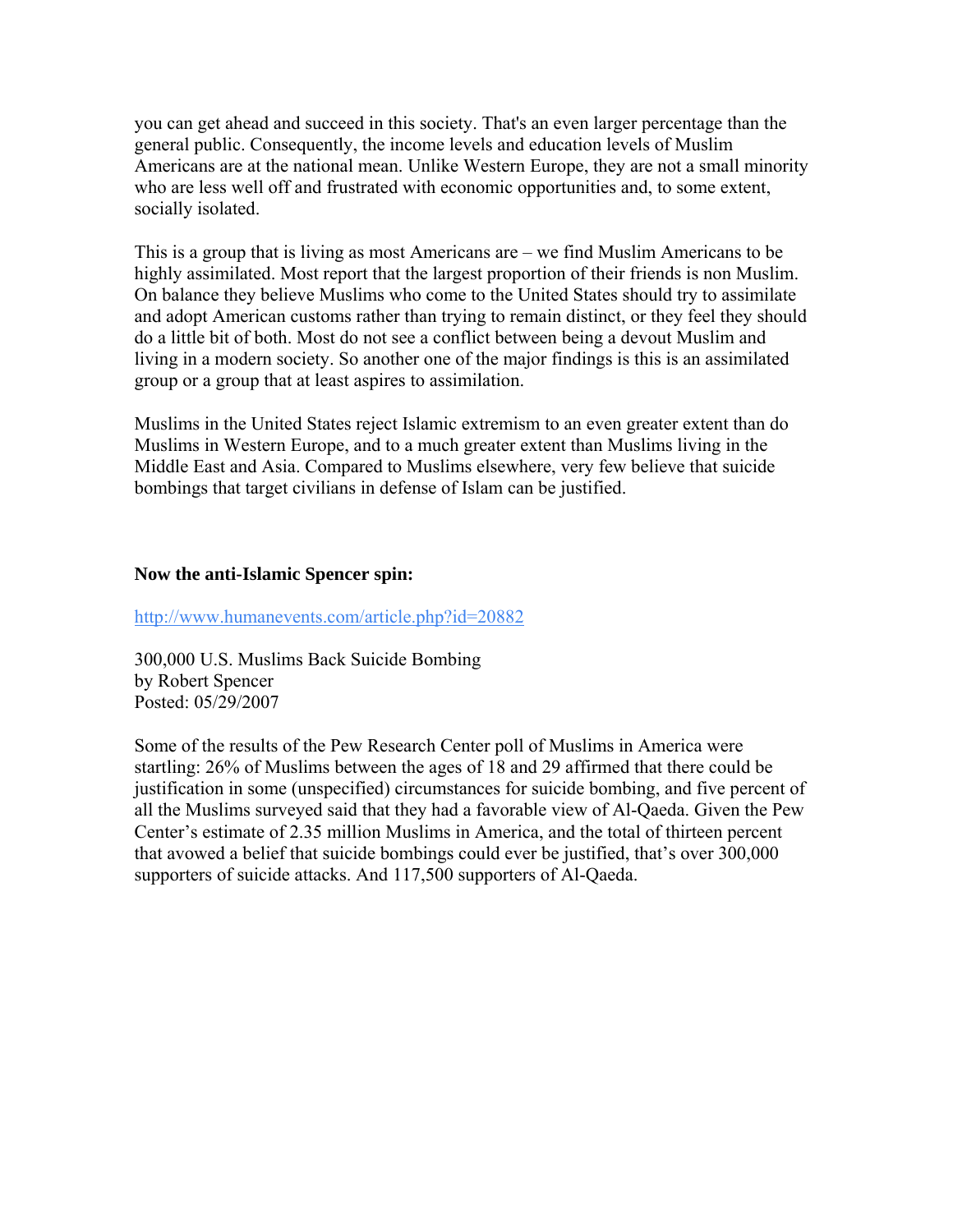you can get ahead and succeed in this society. That's an even larger percentage than the general public. Consequently, the income levels and education levels of Muslim Americans are at the national mean. Unlike Western Europe, they are not a small minority who are less well off and frustrated with economic opportunities and, to some extent, socially isolated.

This is a group that is living as most Americans are – we find Muslim Americans to be highly assimilated. Most report that the largest proportion of their friends is non Muslim. On balance they believe Muslims who come to the United States should try to assimilate and adopt American customs rather than trying to remain distinct, or they feel they should do a little bit of both. Most do not see a conflict between being a devout Muslim and living in a modern society. So another one of the major findings is this is an assimilated group or a group that at least aspires to assimilation.

Muslims in the United States reject Islamic extremism to an even greater extent than do Muslims in Western Europe, and to a much greater extent than Muslims living in the Middle East and Asia. Compared to Muslims elsewhere, very few believe that suicide bombings that target civilians in defense of Islam can be justified.

**Now the anti-Islamic Spencer spin:**

http://www.humanevents.com/article.php?id=20882

300,000 U.S. Muslims Back Suicide Bombing
by Robert Spencer
Posted: 05/29/2007

Some of the results of the Pew Research Center poll of Muslims in America were startling: 26% of Muslims between the ages of 18 and 29 affirmed that there could be justification in some (unspecified) circumstances for suicide bombing, and five percent of all the Muslims surveyed said that they had a favorable view of Al-Qaeda. Given the Pew Center's estimate of 2.35 million Muslims in America, and the total of thirteen percent that avowed a belief that suicide bombings could ever be justified, that's over 300,000 supporters of suicide attacks. And 117,500 supporters of Al-Qaeda.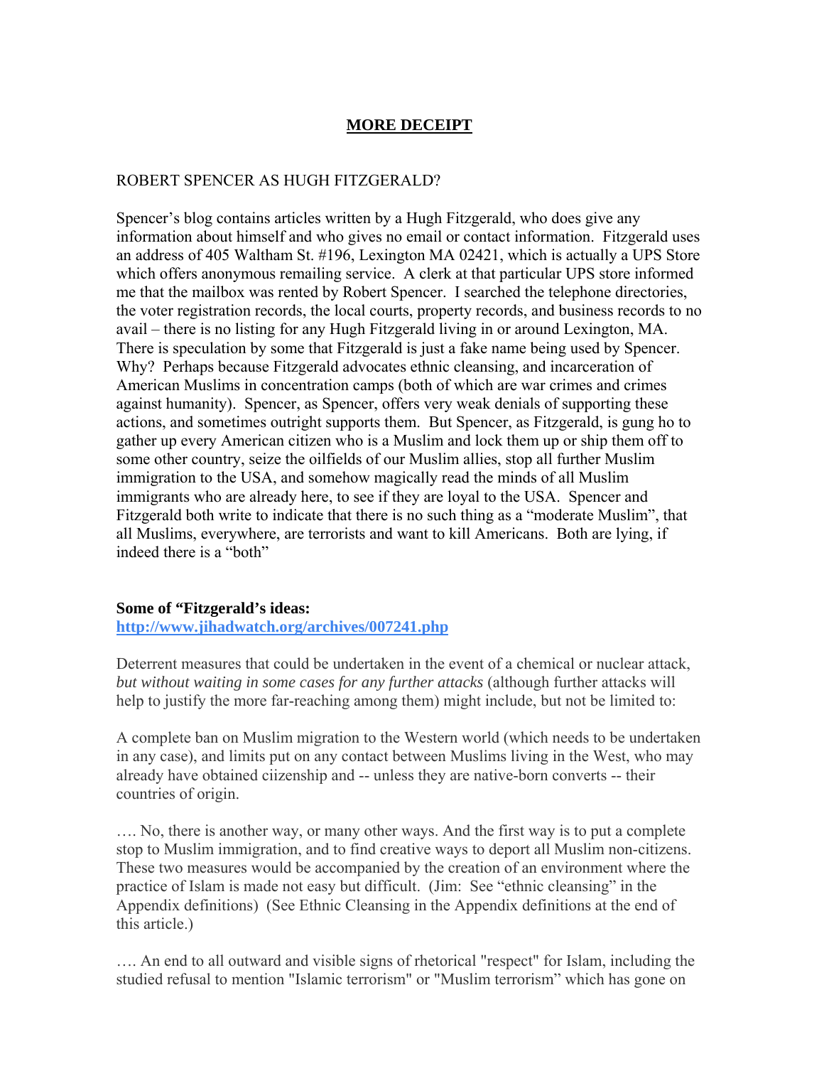## **MORE DECEIPT**

ROBERT SPENCER AS HUGH FITZGERALD?

Spencer's blog contains articles written by a Hugh Fitzgerald, who does give any information about himself and who gives no email or contact information. Fitzgerald uses an address of 405 Waltham St. #196, Lexington MA 02421, which is actually a UPS Store which offers anonymous remailing service. A clerk at that particular UPS store informed me that the mailbox was rented by Robert Spencer. I searched the telephone directories, the voter registration records, the local courts, property records, and business records to no avail – there is no listing for any Hugh Fitzgerald living in or around Lexington, MA. There is speculation by some that Fitzgerald is just a fake name being used by Spencer. Why? Perhaps because Fitzgerald advocates ethnic cleansing, and incarceration of American Muslims in concentration camps (both of which are war crimes and crimes against humanity). Spencer, as Spencer, offers very weak denials of supporting these actions, and sometimes outright supports them. But Spencer, as Fitzgerald, is gung ho to gather up every American citizen who is a Muslim and lock them up or ship them off to some other country, seize the oilfields of our Muslim allies, stop all further Muslim immigration to the USA, and somehow magically read the minds of all Muslim immigrants who are already here, to see if they are loyal to the USA. Spencer and Fitzgerald both write to indicate that there is no such thing as a "moderate Muslim", that all Muslims, everywhere, are terrorists and want to kill Americans. Both are lying, if indeed there is a "both"

**Some of "Fitzgerald's ideas:**
**http://www.jihadwatch.org/archives/007241.php**

Deterrent measures that could be undertaken in the event of a chemical or nuclear attack, *but without waiting in some cases for any further attacks* (although further attacks will help to justify the more far-reaching among them) might include, but not be limited to:

A complete ban on Muslim migration to the Western world (which needs to be undertaken in any case), and limits put on any contact between Muslims living in the West, who may already have obtained ciizenship and -- unless they are native-born converts -- their countries of origin.

…. No, there is another way, or many other ways. And the first way is to put a complete stop to Muslim immigration, and to find creative ways to deport all Muslim non-citizens. These two measures would be accompanied by the creation of an environment where the practice of Islam is made not easy but difficult. (Jim: See "ethnic cleansing" in the Appendix definitions) (See Ethnic Cleansing in the Appendix definitions at the end of this article.)

…. An end to all outward and visible signs of rhetorical "respect" for Islam, including the studied refusal to mention "Islamic terrorism" or "Muslim terrorism" which has gone on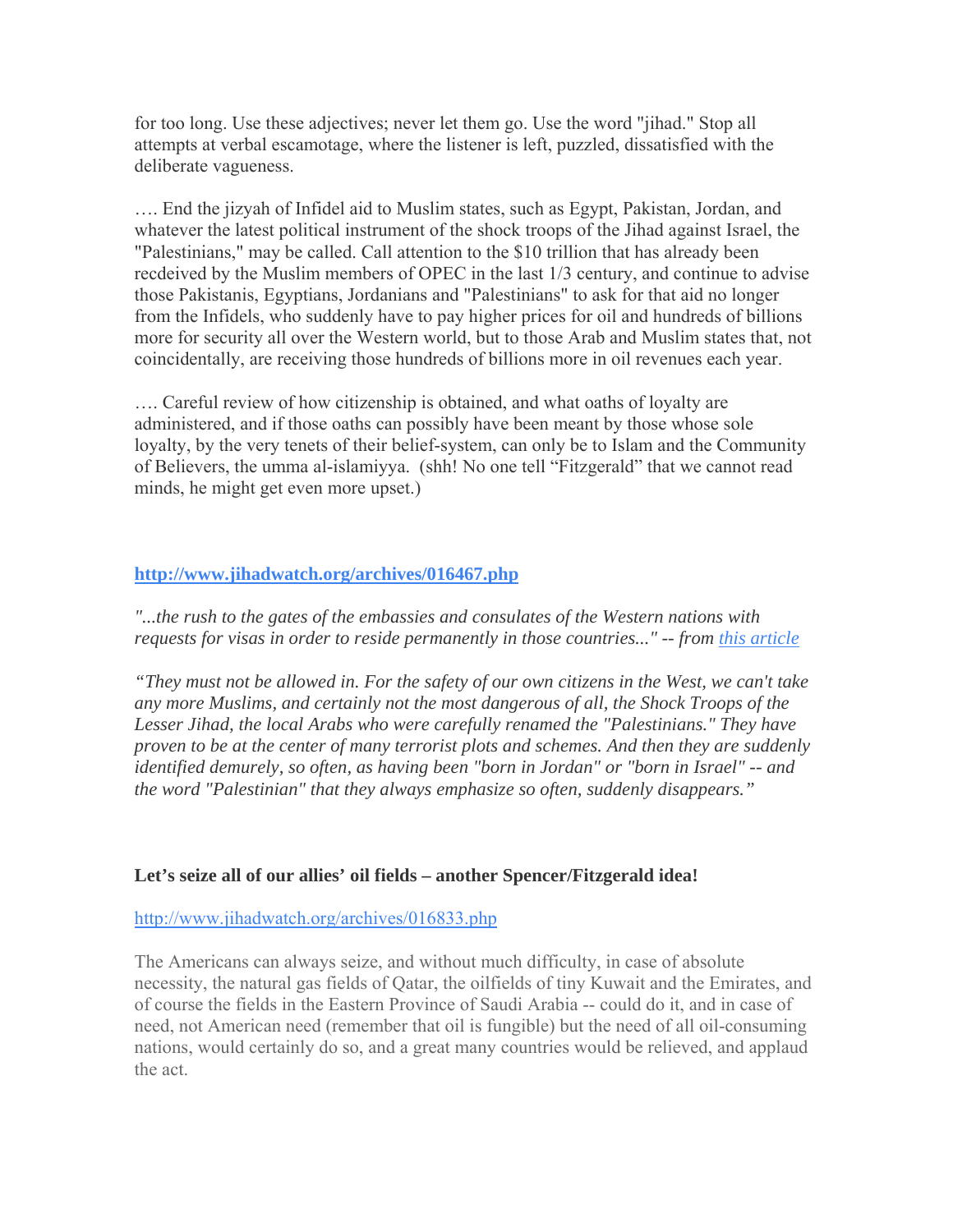for too long. Use these adjectives; never let them go. Use the word "jihad." Stop all attempts at verbal escamotage, where the listener is left, puzzled, dissatisfied with the deliberate vagueness.

…. End the jizyah of Infidel aid to Muslim states, such as Egypt, Pakistan, Jordan, and whatever the latest political instrument of the shock troops of the Jihad against Israel, the "Palestinians," may be called. Call attention to the $10 trillion that has already been recdeived by the Muslim members of OPEC in the last 1/3 century, and continue to advise those Pakistanis, Egyptians, Jordanians and "Palestinians" to ask for that aid no longer from the Infidels, who suddenly have to pay higher prices for oil and hundreds of billions more for security all over the Western world, but to those Arab and Muslim states that, not coincidentally, are receiving those hundreds of billions more in oil revenues each year.

…. Careful review of how citizenship is obtained, and what oaths of loyalty are administered, and if those oaths can possibly have been meant by those whose sole loyalty, by the very tenets of their belief-system, can only be to Islam and the Community of Believers, the umma al-islamiyya. (shh! No one tell "Fitzgerald" that we cannot read minds, he might get even more upset.)

**http://www.jihadwatch.org/archives/016467.php**

*"...the rush to the gates of the embassies and consulates of the Western nations with requests for visas in order to reside permanently in those countries..." -- from this article*

*"They must not be allowed in. For the safety of our own citizens in the West, we can't take any more Muslims, and certainly not the most dangerous of all, the Shock Troops of the Lesser Jihad, the local Arabs who were carefully renamed the "Palestinians." They have proven to be at the center of many terrorist plots and schemes. And then they are suddenly identified demurely, so often, as having been "born in Jordan" or "born in Israel" -- and the word "Palestinian" that they always emphasize so often, suddenly disappears."*

**Let's seize all of our allies' oil fields – another Spencer/Fitzgerald idea!**

http://www.jihadwatch.org/archives/016833.php

The Americans can always seize, and without much difficulty, in case of absolute necessity, the natural gas fields of Qatar, the oilfields of tiny Kuwait and the Emirates, and of course the fields in the Eastern Province of Saudi Arabia -- could do it, and in case of need, not American need (remember that oil is fungible) but the need of all oil-consuming nations, would certainly do so, and a great many countries would be relieved, and applaud the act.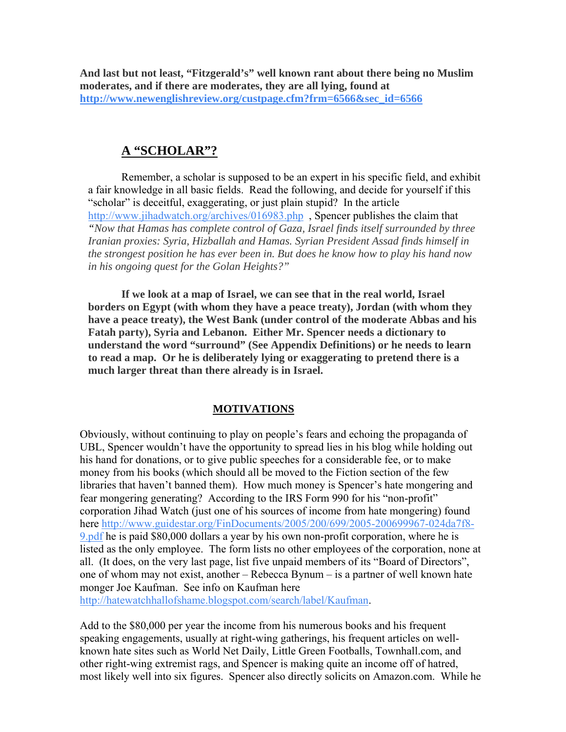**And last but not least, "Fitzgerald's" well known rant about there being no Muslim moderates, and if there are moderates, they are all lying, found at [http://www.newenglishreview.org/custpage.cfm?frm=6566&sec_id=6566](http://www.newenglishreview.org/custpage.cfm?frm=6566&sec_id=6566)**

## A "SCHOLAR"?

Remember, a scholar is supposed to be an expert in his specific field, and exhibit a fair knowledge in all basic fields. Read the following, and decide for yourself if this "scholar" is deceitful, exaggerating, or just plain stupid? In the article [http://www.jihadwatch.org/archives/016983.php](http://www.jihadwatch.org/archives/016983.php) , Spencer publishes the claim that *"Now that Hamas has complete control of Gaza, Israel finds itself surrounded by three Iranian proxies: Syria, Hizballah and Hamas. Syrian President Assad finds himself in the strongest position he has ever been in. But does he know how to play his hand now in his ongoing quest for the Golan Heights?"*

**If we look at a map of Israel, we can see that in the real world, Israel borders on Egypt (with whom they have a peace treaty), Jordan (with whom they have a peace treaty), the West Bank (under control of the moderate Abbas and his Fatah party), Syria and Lebanon. Either Mr. Spencer needs a dictionary to understand the word "surround" (See Appendix Definitions) or he needs to learn to read a map. Or he is deliberately lying or exaggerating to pretend there is a much larger threat than there already is in Israel.**

## MOTIVATIONS

Obviously, without continuing to play on people's fears and echoing the propaganda of UBL, Spencer wouldn't have the opportunity to spread lies in his blog while holding out his hand for donations, or to give public speeches for a considerable fee, or to make money from his books (which should all be moved to the Fiction section of the few libraries that haven't banned them). How much money is Spencer's hate mongering and fear mongering generating? According to the IRS Form 990 for his "non-profit" corporation Jihad Watch (just one of his sources of income from hate mongering) found here [http://www.guidestar.org/FinDocuments/2005/200/699/2005-200699967-024da7f8-9.pdf](http://www.guidestar.org/FinDocuments/2005/200/699/2005-200699967-024da7f8-9.pdf) he is paid $80,000 dollars a year by his own non-profit corporation, where he is listed as the only employee. The form lists no other employees of the corporation, none at all. (It does, on the very last page, list five unpaid members of its "Board of Directors", one of whom may not exist, another – Rebecca Bynum – is a partner of well known hate monger Joe Kaufman. See info on Kaufman here [http://hatewatchhallofshame.blogspot.com/search/label/Kaufman](http://hatewatchhallofshame.blogspot.com/search/label/Kaufman).

Add to the $80,000 per year the income from his numerous books and his frequent speaking engagements, usually at right-wing gatherings, his frequent articles on well-known hate sites such as World Net Daily, Little Green Footballs, Townhall.com, and other right-wing extremist rags, and Spencer is making quite an income off of hatred, most likely well into six figures. Spencer also directly solicits on Amazon.com. While he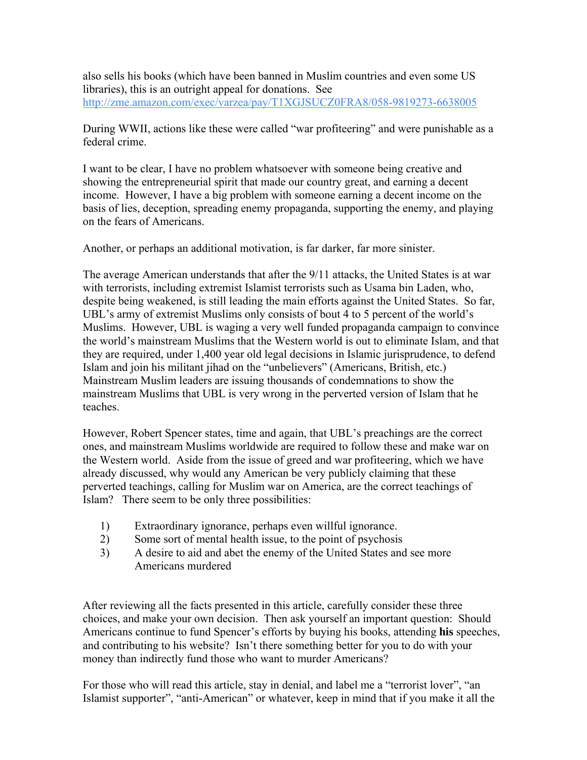also sells his books (which have been banned in Muslim countries and even some US libraries), this is an outright appeal for donations. See http://zme.amazon.com/exec/varzea/pay/T1XGJSUCZ0FRA8/058-9819273-6638005

During WWII, actions like these were called "war profiteering" and were punishable as a federal crime.

I want to be clear, I have no problem whatsoever with someone being creative and showing the entrepreneurial spirit that made our country great, and earning a decent income. However, I have a big problem with someone earning a decent income on the basis of lies, deception, spreading enemy propaganda, supporting the enemy, and playing on the fears of Americans.

Another, or perhaps an additional motivation, is far darker, far more sinister.

The average American understands that after the 9/11 attacks, the United States is at war with terrorists, including extremist Islamist terrorists such as Usama bin Laden, who, despite being weakened, is still leading the main efforts against the United States. So far, UBL's army of extremist Muslims only consists of bout 4 to 5 percent of the world's Muslims. However, UBL is waging a very well funded propaganda campaign to convince the world's mainstream Muslims that the Western world is out to eliminate Islam, and that they are required, under 1,400 year old legal decisions in Islamic jurisprudence, to defend Islam and join his militant jihad on the "unbelievers" (Americans, British, etc.) Mainstream Muslim leaders are issuing thousands of condemnations to show the mainstream Muslims that UBL is very wrong in the perverted version of Islam that he teaches.

However, Robert Spencer states, time and again, that UBL's preachings are the correct ones, and mainstream Muslims worldwide are required to follow these and make war on the Western world. Aside from the issue of greed and war profiteering, which we have already discussed, why would any American be very publicly claiming that these perverted teachings, calling for Muslim war on America, are the correct teachings of Islam? There seem to be only three possibilities:

1) Extraordinary ignorance, perhaps even willful ignorance.
2) Some sort of mental health issue, to the point of psychosis
3) A desire to aid and abet the enemy of the United States and see more Americans murdered

After reviewing all the facts presented in this article, carefully consider these three choices, and make your own decision. Then ask yourself an important question: Should Americans continue to fund Spencer's efforts by buying his books, attending **his** speeches, and contributing to his website? Isn't there something better for you to do with your money than indirectly fund those who want to murder Americans?

For those who will read this article, stay in denial, and label me a "terrorist lover", "an Islamist supporter", "anti-American" or whatever, keep in mind that if you make it all the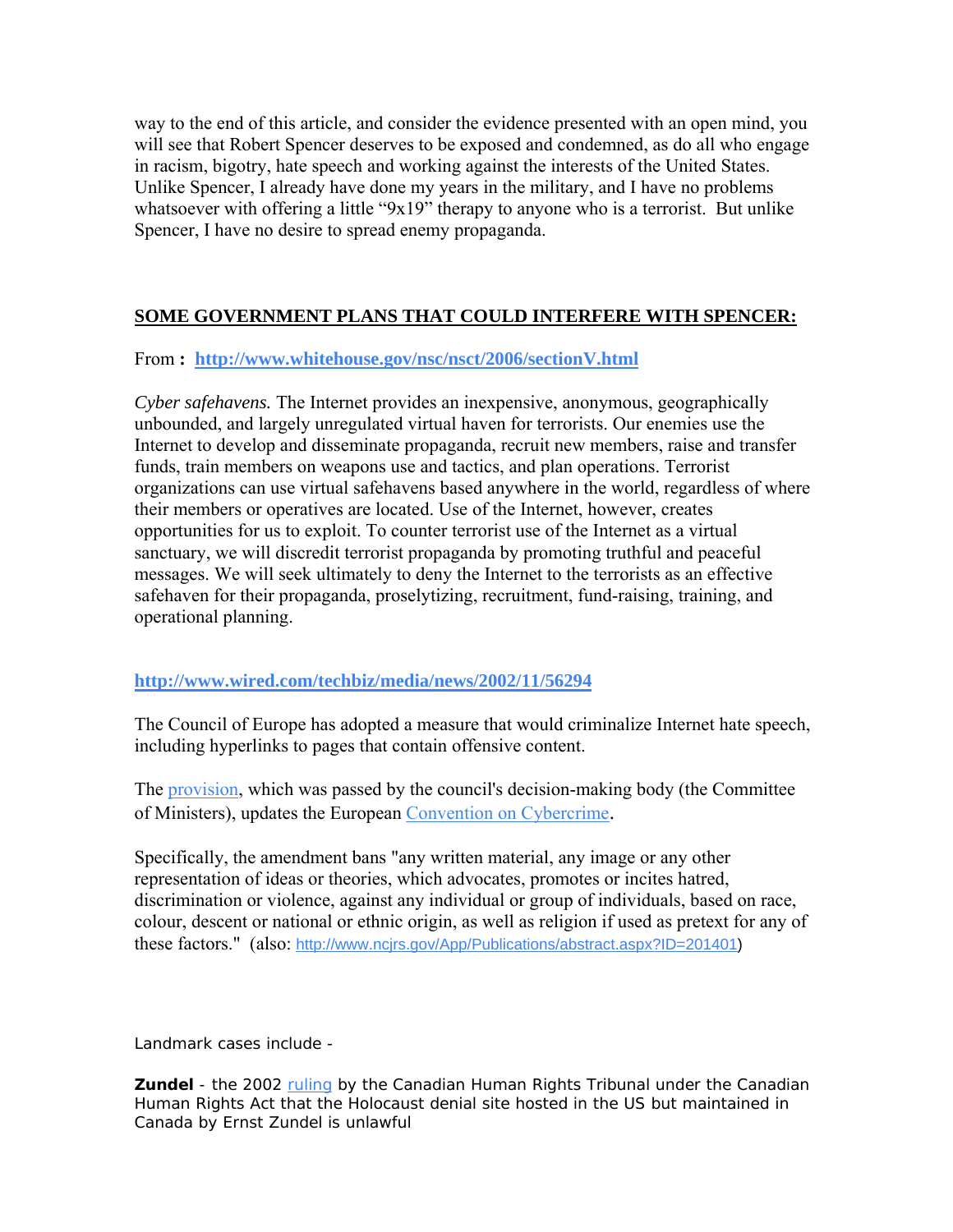way to the end of this article, and consider the evidence presented with an open mind, you will see that Robert Spencer deserves to be exposed and condemned, as do all who engage in racism, bigotry, hate speech and working against the interests of the United States. Unlike Spencer, I already have done my years in the military, and I have no problems whatsoever with offering a little "9x19" therapy to anyone who is a terrorist. But unlike Spencer, I have no desire to spread enemy propaganda.

## SOME GOVERNMENT PLANS THAT COULD INTERFERE WITH SPENCER:

From **:** **http://www.whitehouse.gov/nsc/nsct/2006/sectionV.html**

*Cyber safehavens.* The Internet provides an inexpensive, anonymous, geographically unbounded, and largely unregulated virtual haven for terrorists. Our enemies use the Internet to develop and disseminate propaganda, recruit new members, raise and transfer funds, train members on weapons use and tactics, and plan operations. Terrorist organizations can use virtual safehavens based anywhere in the world, regardless of where their members or operatives are located. Use of the Internet, however, creates opportunities for us to exploit. To counter terrorist use of the Internet as a virtual sanctuary, we will discredit terrorist propaganda by promoting truthful and peaceful messages. We will seek ultimately to deny the Internet to the terrorists as an effective safehaven for their propaganda, proselytizing, recruitment, fund-raising, training, and operational planning.

**http://www.wired.com/techbiz/media/news/2002/11/56294**

The Council of Europe has adopted a measure that would criminalize Internet hate speech, including hyperlinks to pages that contain offensive content.

The provision, which was passed by the council's decision-making body (the Committee of Ministers), updates the European Convention on Cybercrime.

Specifically, the amendment bans "any written material, any image or any other representation of ideas or theories, which advocates, promotes or incites hatred, discrimination or violence, against any individual or group of individuals, based on race, colour, descent or national or ethnic origin, as well as religion if used as pretext for any of these factors." (also: http://www.ncjrs.gov/App/Publications/abstract.aspx?ID=201401)

Landmark cases include -

**Zundel** - the 2002 ruling by the Canadian Human Rights Tribunal under the Canadian Human Rights Act that the Holocaust denial site hosted in the US but maintained in Canada by Ernst Zundel is unlawful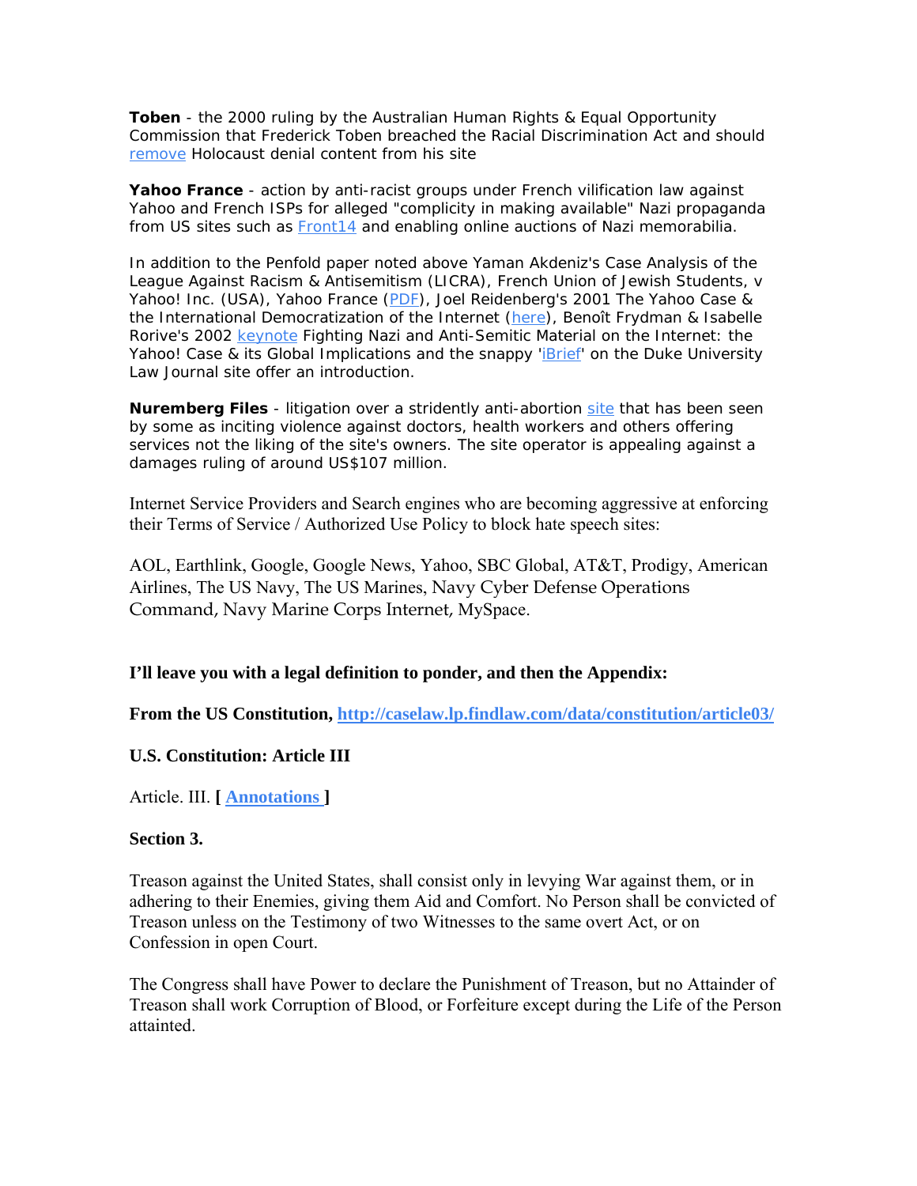**Toben** - the 2000 ruling by the Australian Human Rights & Equal Opportunity Commission that Frederick Toben breached the Racial Discrimination Act and should remove Holocaust denial content from his site

**Yahoo France** - action by anti-racist groups under French vilification law against Yahoo and French ISPs for alleged "complicity in making available" Nazi propaganda from US sites such as Front14 and enabling online auctions of Nazi memorabilia.

In addition to the Penfold paper noted above Yaman Akdeniz's Case Analysis of the League Against Racism & Antisemitism (LICRA), French Union of Jewish Students, v Yahoo! Inc. (USA), Yahoo France (PDF), Joel Reidenberg's 2001 The Yahoo Case & the International Democratization of the Internet (here), Benoît Frydman & Isabelle Rorive's 2002 keynote Fighting Nazi and Anti-Semitic Material on the Internet: the Yahoo! Case & its Global Implications and the snappy 'iBrief' on the Duke University Law Journal site offer an introduction.

**Nuremberg Files** - litigation over a stridently anti-abortion site that has been seen by some as inciting violence against doctors, health workers and others offering services not the liking of the site's owners. The site operator is appealing against a damages ruling of around US$107 million.

Internet Service Providers and Search engines who are becoming aggressive at enforcing their Terms of Service / Authorized Use Policy to block hate speech sites:

AOL, Earthlink, Google, Google News, Yahoo, SBC Global, AT&T, Prodigy, American Airlines, The US Navy, The US Marines, Navy Cyber Defense Operations Command, Navy Marine Corps Internet, MySpace.

**I'll leave you with a legal definition to ponder, and then the Appendix:**

**From the US Constitution, http://caselaw.lp.findlaw.com/data/constitution/article03/**

**U.S. Constitution: Article III**

Article. III. **[ Annotations ]**

**Section 3.**

Treason against the United States, shall consist only in levying War against them, or in adhering to their Enemies, giving them Aid and Comfort. No Person shall be convicted of Treason unless on the Testimony of two Witnesses to the same overt Act, or on Confession in open Court.

The Congress shall have Power to declare the Punishment of Treason, but no Attainder of Treason shall work Corruption of Blood, or Forfeiture except during the Life of the Person attainted.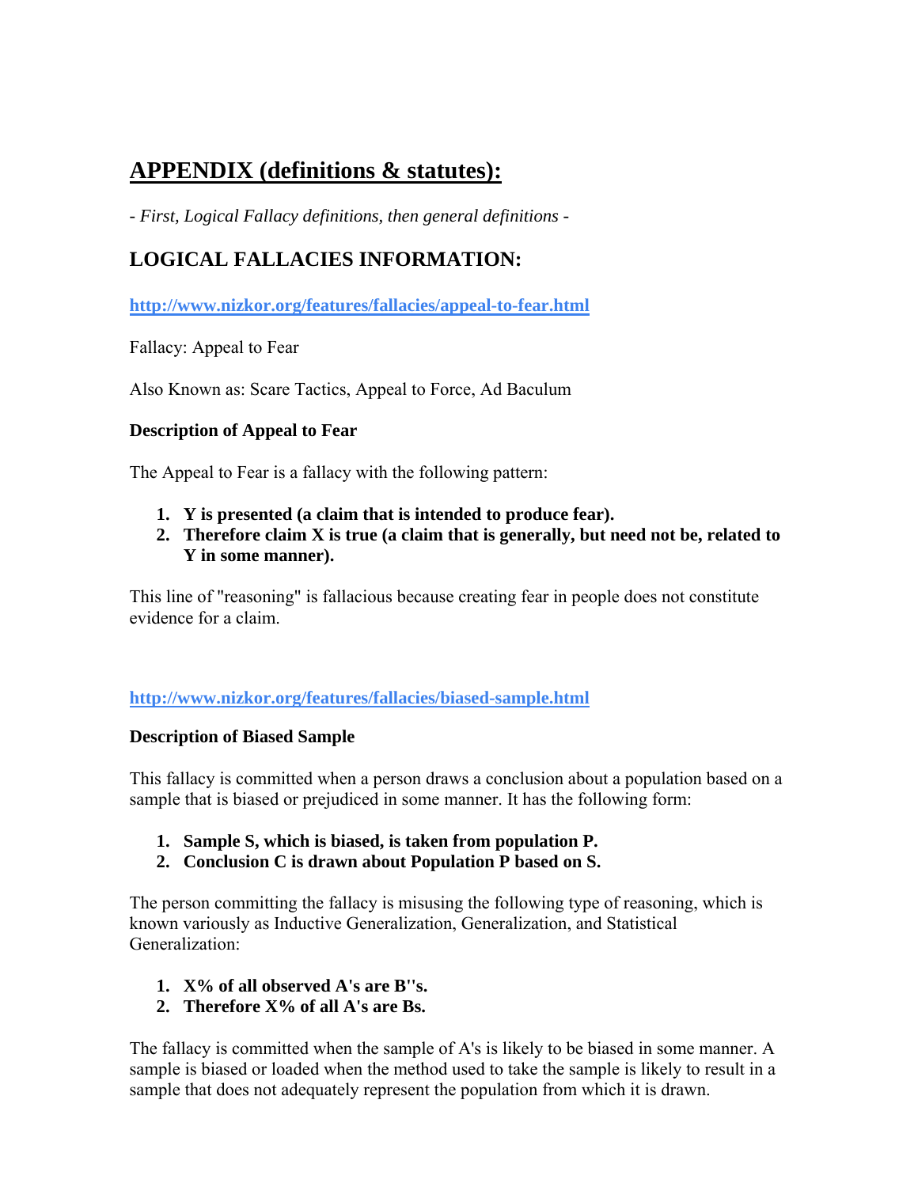# APPENDIX (definitions & statutes):

*- First, Logical Fallacy definitions, then general definitions -*

## LOGICAL FALLACIES INFORMATION:

**http://www.nizkor.org/features/fallacies/appeal-to-fear.html**

Fallacy: Appeal to Fear

Also Known as: Scare Tactics, Appeal to Force, Ad Baculum

**Description of Appeal to Fear**

The Appeal to Fear is a fallacy with the following pattern:

1. **Y is presented (a claim that is intended to produce fear).**
2. **Therefore claim X is true (a claim that is generally, but need not be, related to Y in some manner).**

This line of "reasoning" is fallacious because creating fear in people does not constitute evidence for a claim.

**http://www.nizkor.org/features/fallacies/biased-sample.html**

**Description of Biased Sample**

This fallacy is committed when a person draws a conclusion about a population based on a sample that is biased or prejudiced in some manner. It has the following form:

1. **Sample S, which is biased, is taken from population P.**
2. **Conclusion C is drawn about Population P based on S.**

The person committing the fallacy is misusing the following type of reasoning, which is known variously as Inductive Generalization, Generalization, and Statistical Generalization:

1. **X% of all observed A's are B''s.**
2. **Therefore X% of all A's are Bs.**

The fallacy is committed when the sample of A's is likely to be biased in some manner. A sample is biased or loaded when the method used to take the sample is likely to result in a sample that does not adequately represent the population from which it is drawn.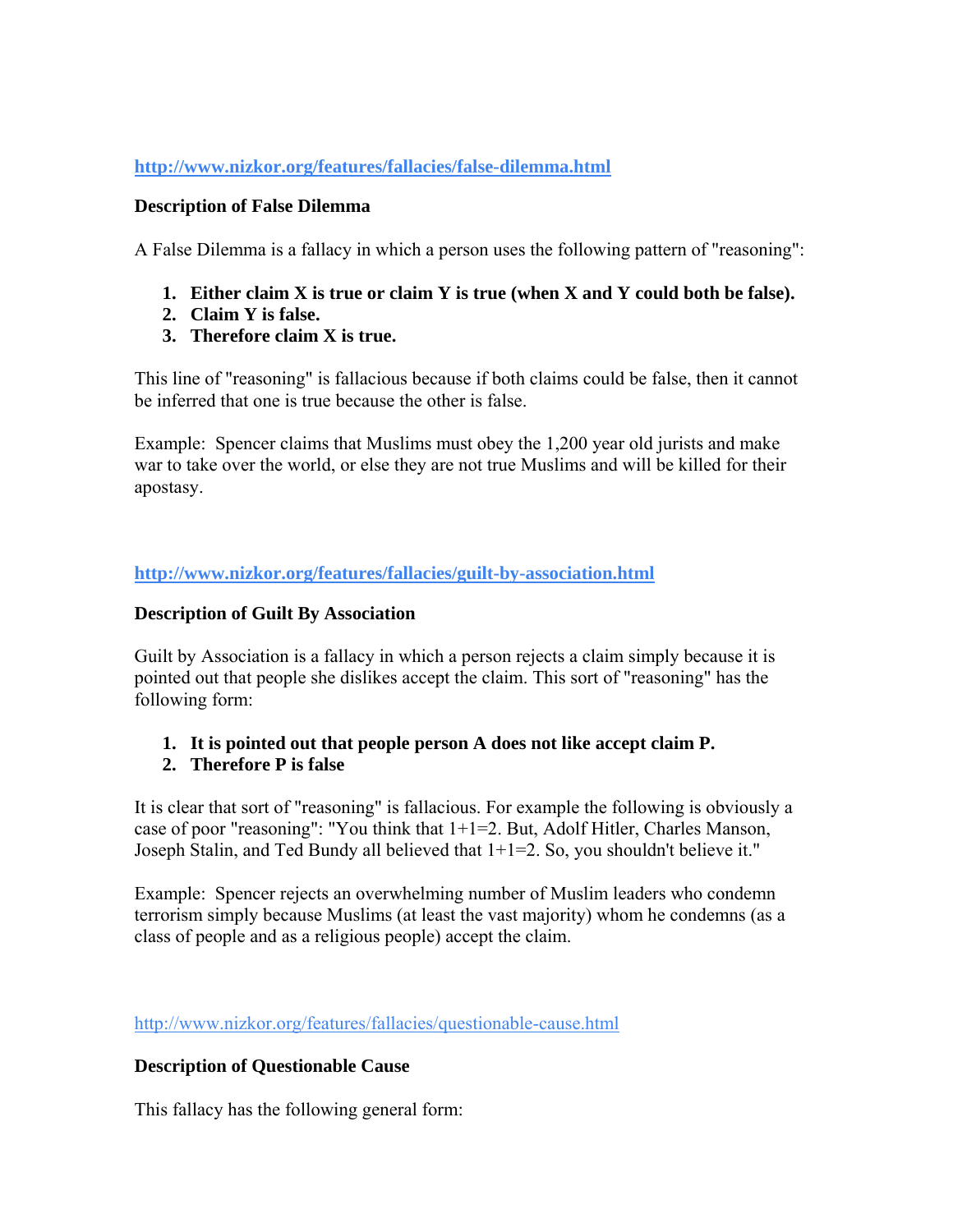[http://www.nizkor.org/features/fallacies/false-dilemma.html](http://www.nizkor.org/features/fallacies/false-dilemma.html)

**Description of False Dilemma**

A False Dilemma is a fallacy in which a person uses the following pattern of "reasoning":

1. **Either claim X is true or claim Y is true (when X and Y could both be false).**
2. **Claim Y is false.**
3. **Therefore claim X is true.**

This line of "reasoning" is fallacious because if both claims could be false, then it cannot be inferred that one is true because the other is false.

Example: Spencer claims that Muslims must obey the 1,200 year old jurists and make war to take over the world, or else they are not true Muslims and will be killed for their apostasy.

[http://www.nizkor.org/features/fallacies/guilt-by-association.html](http://www.nizkor.org/features/fallacies/guilt-by-association.html)

**Description of Guilt By Association**

Guilt by Association is a fallacy in which a person rejects a claim simply because it is pointed out that people she dislikes accept the claim. This sort of "reasoning" has the following form:

1. **It is pointed out that people person A does not like accept claim P.**
2. **Therefore P is false**

It is clear that sort of "reasoning" is fallacious. For example the following is obviously a case of poor "reasoning": "You think that 1+1=2. But, Adolf Hitler, Charles Manson, Joseph Stalin, and Ted Bundy all believed that 1+1=2. So, you shouldn't believe it."

Example: Spencer rejects an overwhelming number of Muslim leaders who condemn terrorism simply because Muslims (at least the vast majority) whom he condemns (as a class of people and as a religious people) accept the claim.

[http://www.nizkor.org/features/fallacies/questionable-cause.html](http://www.nizkor.org/features/fallacies/questionable-cause.html)

**Description of Questionable Cause**

This fallacy has the following general form: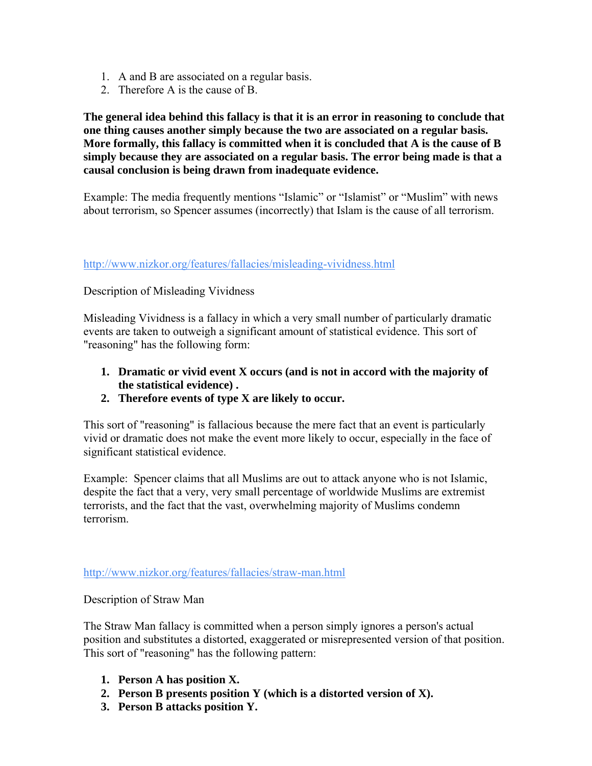1. A and B are associated on a regular basis.
2. Therefore A is the cause of B.

**The general idea behind this fallacy is that it is an error in reasoning to conclude that one thing causes another simply because the two are associated on a regular basis. More formally, this fallacy is committed when it is concluded that A is the cause of B simply because they are associated on a regular basis. The error being made is that a causal conclusion is being drawn from inadequate evidence.**

Example: The media frequently mentions "Islamic" or "Islamist" or "Muslim" with news about terrorism, so Spencer assumes (incorrectly) that Islam is the cause of all terrorism.

http://www.nizkor.org/features/fallacies/misleading-vividness.html

Description of Misleading Vividness

Misleading Vividness is a fallacy in which a very small number of particularly dramatic events are taken to outweigh a significant amount of statistical evidence. This sort of "reasoning" has the following form:

1. **Dramatic or vivid event X occurs (and is not in accord with the majority of the statistical evidence) .**
2. **Therefore events of type X are likely to occur.**

This sort of "reasoning" is fallacious because the mere fact that an event is particularly vivid or dramatic does not make the event more likely to occur, especially in the face of significant statistical evidence.

Example: Spencer claims that all Muslims are out to attack anyone who is not Islamic, despite the fact that a very, very small percentage of worldwide Muslims are extremist terrorists, and the fact that the vast, overwhelming majority of Muslims condemn terrorism.

http://www.nizkor.org/features/fallacies/straw-man.html

Description of Straw Man

The Straw Man fallacy is committed when a person simply ignores a person's actual position and substitutes a distorted, exaggerated or misrepresented version of that position. This sort of "reasoning" has the following pattern:

1. **Person A has position X.**
2. **Person B presents position Y (which is a distorted version of X).**
3. **Person B attacks position Y.**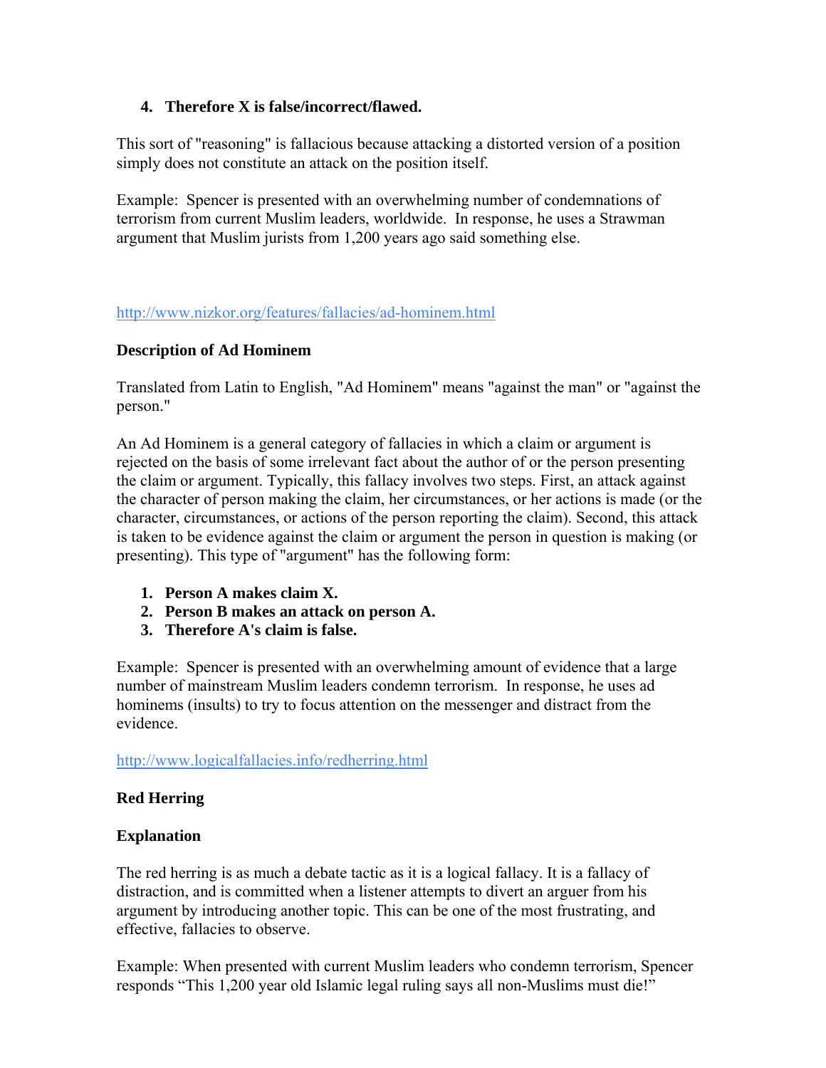4. **Therefore X is false/incorrect/flawed.**

This sort of "reasoning" is fallacious because attacking a distorted version of a position simply does not constitute an attack on the position itself.

Example: Spencer is presented with an overwhelming number of condemnations of terrorism from current Muslim leaders, worldwide. In response, he uses a Strawman argument that Muslim jurists from 1,200 years ago said something else.

http://www.nizkor.org/features/fallacies/ad-hominem.html

**Description of Ad Hominem**

Translated from Latin to English, "Ad Hominem" means "against the man" or "against the person."

An Ad Hominem is a general category of fallacies in which a claim or argument is rejected on the basis of some irrelevant fact about the author of or the person presenting the claim or argument. Typically, this fallacy involves two steps. First, an attack against the character of person making the claim, her circumstances, or her actions is made (or the character, circumstances, or actions of the person reporting the claim). Second, this attack is taken to be evidence against the claim or argument the person in question is making (or presenting). This type of "argument" has the following form:

1. **Person A makes claim X.**
2. **Person B makes an attack on person A.**
3. **Therefore A's claim is false.**

Example: Spencer is presented with an overwhelming amount of evidence that a large number of mainstream Muslim leaders condemn terrorism. In response, he uses ad hominems (insults) to try to focus attention on the messenger and distract from the evidence.

http://www.logicalfallacies.info/redherring.html

**Red Herring**

**Explanation**

The red herring is as much a debate tactic as it is a logical fallacy. It is a fallacy of distraction, and is committed when a listener attempts to divert an arguer from his argument by introducing another topic. This can be one of the most frustrating, and effective, fallacies to observe.

Example: When presented with current Muslim leaders who condemn terrorism, Spencer responds "This 1,200 year old Islamic legal ruling says all non-Muslims must die!"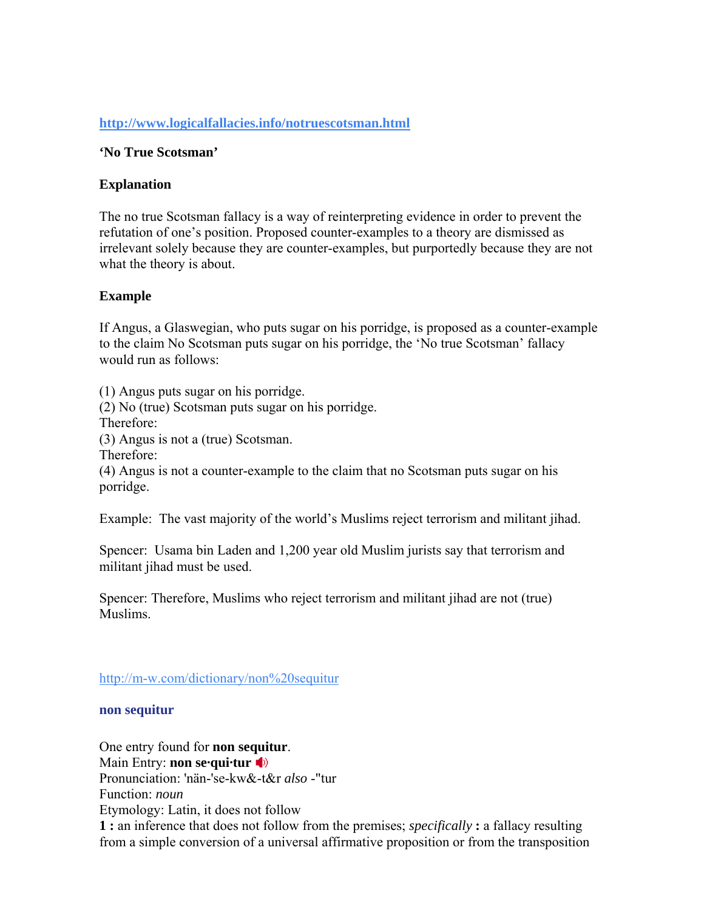http://www.logicalfallacies.info/notruescotsman.html

**'No True Scotsman'**

**Explanation**

The no true Scotsman fallacy is a way of reinterpreting evidence in order to prevent the refutation of one's position. Proposed counter-examples to a theory are dismissed as irrelevant solely because they are counter-examples, but purportedly because they are not what the theory is about.

**Example**

If Angus, a Glaswegian, who puts sugar on his porridge, is proposed as a counter-example to the claim No Scotsman puts sugar on his porridge, the 'No true Scotsman' fallacy would run as follows:

(1) Angus puts sugar on his porridge.
(2) No (true) Scotsman puts sugar on his porridge.
Therefore:
(3) Angus is not a (true) Scotsman.
Therefore:
(4) Angus is not a counter-example to the claim that no Scotsman puts sugar on his porridge.

Example: The vast majority of the world's Muslims reject terrorism and militant jihad.

Spencer: Usama bin Laden and 1,200 year old Muslim jurists say that terrorism and militant jihad must be used.

Spencer: Therefore, Muslims who reject terrorism and militant jihad are not (true) Muslims.

http://m-w.com/dictionary/non%20sequitur

**non sequitur**

One entry found for **non sequitur**.
Main Entry: **non se·qui·tur**
Pronunciation: 'nän-'se-kw&-t&r *also* -"tur
Function: *noun*
Etymology: Latin, it does not follow
**1 :** an inference that does not follow from the premises; *specifically* **:** a fallacy resulting from a simple conversion of a universal affirmative proposition or from the transposition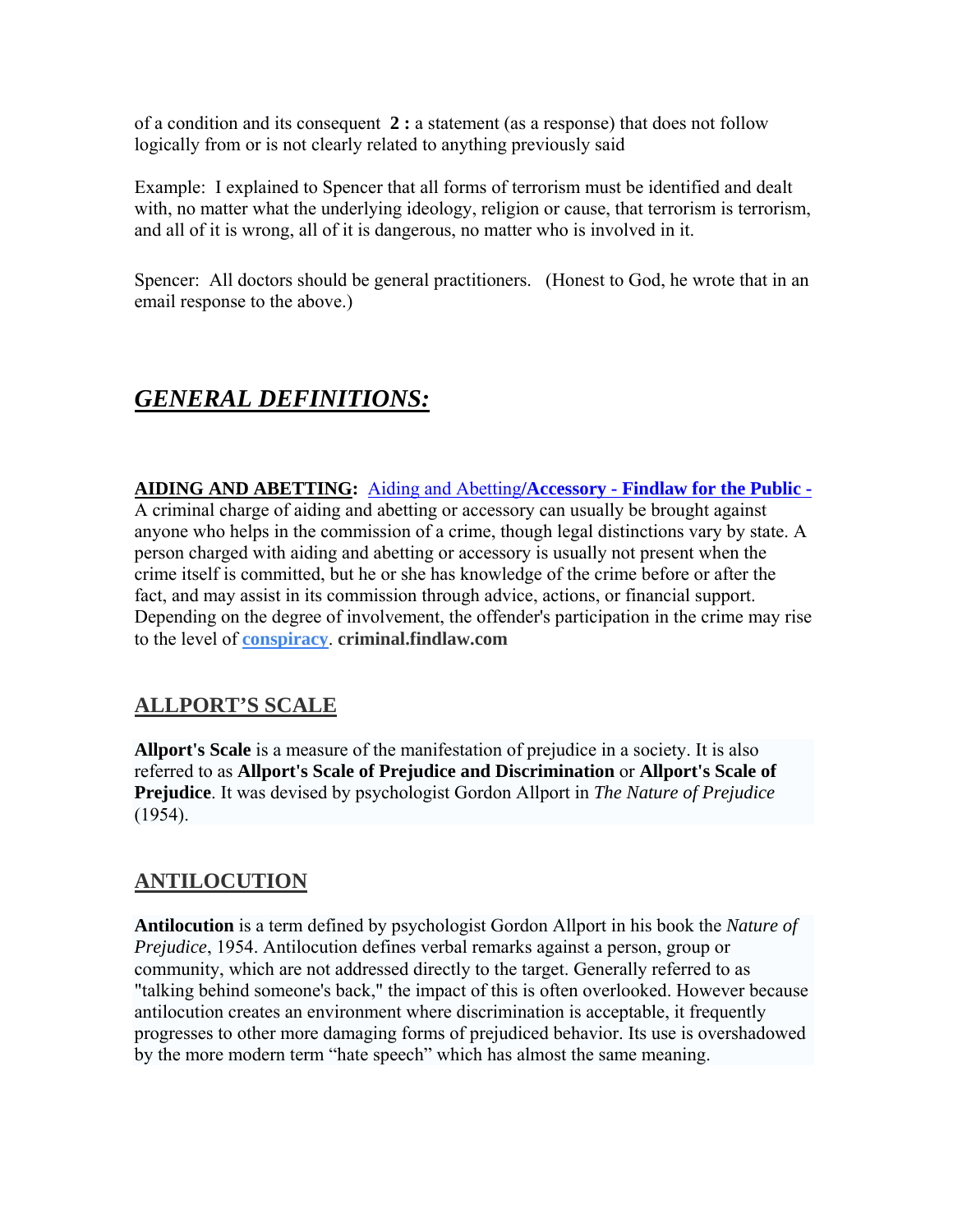of a condition and its consequent **2 :** a statement (as a response) that does not follow logically from or is not clearly related to anything previously said

Example: I explained to Spencer that all forms of terrorism must be identified and dealt with, no matter what the underlying ideology, religion or cause, that terrorism is terrorism, and all of it is wrong, all of it is dangerous, no matter who is involved in it.

Spencer: All doctors should be general practitioners. (Honest to God, he wrote that in an email response to the above.)

## ***GENERAL DEFINITIONS:***

**AIDING AND ABETTING:** Aiding and Abetting/**Accessory - Findlaw for the Public -** A criminal charge of aiding and abetting or accessory can usually be brought against anyone who helps in the commission of a crime, though legal distinctions vary by state. A person charged with aiding and abetting or accessory is usually not present when the crime itself is committed, but he or she has knowledge of the crime before or after the fact, and may assist in its commission through advice, actions, or financial support. Depending on the degree of involvement, the offender's participation in the crime may rise to the level of **conspiracy**. **criminal.findlaw.com**

### ALLPORT'S SCALE

**Allport's Scale** is a measure of the manifestation of prejudice in a society. It is also referred to as **Allport's Scale of Prejudice and Discrimination** or **Allport's Scale of Prejudice**. It was devised by psychologist Gordon Allport in *The Nature of Prejudice* (1954).

### ANTILOCUTION

**Antilocution** is a term defined by psychologist Gordon Allport in his book the *Nature of Prejudice*, 1954. Antilocution defines verbal remarks against a person, group or community, which are not addressed directly to the target. Generally referred to as "talking behind someone's back," the impact of this is often overlooked. However because antilocution creates an environment where discrimination is acceptable, it frequently progresses to other more damaging forms of prejudiced behavior. Its use is overshadowed by the more modern term "hate speech" which has almost the same meaning.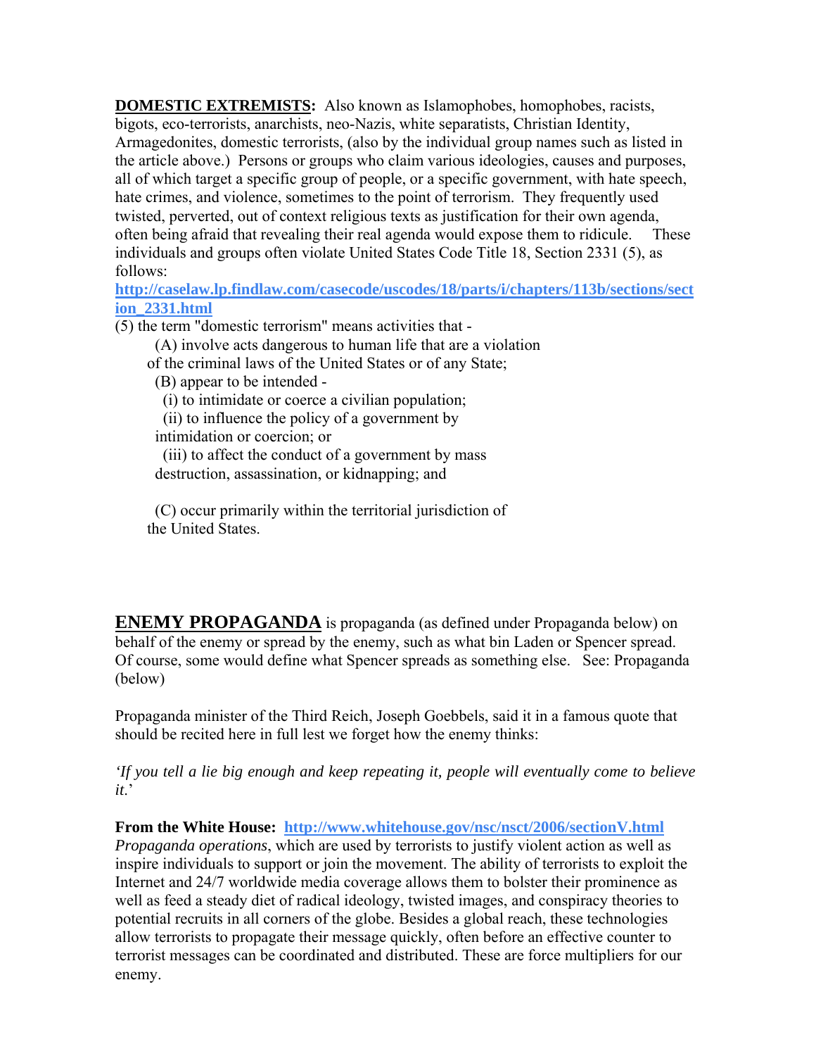**DOMESTIC EXTREMISTS:** Also known as Islamophobes, homophobes, racists, bigots, eco-terrorists, anarchists, neo-Nazis, white separatists, Christian Identity, Armagedonites, domestic terrorists, (also by the individual group names such as listed in the article above.) Persons or groups who claim various ideologies, causes and purposes, all of which target a specific group of people, or a specific government, with hate speech, hate crimes, and violence, sometimes to the point of terrorism. They frequently used twisted, perverted, out of context religious texts as justification for their own agenda, often being afraid that revealing their real agenda would expose them to ridicule. These individuals and groups often violate United States Code Title 18, Section 2331 (5), as follows:

**http://caselaw.lp.findlaw.com/casecode/uscodes/18/parts/i/chapters/113b/sections/section_2331.html**

(5) the term "domestic terrorism" means activities that -

(A) involve acts dangerous to human life that are a violation of the criminal laws of the United States or of any State;

(B) appear to be intended -

(i) to intimidate or coerce a civilian population;

(ii) to influence the policy of a government by intimidation or coercion; or

(iii) to affect the conduct of a government by mass destruction, assassination, or kidnapping; and

(C) occur primarily within the territorial jurisdiction of the United States.

**ENEMY PROPAGANDA** is propaganda (as defined under Propaganda below) on behalf of the enemy or spread by the enemy, such as what bin Laden or Spencer spread. Of course, some would define what Spencer spreads as something else. See: Propaganda (below)

Propaganda minister of the Third Reich, Joseph Goebbels, said it in a famous quote that should be recited here in full lest we forget how the enemy thinks:

*'If you tell a lie big enough and keep repeating it, people will eventually come to believe it.'*

**From the White House: http://www.whitehouse.gov/nsc/nsct/2006/sectionV.html**

*Propaganda operations*, which are used by terrorists to justify violent action as well as inspire individuals to support or join the movement. The ability of terrorists to exploit the Internet and 24/7 worldwide media coverage allows them to bolster their prominence as well as feed a steady diet of radical ideology, twisted images, and conspiracy theories to potential recruits in all corners of the globe. Besides a global reach, these technologies allow terrorists to propagate their message quickly, often before an effective counter to terrorist messages can be coordinated and distributed. These are force multipliers for our enemy.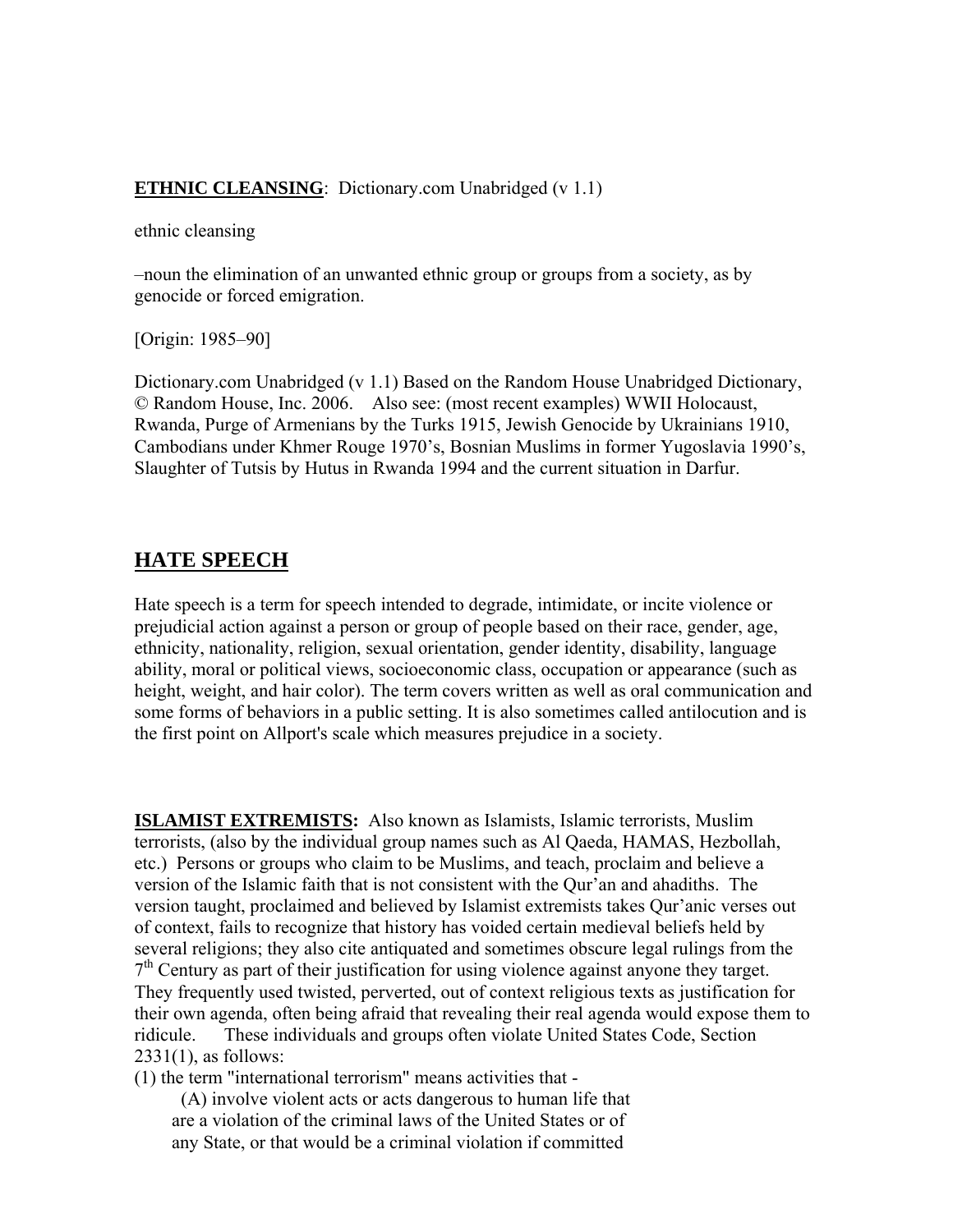**ETHNIC CLEANSING**: Dictionary.com Unabridged (v 1.1)

ethnic cleansing

–noun the elimination of an unwanted ethnic group or groups from a society, as by genocide or forced emigration.

[Origin: 1985–90]

Dictionary.com Unabridged (v 1.1) Based on the Random House Unabridged Dictionary, © Random House, Inc. 2006. Also see: (most recent examples) WWII Holocaust, Rwanda, Purge of Armenians by the Turks 1915, Jewish Genocide by Ukrainians 1910, Cambodians under Khmer Rouge 1970's, Bosnian Muslims in former Yugoslavia 1990's, Slaughter of Tutsis by Hutus in Rwanda 1994 and the current situation in Darfur.

## HATE SPEECH

Hate speech is a term for speech intended to degrade, intimidate, or incite violence or prejudicial action against a person or group of people based on their race, gender, age, ethnicity, nationality, religion, sexual orientation, gender identity, disability, language ability, moral or political views, socioeconomic class, occupation or appearance (such as height, weight, and hair color). The term covers written as well as oral communication and some forms of behaviors in a public setting. It is also sometimes called antilocution and is the first point on Allport's scale which measures prejudice in a society.

**ISLAMIST EXTREMISTS:** Also known as Islamists, Islamic terrorists, Muslim terrorists, (also by the individual group names such as Al Qaeda, HAMAS, Hezbollah, etc.) Persons or groups who claim to be Muslims, and teach, proclaim and believe a version of the Islamic faith that is not consistent with the Qur'an and ahadiths. The version taught, proclaimed and believed by Islamist extremists takes Qur'anic verses out of context, fails to recognize that history has voided certain medieval beliefs held by several religions; they also cite antiquated and sometimes obscure legal rulings from the 7th Century as part of their justification for using violence against anyone they target. They frequently used twisted, perverted, out of context religious texts as justification for their own agenda, often being afraid that revealing their real agenda would expose them to ridicule. These individuals and groups often violate United States Code, Section 2331(1), as follows:

(1) the term "international terrorism" means activities that -

(A) involve violent acts or acts dangerous to human life that are a violation of the criminal laws of the United States or of any State, or that would be a criminal violation if committed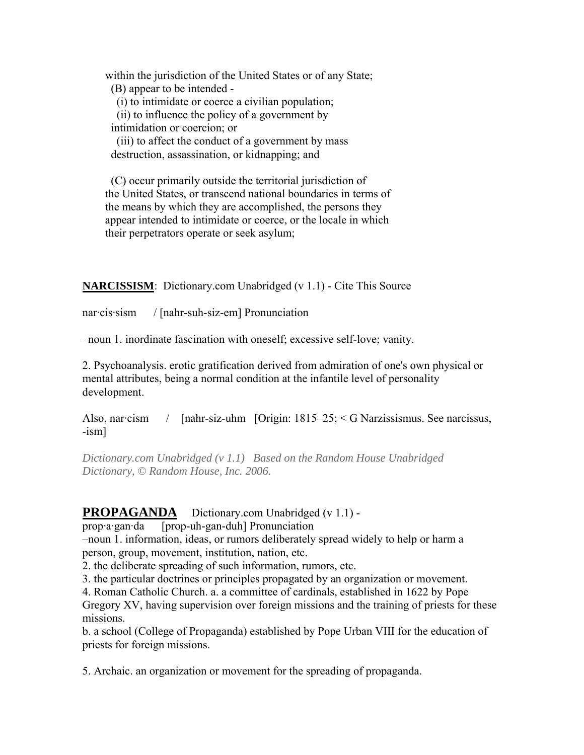within the jurisdiction of the United States or of any State;

(B) appear to be intended -

(i) to intimidate or coerce a civilian population;

(ii) to influence the policy of a government by intimidation or coercion; or

(iii) to affect the conduct of a government by mass destruction, assassination, or kidnapping; and

(C) occur primarily outside the territorial jurisdiction of the United States, or transcend national boundaries in terms of the means by which they are accomplished, the persons they appear intended to intimidate or coerce, or the locale in which their perpetrators operate or seek asylum;

**NARCISSISM**: Dictionary.com Unabridged (v 1.1) - Cite This Source

nar·cis·sism / [nahr-suh-siz-em] Pronunciation

–noun 1. inordinate fascination with oneself; excessive self-love; vanity.

2. Psychoanalysis. erotic gratification derived from admiration of one's own physical or mental attributes, being a normal condition at the infantile level of personality development.

Also, nar·cism / [nahr-siz-uhm [Origin: 1815–25; < G Narzissismus. See narcissus, -ism]

*Dictionary.com Unabridged (v 1.1) Based on the Random House Unabridged Dictionary, © Random House, Inc. 2006.*

## PROPAGANDA

Dictionary.com Unabridged (v 1.1) -

prop·a·gan·da [prop-uh-gan-duh] Pronunciation

–noun 1. information, ideas, or rumors deliberately spread widely to help or harm a person, group, movement, institution, nation, etc.

2. the deliberate spreading of such information, rumors, etc.

3. the particular doctrines or principles propagated by an organization or movement.

4. Roman Catholic Church. a. a committee of cardinals, established in 1622 by Pope Gregory XV, having supervision over foreign missions and the training of priests for these missions.

b. a school (College of Propaganda) established by Pope Urban VIII for the education of priests for foreign missions.

5. Archaic. an organization or movement for the spreading of propaganda.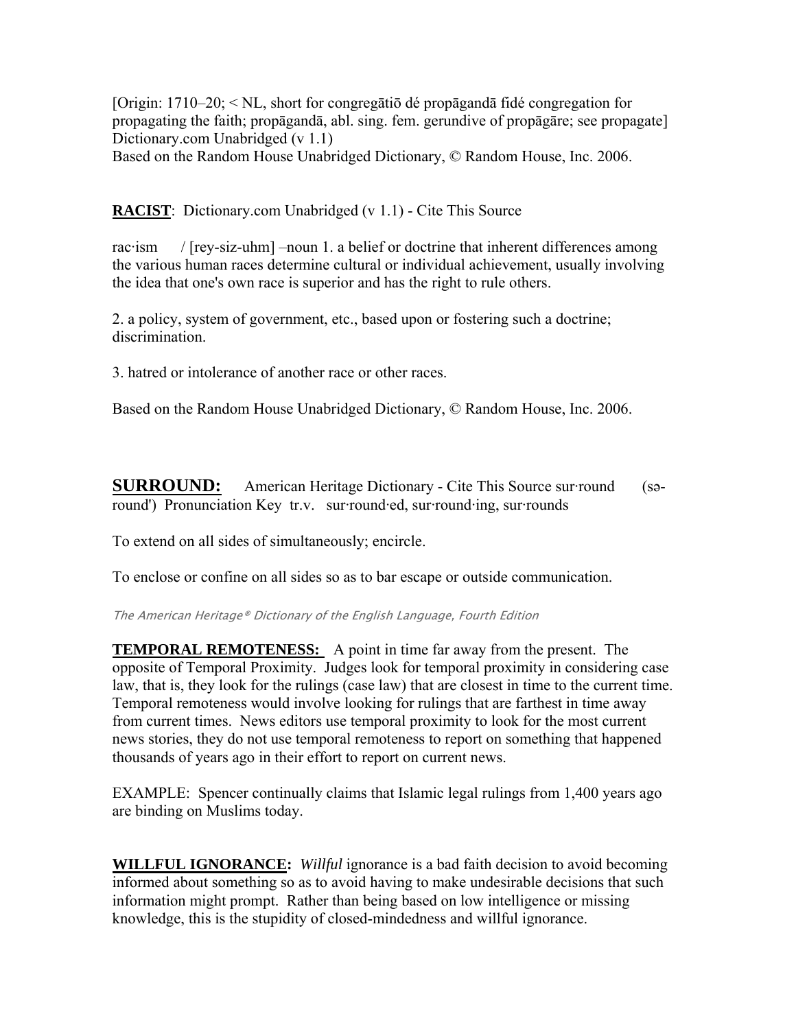[Origin: 1710–20; < NL, short for congregātiō dé propāgandā fidé congregation for propagating the faith; propāgandā, abl. sing. fem. gerundive of propāgāre; see propagate]
Dictionary.com Unabridged (v 1.1)
Based on the Random House Unabridged Dictionary, © Random House, Inc. 2006.

**RACIST**: Dictionary.com Unabridged (v 1.1) - Cite This Source

rac·ism / [rey-siz-uhm] –noun 1. a belief or doctrine that inherent differences among the various human races determine cultural or individual achievement, usually involving the idea that one's own race is superior and has the right to rule others.

2. a policy, system of government, etc., based upon or fostering such a doctrine; discrimination.

3. hatred or intolerance of another race or other races.

Based on the Random House Unabridged Dictionary, © Random House, Inc. 2006.

**SURROUND:** American Heritage Dictionary - Cite This Source sur·round (sə-round') Pronunciation Key tr.v. sur·round·ed, sur·round·ing, sur·rounds

To extend on all sides of simultaneously; encircle.

To enclose or confine on all sides so as to bar escape or outside communication.

*The American Heritage® Dictionary of the English Language, Fourth Edition*

**TEMPORAL REMOTENESS:** A point in time far away from the present. The opposite of Temporal Proximity. Judges look for temporal proximity in considering case law, that is, they look for the rulings (case law) that are closest in time to the current time. Temporal remoteness would involve looking for rulings that are farthest in time away from current times. News editors use temporal proximity to look for the most current news stories, they do not use temporal remoteness to report on something that happened thousands of years ago in their effort to report on current news.

EXAMPLE: Spencer continually claims that Islamic legal rulings from 1,400 years ago are binding on Muslims today.

**WILLFUL IGNORANCE:** *Willful* ignorance is a bad faith decision to avoid becoming informed about something so as to avoid having to make undesirable decisions that such information might prompt. Rather than being based on low intelligence or missing knowledge, this is the stupidity of closed-mindedness and willful ignorance.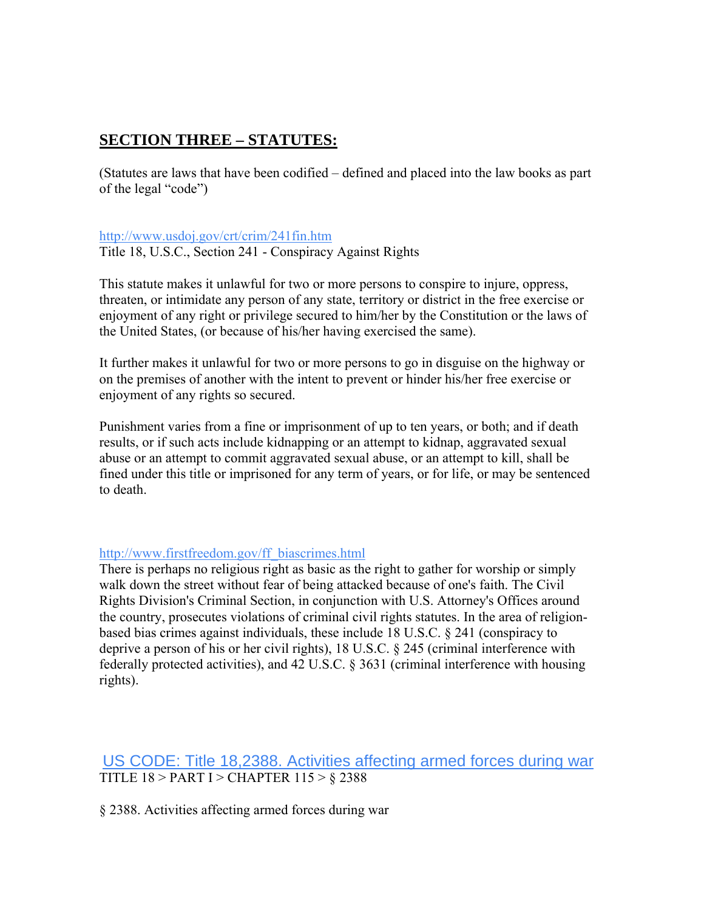## SECTION THREE – STATUTES:

(Statutes are laws that have been codified – defined and placed into the law books as part of the legal "code")

[http://www.usdoj.gov/crt/crim/241fin.htm](http://www.usdoj.gov/crt/crim/241fin.htm)
Title 18, U.S.C., Section 241 - Conspiracy Against Rights

This statute makes it unlawful for two or more persons to conspire to injure, oppress, threaten, or intimidate any person of any state, territory or district in the free exercise or enjoyment of any right or privilege secured to him/her by the Constitution or the laws of the United States, (or because of his/her having exercised the same).

It further makes it unlawful for two or more persons to go in disguise on the highway or on the premises of another with the intent to prevent or hinder his/her free exercise or enjoyment of any rights so secured.

Punishment varies from a fine or imprisonment of up to ten years, or both; and if death results, or if such acts include kidnapping or an attempt to kidnap, aggravated sexual abuse or an attempt to commit aggravated sexual abuse, or an attempt to kill, shall be fined under this title or imprisoned for any term of years, or for life, or may be sentenced to death.

[http://www.firstfreedom.gov/ff_biascrimes.html](http://www.firstfreedom.gov/ff_biascrimes.html)
There is perhaps no religious right as basic as the right to gather for worship or simply walk down the street without fear of being attacked because of one's faith. The Civil Rights Division's Criminal Section, in conjunction with U.S. Attorney's Offices around the country, prosecutes violations of criminal civil rights statutes. In the area of religion-based bias crimes against individuals, these include 18 U.S.C. § 241 (conspiracy to deprive a person of his or her civil rights), 18 U.S.C. § 245 (criminal interference with federally protected activities), and 42 U.S.C. § 3631 (criminal interference with housing rights).

US CODE: Title 18,2388. Activities affecting armed forces during war
TITLE 18 > PART I > CHAPTER 115 > § 2388

§ 2388. Activities affecting armed forces during war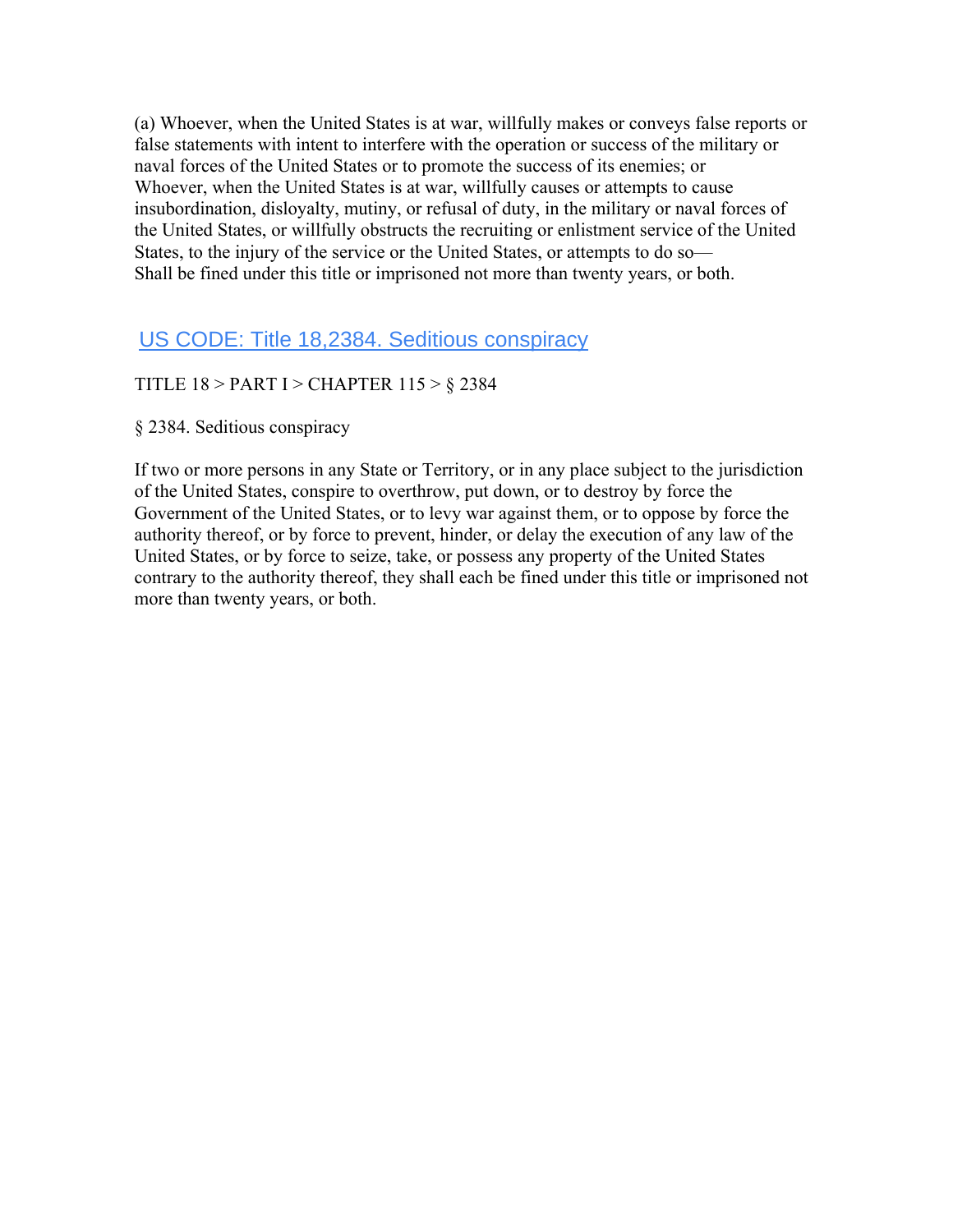(a) Whoever, when the United States is at war, willfully makes or conveys false reports or false statements with intent to interfere with the operation or success of the military or naval forces of the United States or to promote the success of its enemies; or

Whoever, when the United States is at war, willfully causes or attempts to cause insubordination, disloyalty, mutiny, or refusal of duty, in the military or naval forces of the United States, or willfully obstructs the recruiting or enlistment service of the United States, to the injury of the service or the United States, or attempts to do so—

Shall be fined under this title or imprisoned not more than twenty years, or both.

## US CODE: Title 18,2384. Seditious conspiracy

TITLE 18 > PART I > CHAPTER 115 > § 2384

§ 2384. Seditious conspiracy

If two or more persons in any State or Territory, or in any place subject to the jurisdiction of the United States, conspire to overthrow, put down, or to destroy by force the Government of the United States, or to levy war against them, or to oppose by force the authority thereof, or by force to prevent, hinder, or delay the execution of any law of the United States, or by force to seize, take, or possess any property of the United States contrary to the authority thereof, they shall each be fined under this title or imprisoned not more than twenty years, or both.